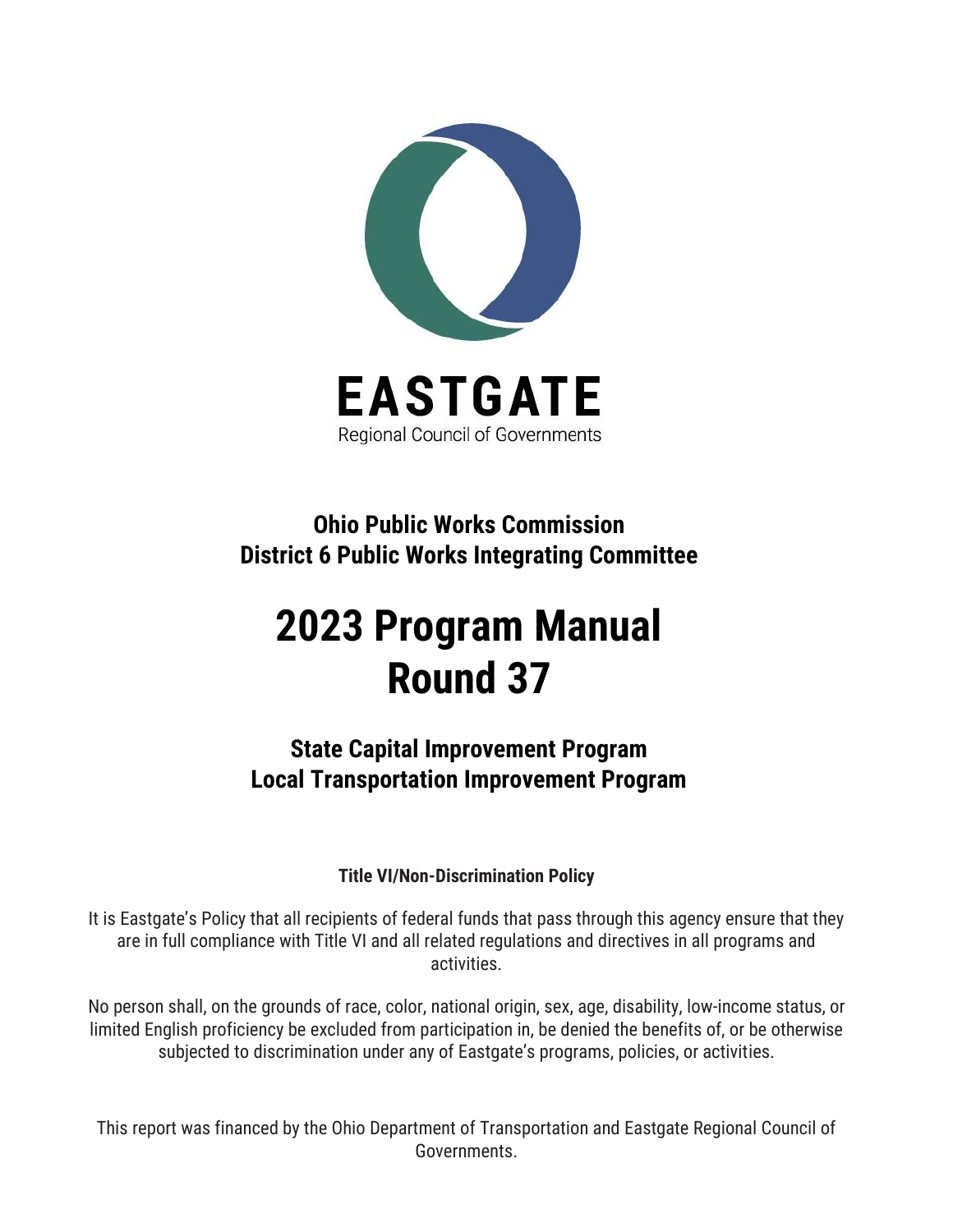**EASTGATE**
Regional Council of Governments

## Ohio Public Works Commission
## District 6 Public Works Integrating Committee

# 2023 Program Manual
# Round 37

## State Capital Improvement Program
## Local Transportation Improvement Program

**Title VI/Non-Discrimination Policy**

It is Eastgate's Policy that all recipients of federal funds that pass through this agency ensure that they are in full compliance with Title VI and all related regulations and directives in all programs and activities.

No person shall, on the grounds of race, color, national origin, sex, age, disability, low-income status, or limited English proficiency be excluded from participation in, be denied the benefits of, or be otherwise subjected to discrimination under any of Eastgate's programs, policies, or activities.

This report was financed by the Ohio Department of Transportation and Eastgate Regional Council of Governments.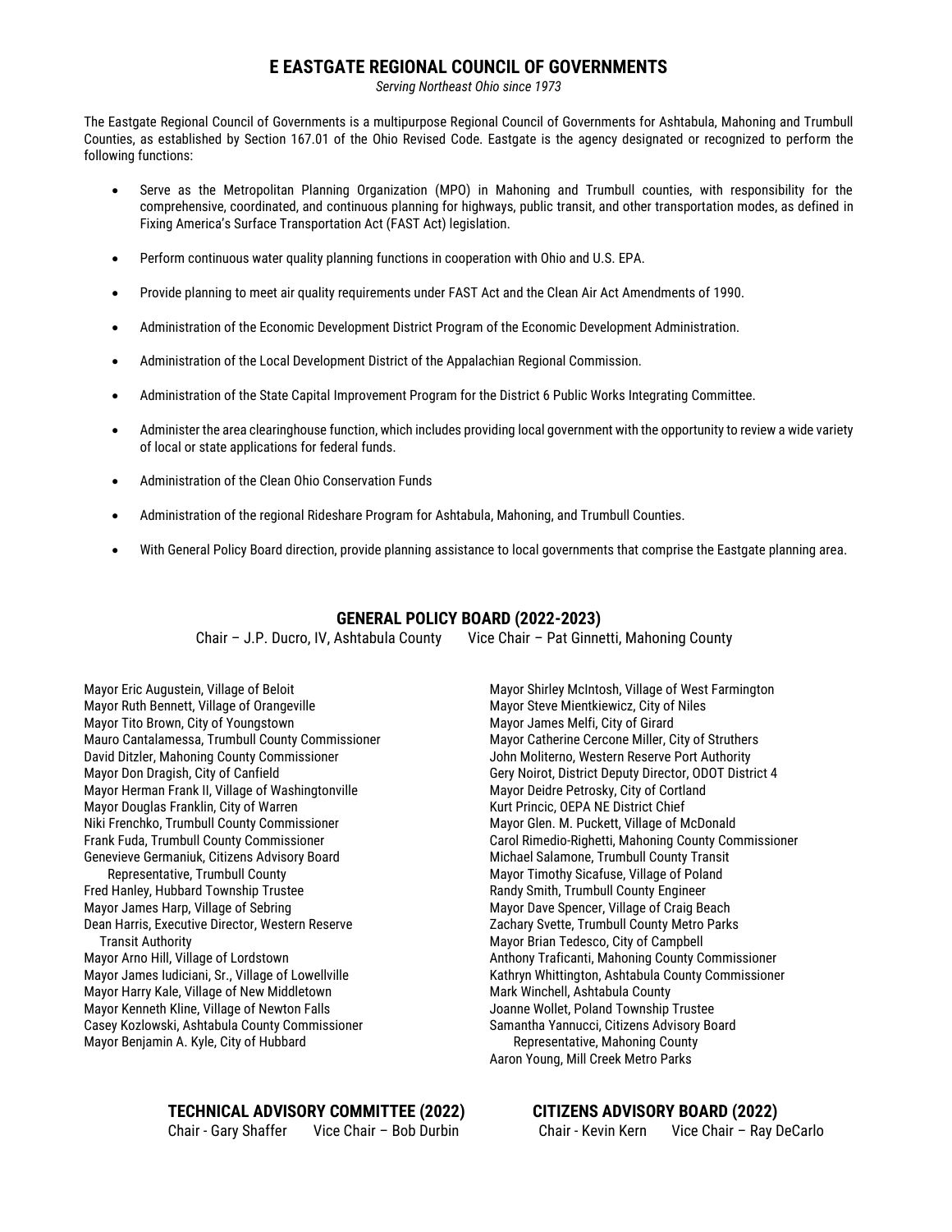# E EASTGATE REGIONAL COUNCIL OF GOVERNMENTS

*Serving Northeast Ohio since 1973*

The Eastgate Regional Council of Governments is a multipurpose Regional Council of Governments for Ashtabula, Mahoning and Trumbull Counties, as established by Section 167.01 of the Ohio Revised Code. Eastgate is the agency designated or recognized to perform the following functions:

- Serve as the Metropolitan Planning Organization (MPO) in Mahoning and Trumbull counties, with responsibility for the comprehensive, coordinated, and continuous planning for highways, public transit, and other transportation modes, as defined in Fixing America's Surface Transportation Act (FAST Act) legislation.
- Perform continuous water quality planning functions in cooperation with Ohio and U.S. EPA.
- Provide planning to meet air quality requirements under FAST Act and the Clean Air Act Amendments of 1990.
- Administration of the Economic Development District Program of the Economic Development Administration.
- Administration of the Local Development District of the Appalachian Regional Commission.
- Administration of the State Capital Improvement Program for the District 6 Public Works Integrating Committee.
- Administer the area clearinghouse function, which includes providing local government with the opportunity to review a wide variety of local or state applications for federal funds.
- Administration of the Clean Ohio Conservation Funds
- Administration of the regional Rideshare Program for Ashtabula, Mahoning, and Trumbull Counties.
- With General Policy Board direction, provide planning assistance to local governments that comprise the Eastgate planning area.

## GENERAL POLICY BOARD (2022-2023)

Chair – J.P. Ducro, IV, Ashtabula County Vice Chair – Pat Ginnetti, Mahoning County

Mayor Eric Augustein, Village of Beloit
Mayor Ruth Bennett, Village of Orangeville
Mayor Tito Brown, City of Youngstown
Mauro Cantalamessa, Trumbull County Commissioner
David Ditzler, Mahoning County Commissioner
Mayor Don Dragish, City of Canfield
Mayor Herman Frank II, Village of Washingtonville
Mayor Douglas Franklin, City of Warren
Niki Frenchko, Trumbull County Commissioner
Frank Fuda, Trumbull County Commissioner
Genevieve Germaniuk, Citizens Advisory Board Representative, Trumbull County
Fred Hanley, Hubbard Township Trustee
Mayor James Harp, Village of Sebring
Dean Harris, Executive Director, Western Reserve Transit Authority
Mayor Arno Hill, Village of Lordstown
Mayor James Iudiciani, Sr., Village of Lowellville
Mayor Harry Kale, Village of New Middletown
Mayor Kenneth Kline, Village of Newton Falls
Casey Kozlowski, Ashtabula County Commissioner
Mayor Benjamin A. Kyle, City of Hubbard
Mayor Shirley McIntosh, Village of West Farmington
Mayor Steve Mientkiewicz, City of Niles
Mayor James Melfi, City of Girard
Mayor Catherine Cercone Miller, City of Struthers
John Moliterno, Western Reserve Port Authority
Gery Noirot, District Deputy Director, ODOT District 4
Mayor Deidre Petrosky, City of Cortland
Kurt Princic, OEPA NE District Chief
Mayor Glen. M. Puckett, Village of McDonald
Carol Rimedio-Righetti, Mahoning County Commissioner
Michael Salamone, Trumbull County Transit
Mayor Timothy Sicafuse, Village of Poland
Randy Smith, Trumbull County Engineer
Mayor Dave Spencer, Village of Craig Beach
Zachary Svette, Trumbull County Metro Parks
Mayor Brian Tedesco, City of Campbell
Anthony Traficanti, Mahoning County Commissioner
Kathryn Whittington, Ashtabula County Commissioner
Mark Winchell, Ashtabula County
Joanne Wollet, Poland Township Trustee
Samantha Yannucci, Citizens Advisory Board Representative, Mahoning County
Aaron Young, Mill Creek Metro Parks

## TECHNICAL ADVISORY COMMITTEE (2022)

Chair - Gary Shaffer Vice Chair – Bob Durbin

## CITIZENS ADVISORY BOARD (2022)

Chair - Kevin Kern Vice Chair – Ray DeCarlo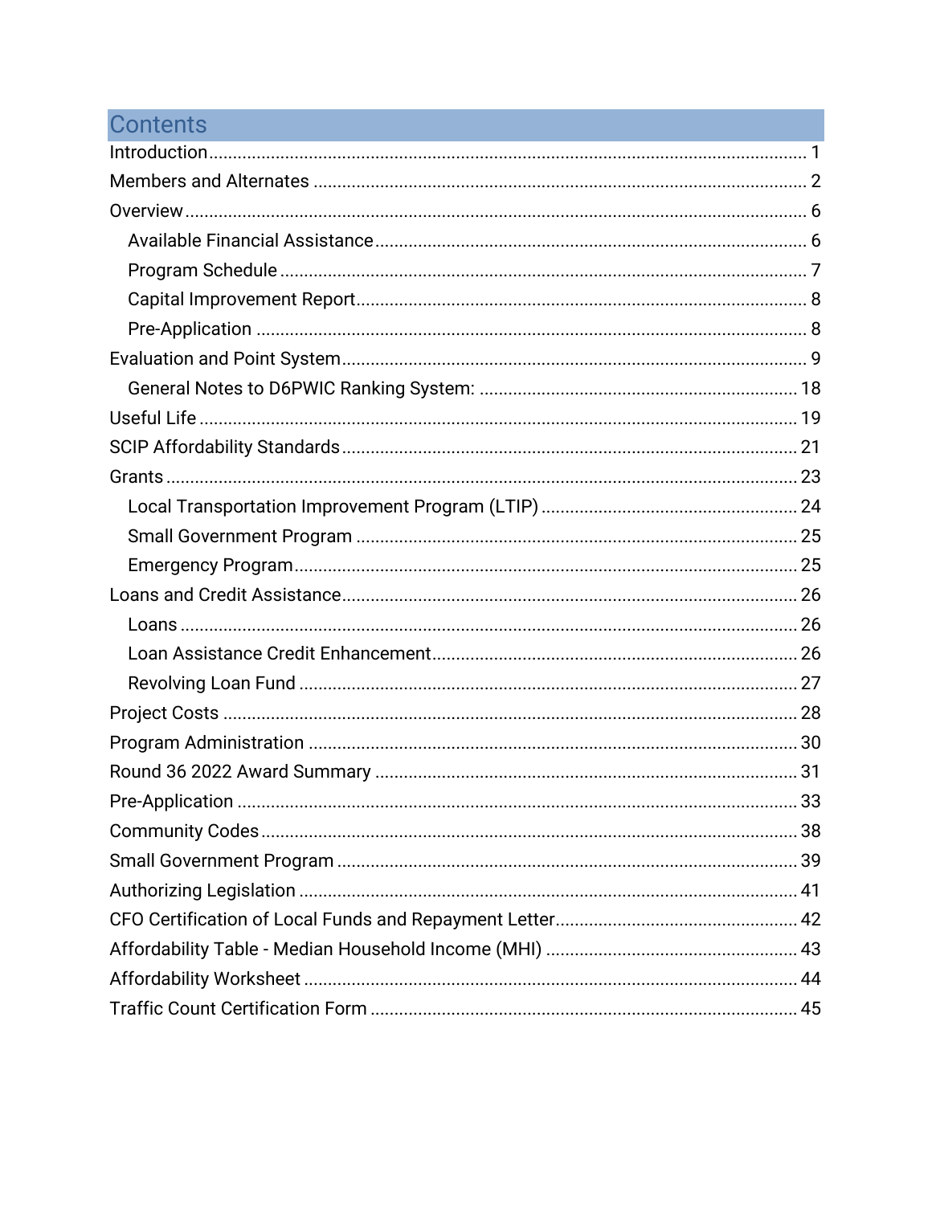# Contents

- Introduction ... 1
- Members and Alternates ... 2
- Overview ... 6
  - Available Financial Assistance ... 6
  - Program Schedule ... 7
  - Capital Improvement Report ... 8
  - Pre-Application ... 8
- Evaluation and Point System ... 9
  - General Notes to D6PWIC Ranking System: ... 18
- Useful Life ... 19
- SCIP Affordability Standards ... 21
- Grants ... 23
  - Local Transportation Improvement Program (LTIP) ... 24
  - Small Government Program ... 25
  - Emergency Program ... 25
- Loans and Credit Assistance ... 26
  - Loans ... 26
  - Loan Assistance Credit Enhancement ... 26
  - Revolving Loan Fund ... 27
- Project Costs ... 28
- Program Administration ... 30
- Round 36 2022 Award Summary ... 31
- Pre-Application ... 33
- Community Codes ... 38
- Small Government Program ... 39
- Authorizing Legislation ... 41
- CFO Certification of Local Funds and Repayment Letter ... 42
- Affordability Table - Median Household Income (MHI) ... 43
- Affordability Worksheet ... 44
- Traffic Count Certification Form ... 45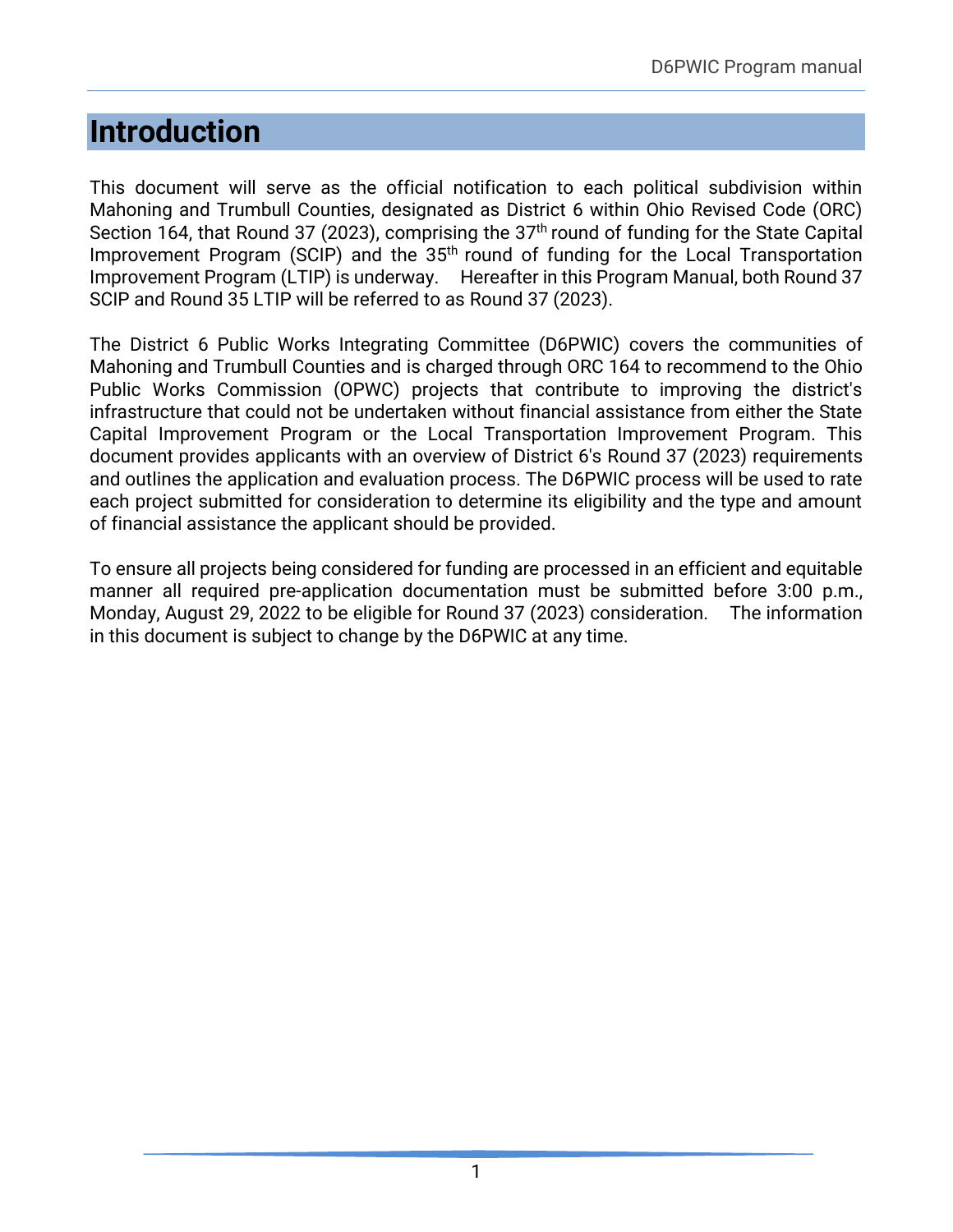# Introduction

This document will serve as the official notification to each political subdivision within Mahoning and Trumbull Counties, designated as District 6 within Ohio Revised Code (ORC) Section 164, that Round 37 (2023), comprising the 37th round of funding for the State Capital Improvement Program (SCIP) and the 35th round of funding for the Local Transportation Improvement Program (LTIP) is underway. Hereafter in this Program Manual, both Round 37 SCIP and Round 35 LTIP will be referred to as Round 37 (2023).

The District 6 Public Works Integrating Committee (D6PWIC) covers the communities of Mahoning and Trumbull Counties and is charged through ORC 164 to recommend to the Ohio Public Works Commission (OPWC) projects that contribute to improving the district's infrastructure that could not be undertaken without financial assistance from either the State Capital Improvement Program or the Local Transportation Improvement Program. This document provides applicants with an overview of District 6's Round 37 (2023) requirements and outlines the application and evaluation process. The D6PWIC process will be used to rate each project submitted for consideration to determine its eligibility and the type and amount of financial assistance the applicant should be provided.

To ensure all projects being considered for funding are processed in an efficient and equitable manner all required pre-application documentation must be submitted before 3:00 p.m., Monday, August 29, 2022 to be eligible for Round 37 (2023) consideration. The information in this document is subject to change by the D6PWIC at any time.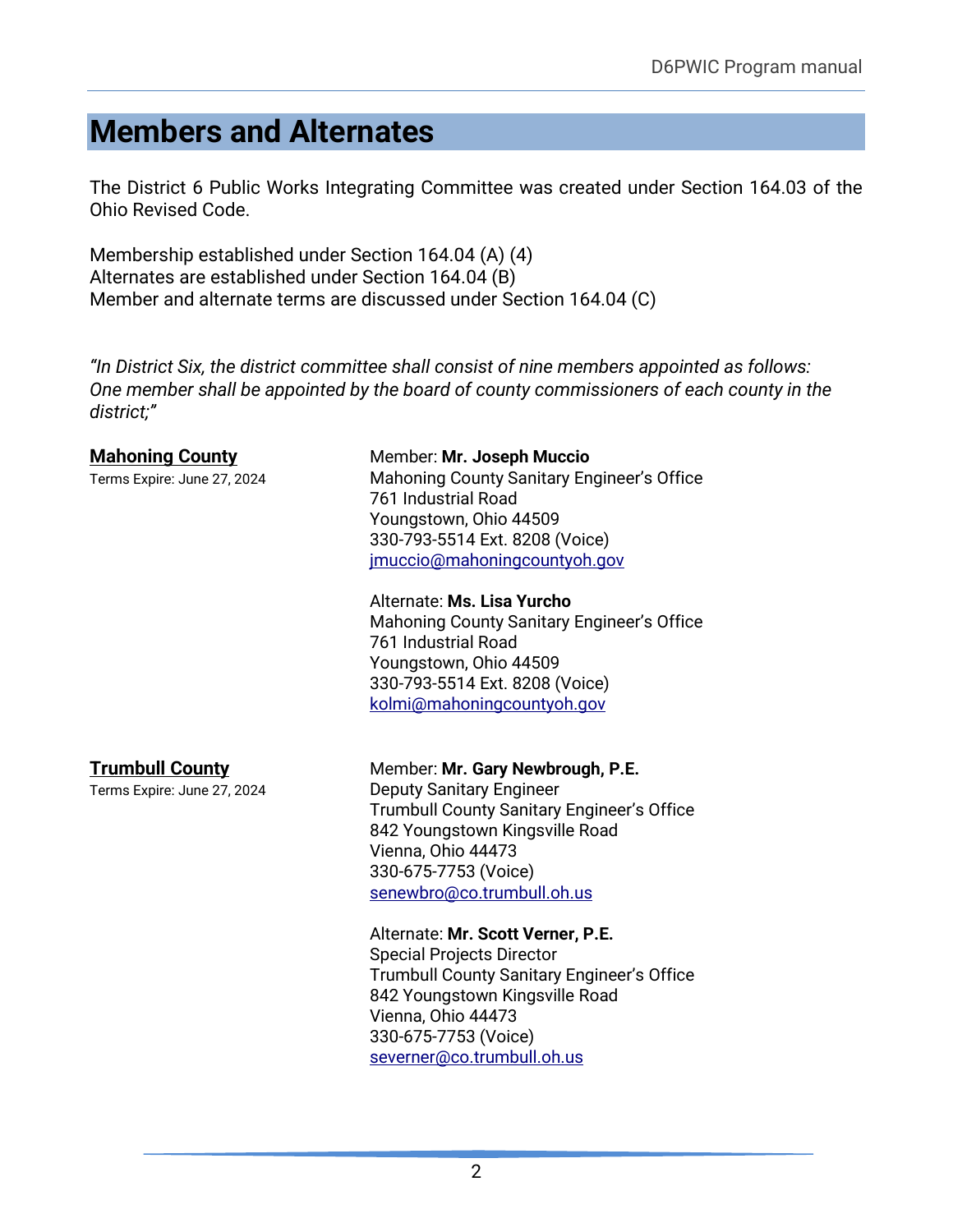# Members and Alternates

The District 6 Public Works Integrating Committee was created under Section 164.03 of the Ohio Revised Code.

Membership established under Section 164.04 (A) (4)
Alternates are established under Section 164.04 (B)
Member and alternate terms are discussed under Section 164.04 (C)

*"In District Six, the district committee shall consist of nine members appointed as follows: One member shall be appointed by the board of county commissioners of each county in the district;"*

**Mahoning County**
Terms Expire: June 27, 2024

Member: **Mr. Joseph Muccio**
Mahoning County Sanitary Engineer's Office
761 Industrial Road
Youngstown, Ohio 44509
330-793-5514 Ext. 8208 (Voice)
jmuccio@mahoningcountyoh.gov

Alternate: **Ms. Lisa Yurcho**
Mahoning County Sanitary Engineer's Office
761 Industrial Road
Youngstown, Ohio 44509
330-793-5514 Ext. 8208 (Voice)
kolmi@mahoningcountyoh.gov

**Trumbull County**
Terms Expire: June 27, 2024

Member: **Mr. Gary Newbrough, P.E.**
Deputy Sanitary Engineer
Trumbull County Sanitary Engineer's Office
842 Youngstown Kingsville Road
Vienna, Ohio 44473
330-675-7753 (Voice)
senewbro@co.trumbull.oh.us

Alternate: **Mr. Scott Verner, P.E.**
Special Projects Director
Trumbull County Sanitary Engineer's Office
842 Youngstown Kingsville Road
Vienna, Ohio 44473
330-675-7753 (Voice)
severner@co.trumbull.oh.us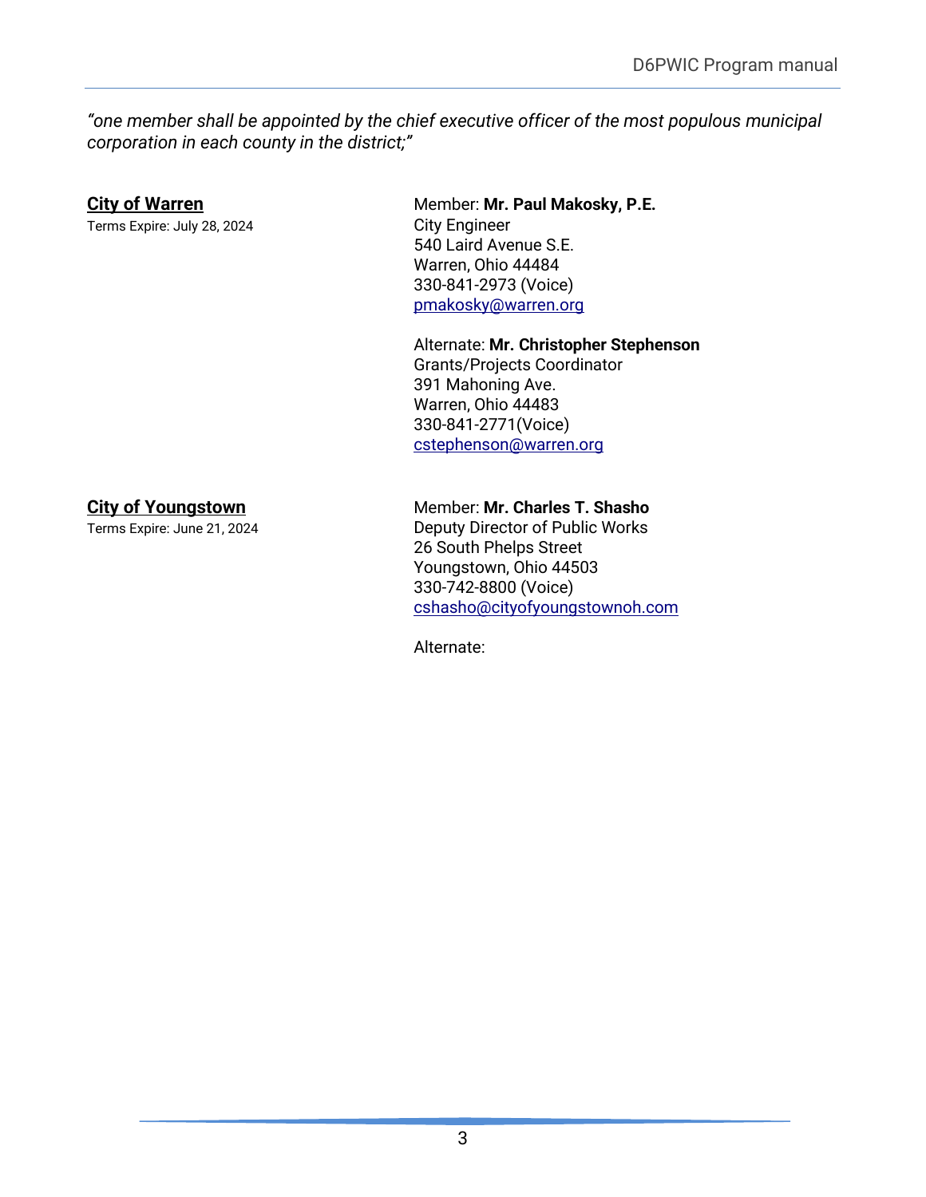*"one member shall be appointed by the chief executive officer of the most populous municipal corporation in each county in the district;"*

**City of Warren**
Terms Expire: July 28, 2024

Member: **Mr. Paul Makosky, P.E.**
City Engineer
540 Laird Avenue S.E.
Warren, Ohio 44484
330-841-2973 (Voice)
pmakosky@warren.org

Alternate: **Mr. Christopher Stephenson**
Grants/Projects Coordinator
391 Mahoning Ave.
Warren, Ohio 44483
330-841-2771(Voice)
cstephenson@warren.org

**City of Youngstown**
Terms Expire: June 21, 2024

Member: **Mr. Charles T. Shasho**
Deputy Director of Public Works
26 South Phelps Street
Youngstown, Ohio 44503
330-742-8800 (Voice)
cshasho@cityofyoungstownoh.com

Alternate: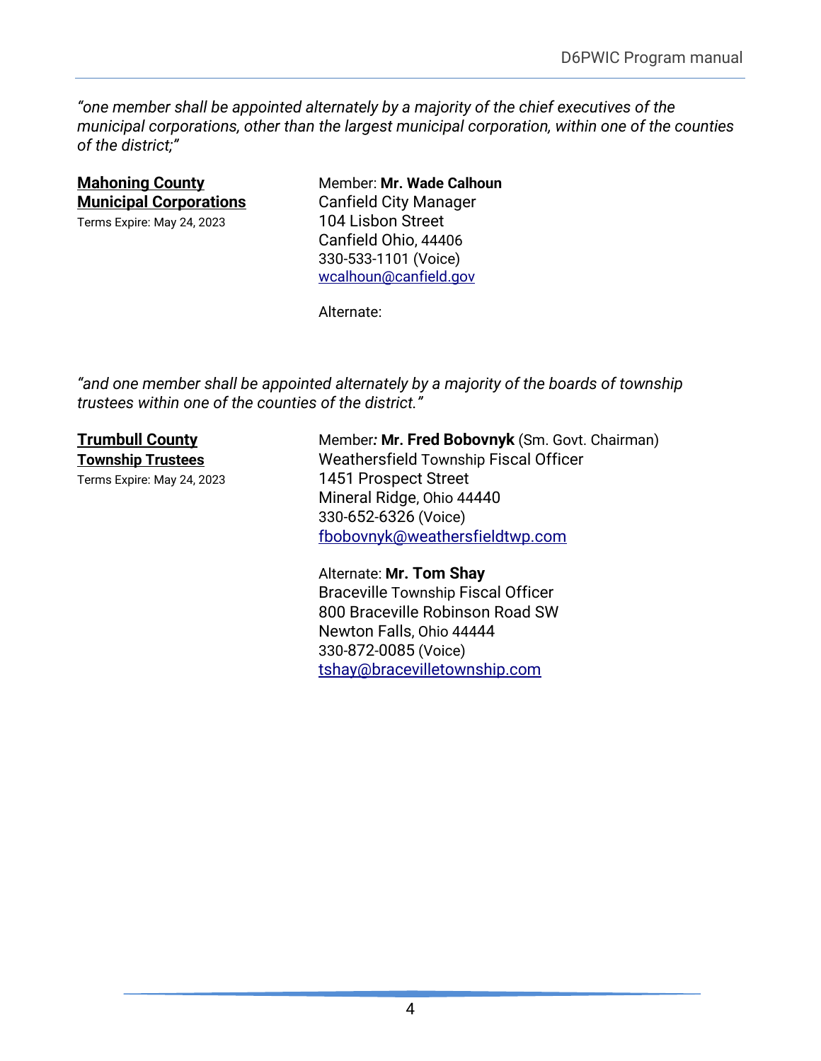*"one member shall be appointed alternately by a majority of the chief executives of the municipal corporations, other than the largest municipal corporation, within one of the counties of the district;"*

**Mahoning County Municipal Corporations**
Terms Expire: May 24, 2023

Member: **Mr. Wade Calhoun**
Canfield City Manager
104 Lisbon Street
Canfield Ohio, 44406
330-533-1101 (Voice)
wcalhoun@canfield.gov

Alternate:

*"and one member shall be appointed alternately by a majority of the boards of township trustees within one of the counties of the district."*

**Trumbull County Township Trustees**
Terms Expire: May 24, 2023

Member: **Mr. Fred Bobovnyk** (Sm. Govt. Chairman)
Weathersfield Township Fiscal Officer
1451 Prospect Street
Mineral Ridge, Ohio 44440
330-652-6326 (Voice)
fbobovnyk@weathersfieldtwp.com

Alternate: **Mr. Tom Shay**
Braceville Township Fiscal Officer
800 Braceville Robinson Road SW
Newton Falls, Ohio 44444
330-872-0085 (Voice)
tshay@bracevilletownship.com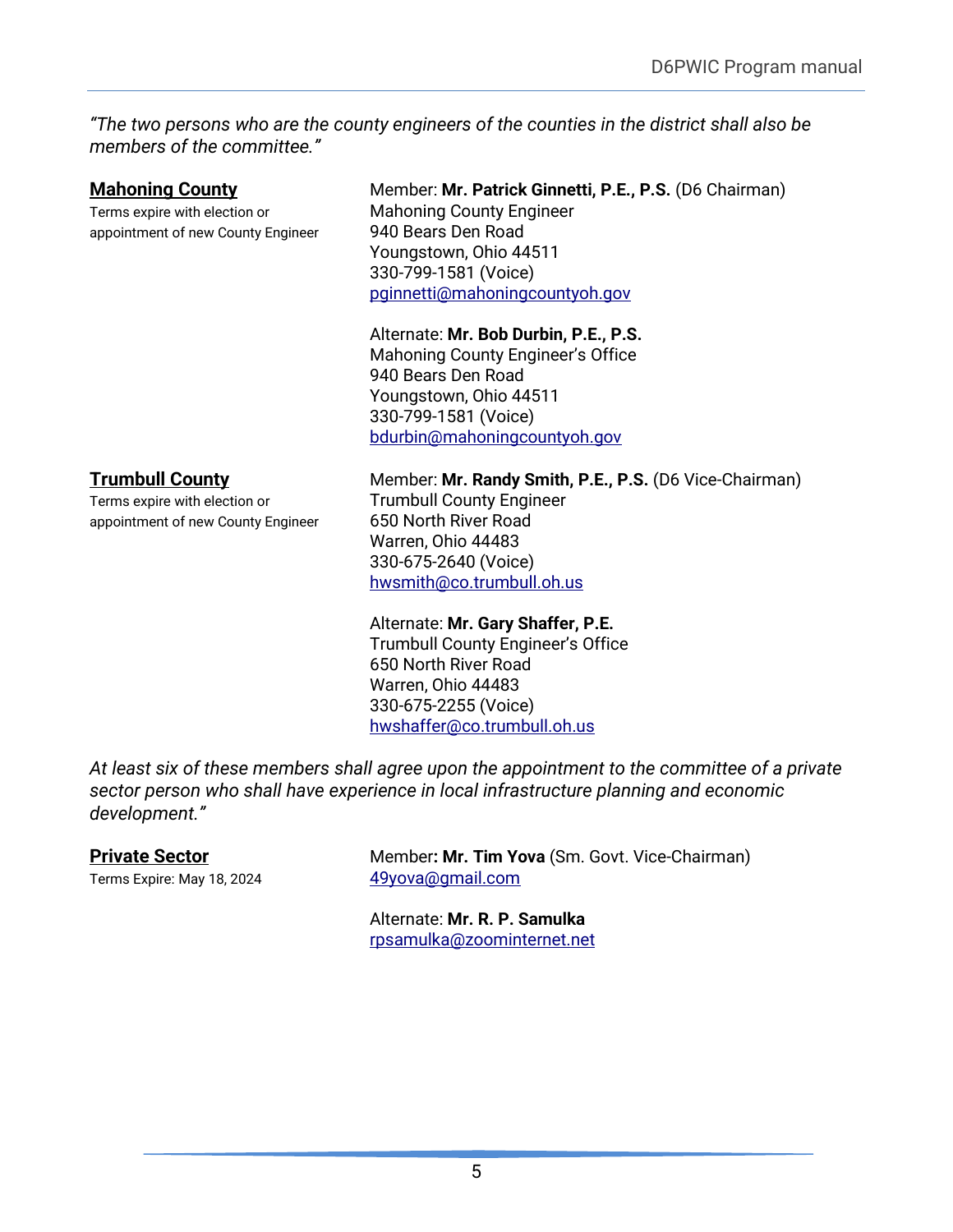*"The two persons who are the county engineers of the counties in the district shall also be members of the committee."*

**Mahoning County**
Terms expire with election or appointment of new County Engineer

Member: **Mr. Patrick Ginnetti, P.E., P.S.** (D6 Chairman)
Mahoning County Engineer
940 Bears Den Road
Youngstown, Ohio 44511
330-799-1581 (Voice)
pginnetti@mahoningcountyoh.gov

Alternate: **Mr. Bob Durbin, P.E., P.S.**
Mahoning County Engineer's Office
940 Bears Den Road
Youngstown, Ohio 44511
330-799-1581 (Voice)
bdurbin@mahoningcountyoh.gov

**Trumbull County**
Terms expire with election or appointment of new County Engineer

Member: **Mr. Randy Smith, P.E., P.S.** (D6 Vice-Chairman)
Trumbull County Engineer
650 North River Road
Warren, Ohio 44483
330-675-2640 (Voice)
hwsmith@co.trumbull.oh.us

Alternate: **Mr. Gary Shaffer, P.E.**
Trumbull County Engineer's Office
650 North River Road
Warren, Ohio 44483
330-675-2255 (Voice)
hwshaffer@co.trumbull.oh.us

*At least six of these members shall agree upon the appointment to the committee of a private sector person who shall have experience in local infrastructure planning and economic development."*

**Private Sector**
Terms Expire: May 18, 2024

Member**: Mr. Tim Yova** (Sm. Govt. Vice-Chairman)
49yova@gmail.com

Alternate: **Mr. R. P. Samulka**
rpsamulka@zoominternet.net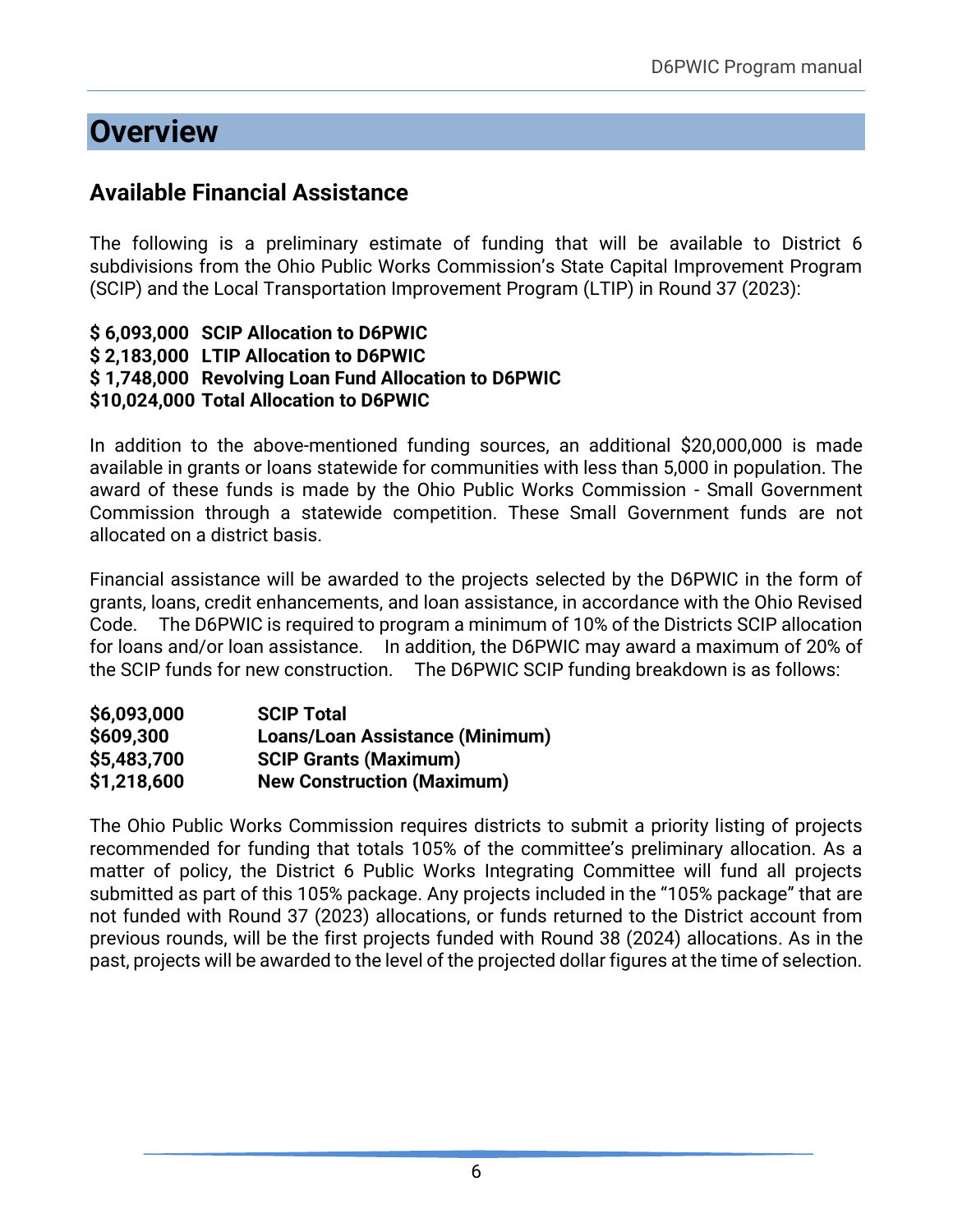# Overview

## Available Financial Assistance

The following is a preliminary estimate of funding that will be available to District 6 subdivisions from the Ohio Public Works Commission's State Capital Improvement Program (SCIP) and the Local Transportation Improvement Program (LTIP) in Round 37 (2023):

**$ 6,093,000 SCIP Allocation to D6PWIC**
**$ 2,183,000 LTIP Allocation to D6PWIC**
**$ 1,748,000 Revolving Loan Fund Allocation to D6PWIC**
**$10,024,000 Total Allocation to D6PWIC**

In addition to the above-mentioned funding sources, an additional $20,000,000 is made available in grants or loans statewide for communities with less than 5,000 in population. The award of these funds is made by the Ohio Public Works Commission - Small Government Commission through a statewide competition. These Small Government funds are not allocated on a district basis.

Financial assistance will be awarded to the projects selected by the D6PWIC in the form of grants, loans, credit enhancements, and loan assistance, in accordance with the Ohio Revised Code. The D6PWIC is required to program a minimum of 10% of the Districts SCIP allocation for loans and/or loan assistance. In addition, the D6PWIC may award a maximum of 20% of the SCIP funds for new construction. The D6PWIC SCIP funding breakdown is as follows:

| | |
|---|---|
| **$6,093,000** | **SCIP Total** |
| **$609,300** | **Loans/Loan Assistance (Minimum)** |
| **$5,483,700** | **SCIP Grants (Maximum)** |
| **$1,218,600** | **New Construction (Maximum)** |

The Ohio Public Works Commission requires districts to submit a priority listing of projects recommended for funding that totals 105% of the committee's preliminary allocation. As a matter of policy, the District 6 Public Works Integrating Committee will fund all projects submitted as part of this 105% package. Any projects included in the "105% package" that are not funded with Round 37 (2023) allocations, or funds returned to the District account from previous rounds, will be the first projects funded with Round 38 (2024) allocations. As in the past, projects will be awarded to the level of the projected dollar figures at the time of selection.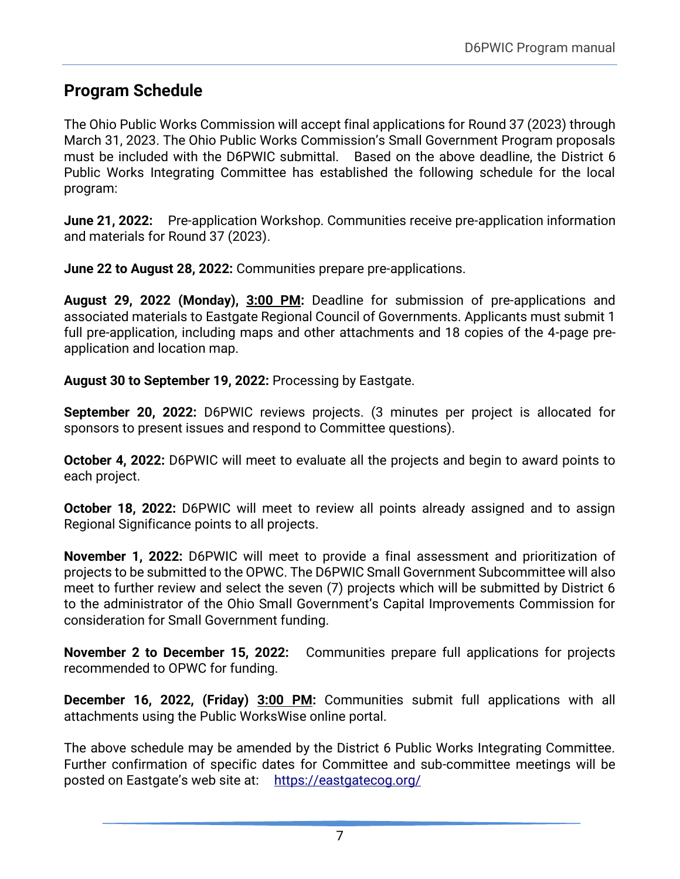## Program Schedule

The Ohio Public Works Commission will accept final applications for Round 37 (2023) through March 31, 2023. The Ohio Public Works Commission's Small Government Program proposals must be included with the D6PWIC submittal. Based on the above deadline, the District 6 Public Works Integrating Committee has established the following schedule for the local program:

**June 21, 2022:** Pre-application Workshop. Communities receive pre-application information and materials for Round 37 (2023).

**June 22 to August 28, 2022:** Communities prepare pre-applications.

**August 29, 2022 (Monday), 3:00 PM:** Deadline for submission of pre-applications and associated materials to Eastgate Regional Council of Governments. Applicants must submit 1 full pre-application, including maps and other attachments and 18 copies of the 4-page pre-application and location map.

**August 30 to September 19, 2022:** Processing by Eastgate.

**September 20, 2022:** D6PWIC reviews projects. (3 minutes per project is allocated for sponsors to present issues and respond to Committee questions).

**October 4, 2022:** D6PWIC will meet to evaluate all the projects and begin to award points to each project.

**October 18, 2022:** D6PWIC will meet to review all points already assigned and to assign Regional Significance points to all projects.

**November 1, 2022:** D6PWIC will meet to provide a final assessment and prioritization of projects to be submitted to the OPWC. The D6PWIC Small Government Subcommittee will also meet to further review and select the seven (7) projects which will be submitted by District 6 to the administrator of the Ohio Small Government's Capital Improvements Commission for consideration for Small Government funding.

**November 2 to December 15, 2022:** Communities prepare full applications for projects recommended to OPWC for funding.

**December 16, 2022, (Friday) 3:00 PM:** Communities submit full applications with all attachments using the Public WorksWise online portal.

The above schedule may be amended by the District 6 Public Works Integrating Committee. Further confirmation of specific dates for Committee and sub-committee meetings will be posted on Eastgate's web site at: https://eastgatecog.org/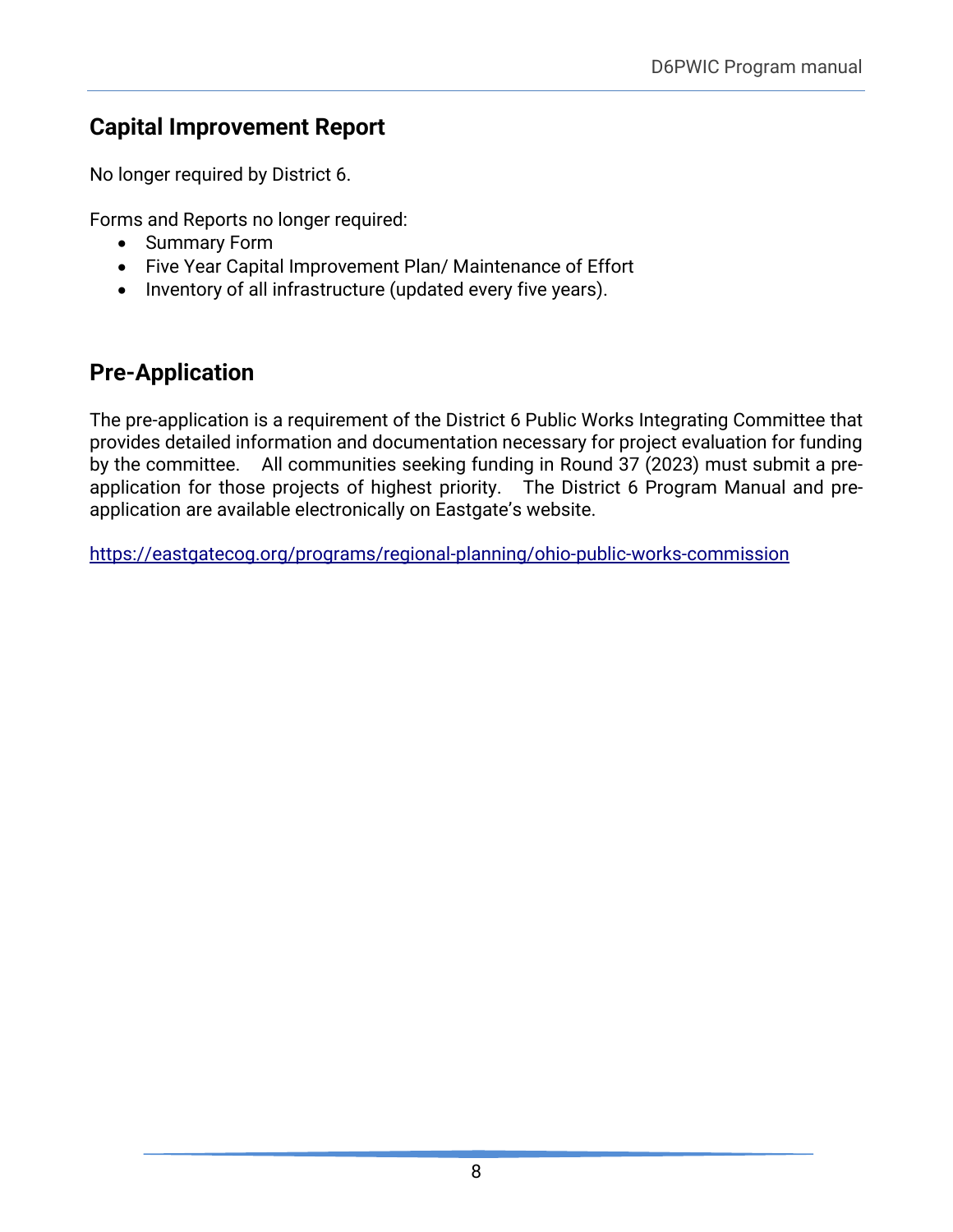## Capital Improvement Report

No longer required by District 6.

Forms and Reports no longer required:

- Summary Form
- Five Year Capital Improvement Plan/ Maintenance of Effort
- Inventory of all infrastructure (updated every five years).

## Pre-Application

The pre-application is a requirement of the District 6 Public Works Integrating Committee that provides detailed information and documentation necessary for project evaluation for funding by the committee. All communities seeking funding in Round 37 (2023) must submit a pre-application for those projects of highest priority. The District 6 Program Manual and pre-application are available electronically on Eastgate's website.

https://eastgatecog.org/programs/regional-planning/ohio-public-works-commission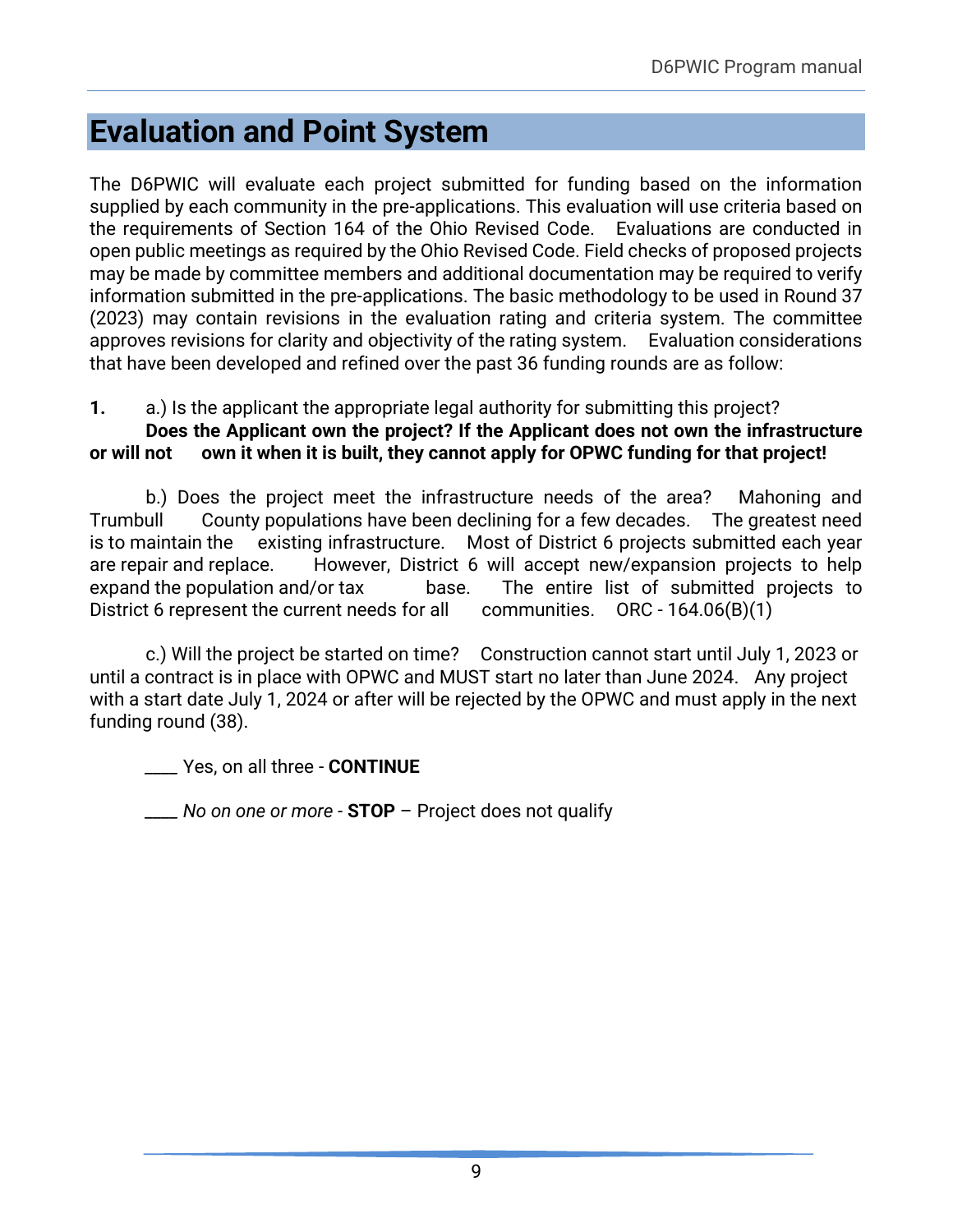# Evaluation and Point System

The D6PWIC will evaluate each project submitted for funding based on the information supplied by each community in the pre-applications. This evaluation will use criteria based on the requirements of Section 164 of the Ohio Revised Code. Evaluations are conducted in open public meetings as required by the Ohio Revised Code. Field checks of proposed projects may be made by committee members and additional documentation may be required to verify information submitted in the pre-applications. The basic methodology to be used in Round 37 (2023) may contain revisions in the evaluation rating and criteria system. The committee approves revisions for clarity and objectivity of the rating system. Evaluation considerations that have been developed and refined over the past 36 funding rounds are as follow:

**1.** a.) Is the applicant the appropriate legal authority for submitting this project? **Does the Applicant own the project? If the Applicant does not own the infrastructure or will not own it when it is built, they cannot apply for OPWC funding for that project!**

b.) Does the project meet the infrastructure needs of the area? Mahoning and Trumbull County populations have been declining for a few decades. The greatest need is to maintain the existing infrastructure. Most of District 6 projects submitted each year are repair and replace. However, District 6 will accept new/expansion projects to help expand the population and/or tax base. The entire list of submitted projects to District 6 represent the current needs for all communities. ORC - 164.06(B)(1)

c.) Will the project be started on time? Construction cannot start until July 1, 2023 or until a contract is in place with OPWC and MUST start no later than June 2024. Any project with a start date July 1, 2024 or after will be rejected by the OPWC and must apply in the next funding round (38).

____ Yes, on all three - **CONTINUE**

____ *No on one or more* - **STOP** – Project does not qualify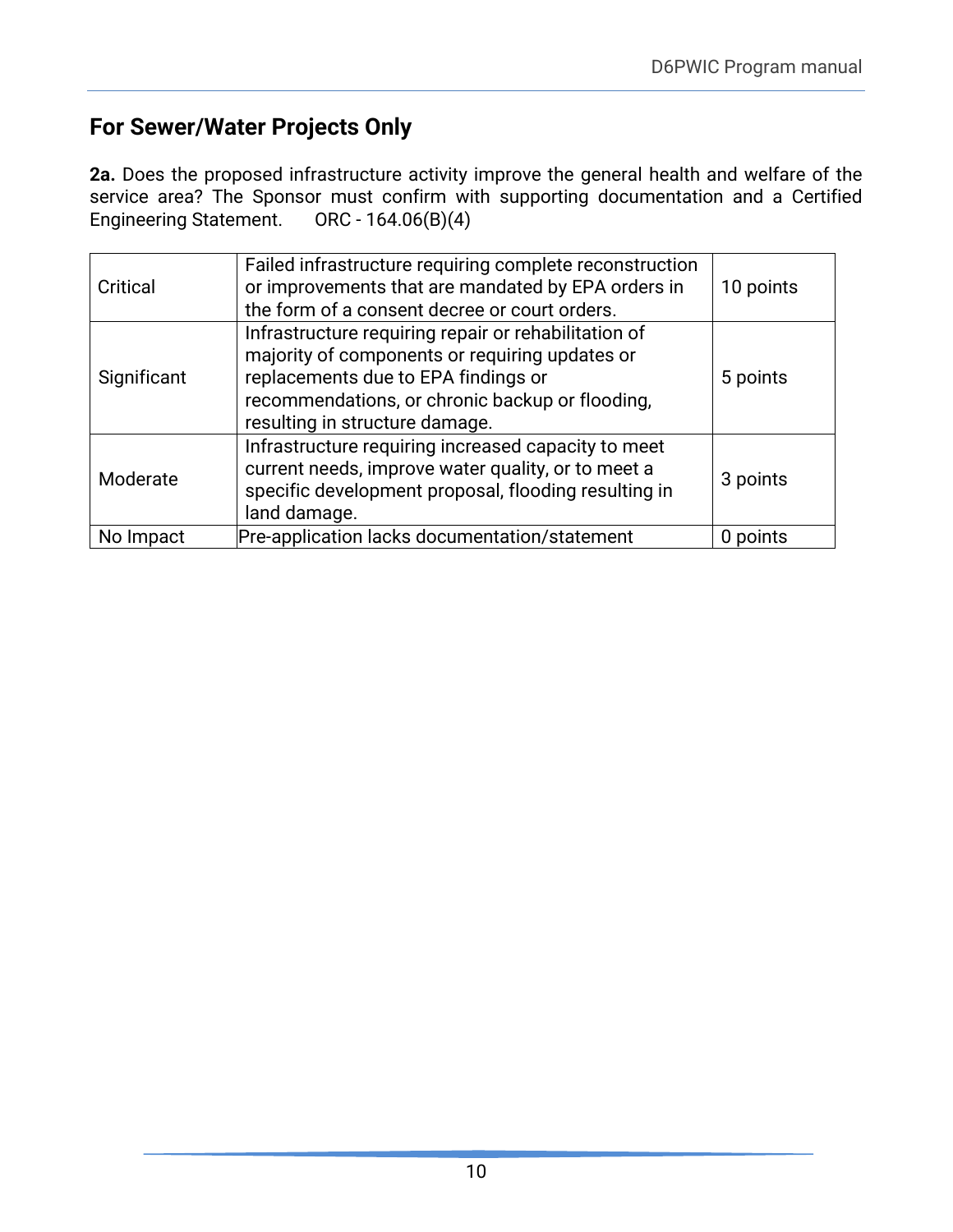## For Sewer/Water Projects Only

**2a.** Does the proposed infrastructure activity improve the general health and welfare of the service area? The Sponsor must confirm with supporting documentation and a Certified Engineering Statement. ORC - 164.06(B)(4)

| | | |
|---|---|---|
| Critical | Failed infrastructure requiring complete reconstruction or improvements that are mandated by EPA orders in the form of a consent decree or court orders. | 10 points |
| Significant | Infrastructure requiring repair or rehabilitation of majority of components or requiring updates or replacements due to EPA findings or recommendations, or chronic backup or flooding, resulting in structure damage. | 5 points |
| Moderate | Infrastructure requiring increased capacity to meet current needs, improve water quality, or to meet a specific development proposal, flooding resulting in land damage. | 3 points |
| No Impact | Pre-application lacks documentation/statement | 0 points |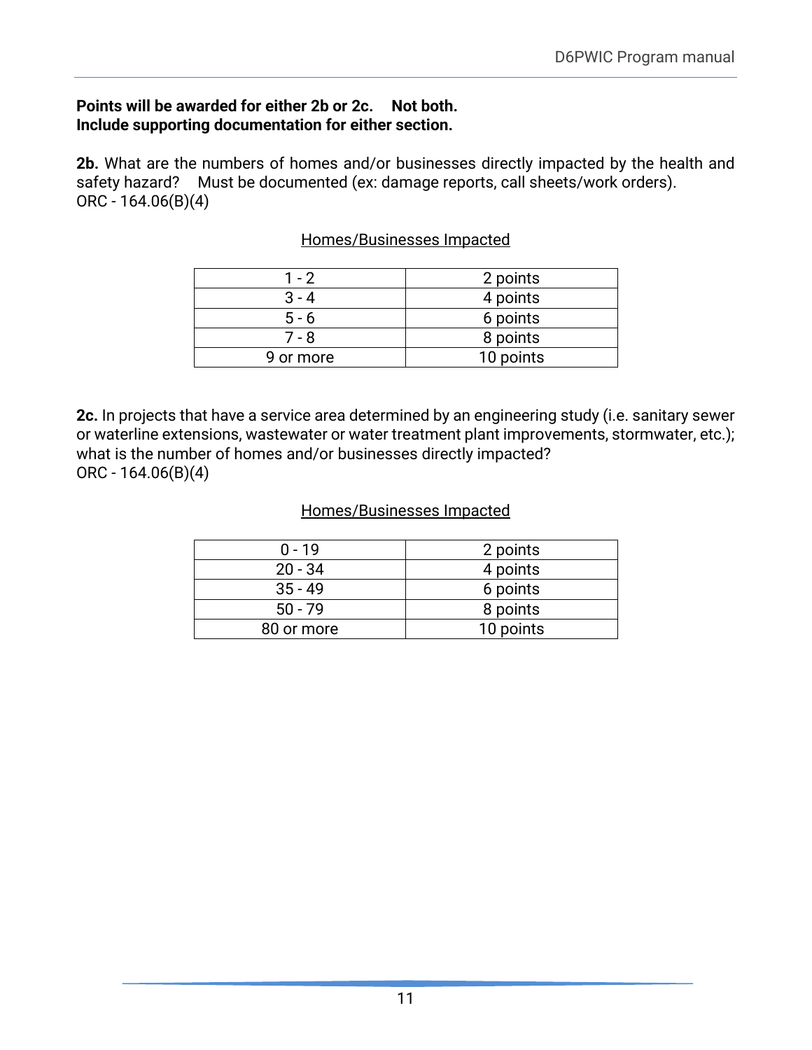**Points will be awarded for either 2b or 2c. Not both.**
**Include supporting documentation for either section.**

**2b.** What are the numbers of homes and/or businesses directly impacted by the health and safety hazard? Must be documented (ex: damage reports, call sheets/work orders).
ORC - 164.06(B)(4)

<u>Homes/Businesses Impacted</u>

| | |
|---|---|
| 1 - 2 | 2 points |
| 3 - 4 | 4 points |
| 5 - 6 | 6 points |
| 7 - 8 | 8 points |
| 9 or more | 10 points |

**2c.** In projects that have a service area determined by an engineering study (i.e. sanitary sewer or waterline extensions, wastewater or water treatment plant improvements, stormwater, etc.); what is the number of homes and/or businesses directly impacted?
ORC - 164.06(B)(4)

<u>Homes/Businesses Impacted</u>

| | |
|---|---|
| 0 - 19 | 2 points |
| 20 - 34 | 4 points |
| 35 - 49 | 6 points |
| 50 - 79 | 8 points |
| 80 or more | 10 points |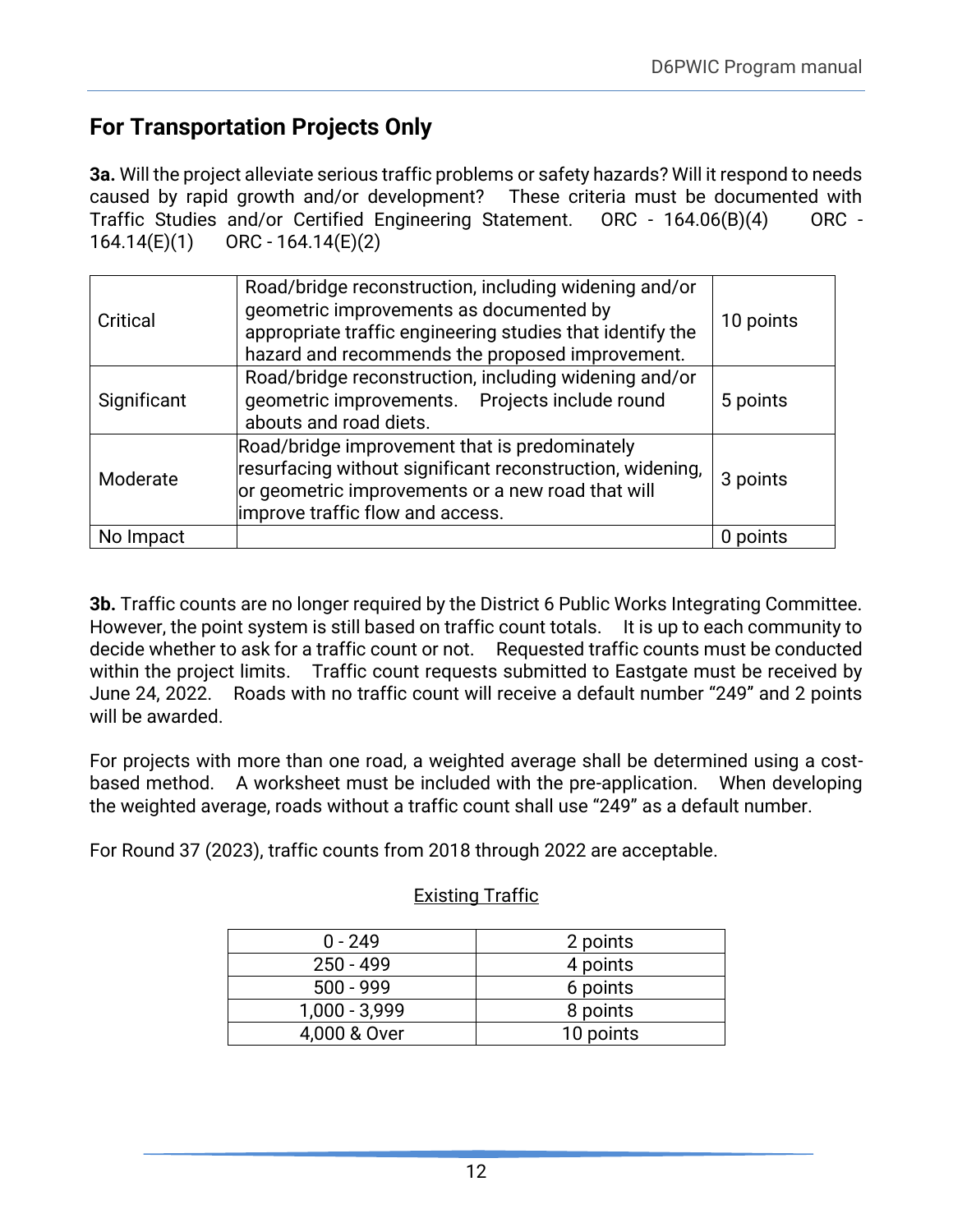## For Transportation Projects Only

**3a.** Will the project alleviate serious traffic problems or safety hazards? Will it respond to needs caused by rapid growth and/or development? These criteria must be documented with Traffic Studies and/or Certified Engineering Statement. ORC - 164.06(B)(4) ORC - 164.14(E)(1) ORC - 164.14(E)(2)

| | | |
|---|---|---|
| Critical | Road/bridge reconstruction, including widening and/or geometric improvements as documented by appropriate traffic engineering studies that identify the hazard and recommends the proposed improvement. | 10 points |
| Significant | Road/bridge reconstruction, including widening and/or geometric improvements. Projects include round abouts and road diets. | 5 points |
| Moderate | Road/bridge improvement that is predominately resurfacing without significant reconstruction, widening, or geometric improvements or a new road that will improve traffic flow and access. | 3 points |
| No Impact | | 0 points |

**3b.** Traffic counts are no longer required by the District 6 Public Works Integrating Committee. However, the point system is still based on traffic count totals. It is up to each community to decide whether to ask for a traffic count or not. Requested traffic counts must be conducted within the project limits. Traffic count requests submitted to Eastgate must be received by June 24, 2022. Roads with no traffic count will receive a default number "249" and 2 points will be awarded.

For projects with more than one road, a weighted average shall be determined using a cost-based method. A worksheet must be included with the pre-application. When developing the weighted average, roads without a traffic count shall use "249" as a default number.

For Round 37 (2023), traffic counts from 2018 through 2022 are acceptable.

<u>Existing Traffic</u>

| | |
|---|---|
| 0 - 249 | 2 points |
| 250 - 499 | 4 points |
| 500 - 999 | 6 points |
| 1,000 - 3,999 | 8 points |
| 4,000 & Over | 10 points |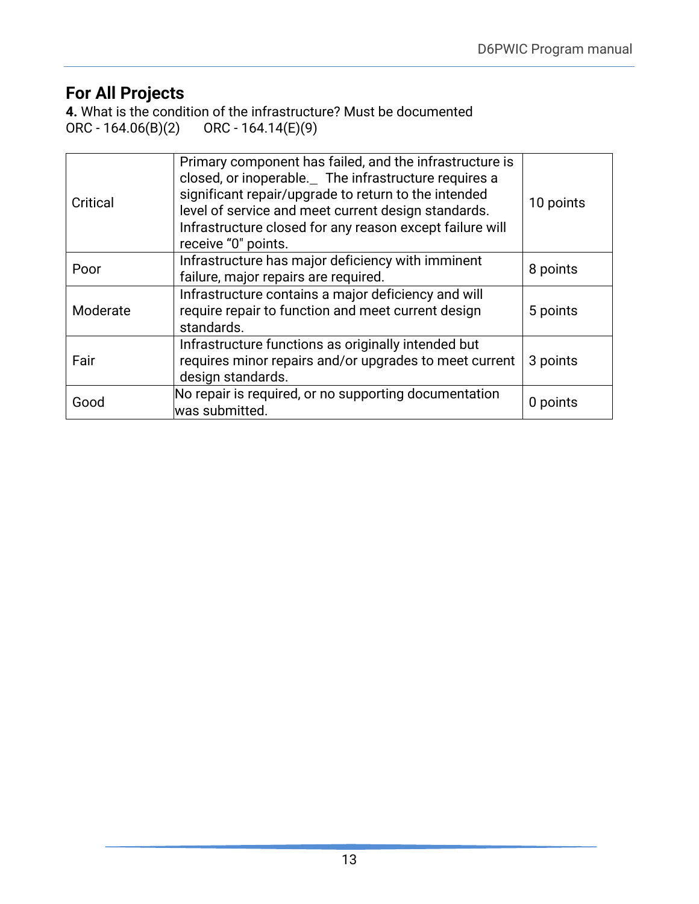## For All Projects

**4.** What is the condition of the infrastructure? Must be documented
ORC - 164.06(B)(2)  ORC - 164.14(E)(9)

| | | |
|---|---|---|
| Critical | Primary component has failed, and the infrastructure is closed, or inoperable._ The infrastructure requires a significant repair/upgrade to return to the intended level of service and meet current design standards. Infrastructure closed for any reason except failure will receive "0" points. | 10 points |
| Poor | Infrastructure has major deficiency with imminent failure, major repairs are required. | 8 points |
| Moderate | Infrastructure contains a major deficiency and will require repair to function and meet current design standards. | 5 points |
| Fair | Infrastructure functions as originally intended but requires minor repairs and/or upgrades to meet current design standards. | 3 points |
| Good | No repair is required, or no supporting documentation was submitted. | 0 points |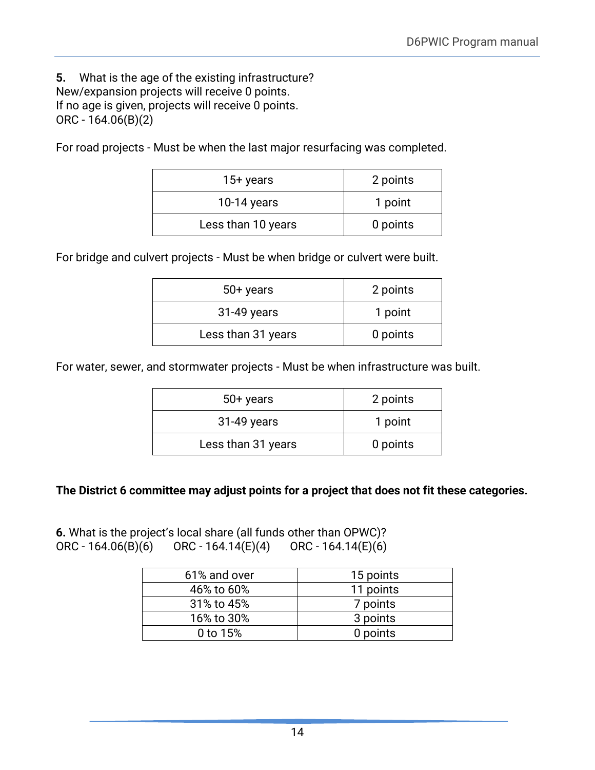**5.** What is the age of the existing infrastructure?
New/expansion projects will receive 0 points.
If no age is given, projects will receive 0 points.
ORC - 164.06(B)(2)

For road projects - Must be when the last major resurfacing was completed.

| | |
|---|---|
| 15+ years | 2 points |
| 10-14 years | 1 point |
| Less than 10 years | 0 points |

For bridge and culvert projects - Must be when bridge or culvert were built.

| | |
|---|---|
| 50+ years | 2 points |
| 31-49 years | 1 point |
| Less than 31 years | 0 points |

For water, sewer, and stormwater projects - Must be when infrastructure was built.

| | |
|---|---|
| 50+ years | 2 points |
| 31-49 years | 1 point |
| Less than 31 years | 0 points |

**The District 6 committee may adjust points for a project that does not fit these categories.**

**6.** What is the project's local share (all funds other than OPWC)?
ORC - 164.06(B)(6)  ORC - 164.14(E)(4)  ORC - 164.14(E)(6)

| | |
|---|---|
| 61% and over | 15 points |
| 46% to 60% | 11 points |
| 31% to 45% | 7 points |
| 16% to 30% | 3 points |
| 0 to 15% | 0 points |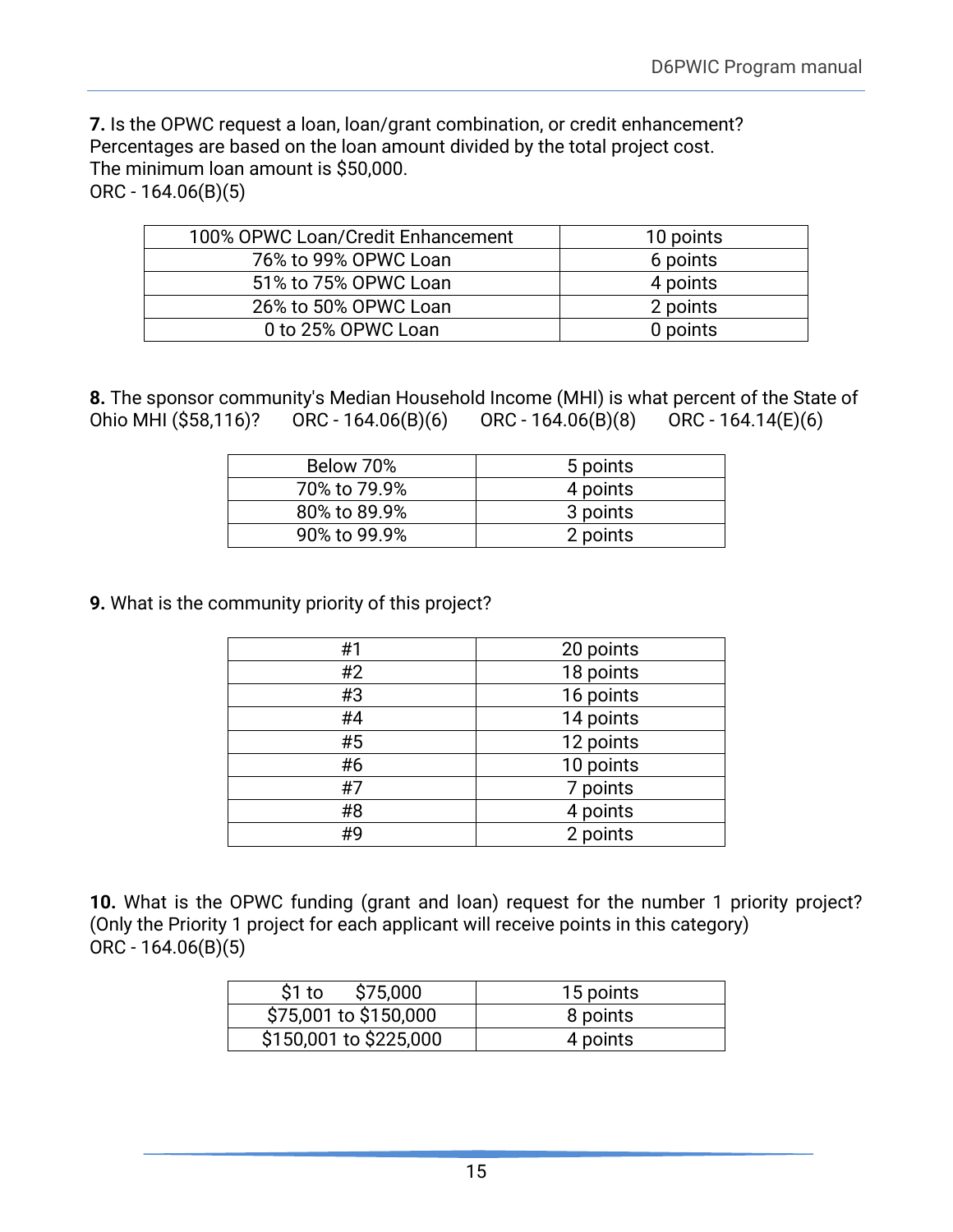**7.** Is the OPWC request a loan, loan/grant combination, or credit enhancement?
Percentages are based on the loan amount divided by the total project cost.
The minimum loan amount is $50,000.
ORC - 164.06(B)(5)

| 100% OPWC Loan/Credit Enhancement | 10 points |
|---|---|
| 76% to 99% OPWC Loan | 6 points |
| 51% to 75% OPWC Loan | 4 points |
| 26% to 50% OPWC Loan | 2 points |
| 0 to 25% OPWC Loan | 0 points |

**8.** The sponsor community's Median Household Income (MHI) is what percent of the State of Ohio MHI ($58,116)? ORC - 164.06(B)(6) ORC - 164.06(B)(8) ORC - 164.14(E)(6)

| Below 70% | 5 points |
|---|---|
| 70% to 79.9% | 4 points |
| 80% to 89.9% | 3 points |
| 90% to 99.9% | 2 points |

**9.** What is the community priority of this project?

| #1 | 20 points |
|---|---|
| #2 | 18 points |
| #3 | 16 points |
| #4 | 14 points |
| #5 | 12 points |
| #6 | 10 points |
| #7 | 7 points |
| #8 | 4 points |
| #9 | 2 points |

**10.** What is the OPWC funding (grant and loan) request for the number 1 priority project? (Only the Priority 1 project for each applicant will receive points in this category)
ORC - 164.06(B)(5)

| $1 to $75,000 | 15 points |
|---|---|
| $75,001 to $150,000 | 8 points |
| $150,001 to $225,000 | 4 points |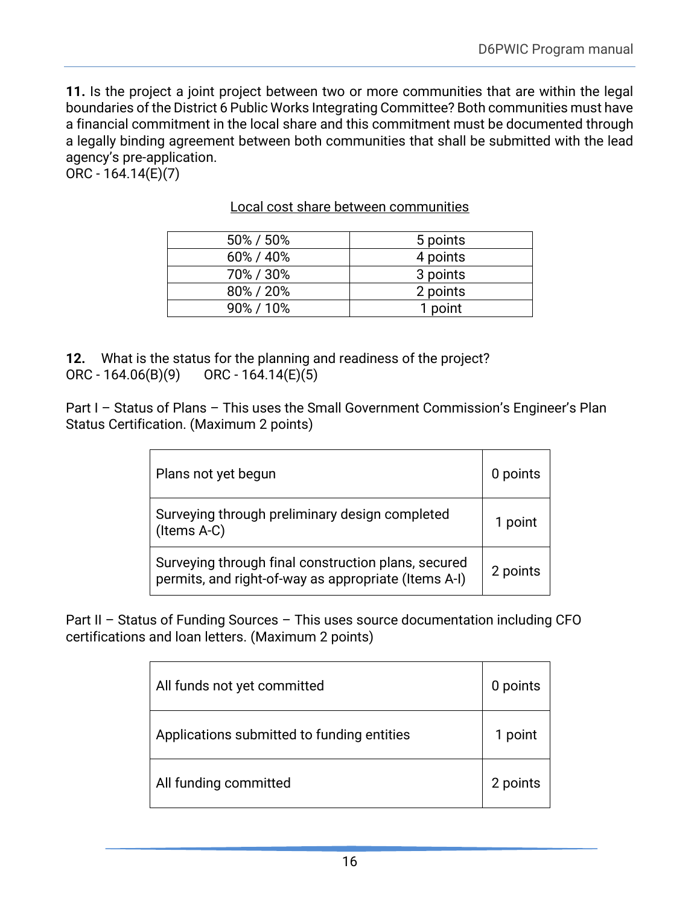**11.** Is the project a joint project between two or more communities that are within the legal boundaries of the District 6 Public Works Integrating Committee? Both communities must have a financial commitment in the local share and this commitment must be documented through a legally binding agreement between both communities that shall be submitted with the lead agency's pre-application.
ORC - 164.14(E)(7)

Local cost share between communities

| | |
|---|---|
| 50% / 50% | 5 points |
| 60% / 40% | 4 points |
| 70% / 30% | 3 points |
| 80% / 20% | 2 points |
| 90% / 10% | 1 point |

**12.** What is the status for the planning and readiness of the project?
ORC - 164.06(B)(9) ORC - 164.14(E)(5)

Part I – Status of Plans – This uses the Small Government Commission's Engineer's Plan Status Certification. (Maximum 2 points)

| | |
|---|---|
| Plans not yet begun | 0 points |
| Surveying through preliminary design completed (Items A-C) | 1 point |
| Surveying through final construction plans, secured permits, and right-of-way as appropriate (Items A-I) | 2 points |

Part II – Status of Funding Sources – This uses source documentation including CFO certifications and loan letters. (Maximum 2 points)

| | |
|---|---|
| All funds not yet committed | 0 points |
| Applications submitted to funding entities | 1 point |
| All funding committed | 2 points |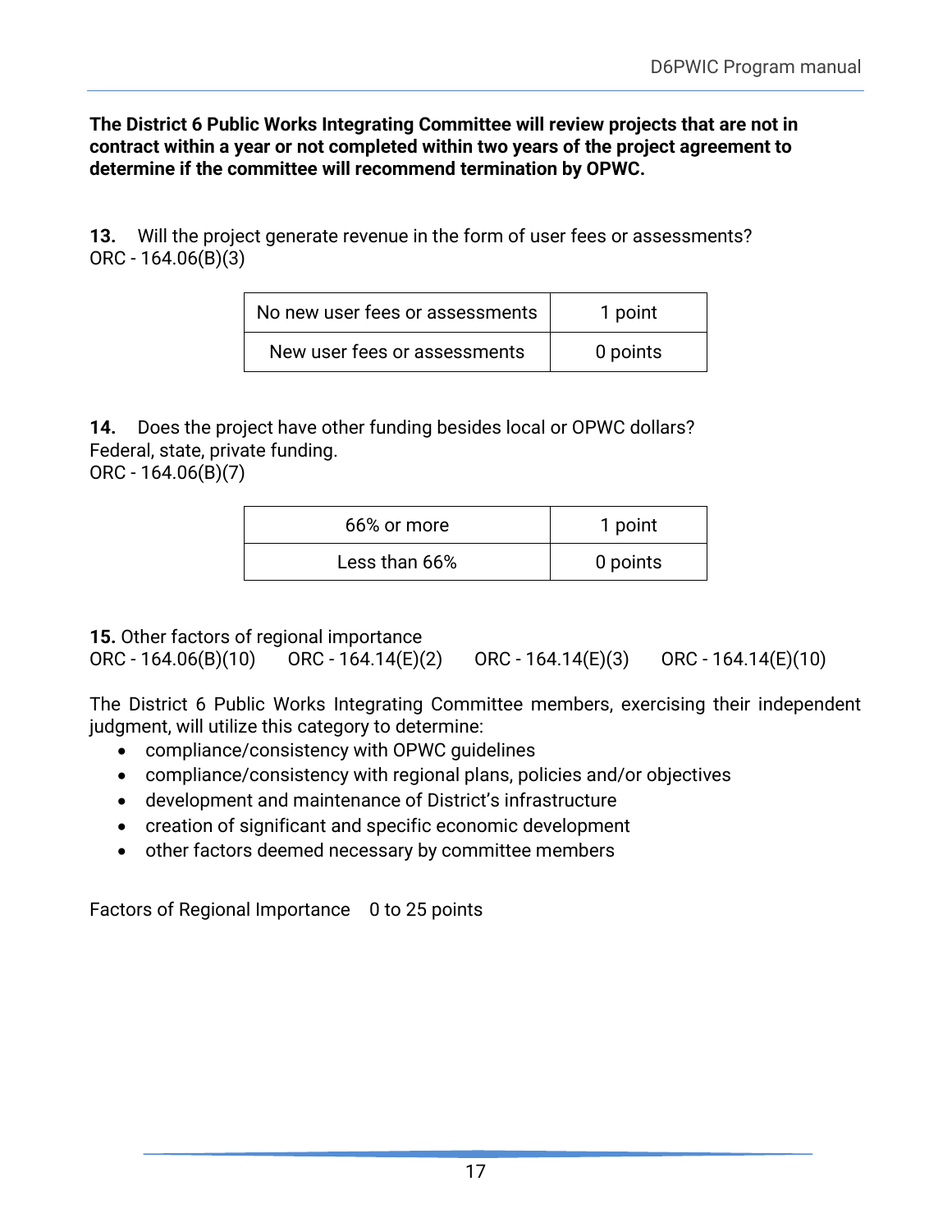**The District 6 Public Works Integrating Committee will review projects that are not in contract within a year or not completed within two years of the project agreement to determine if the committee will recommend termination by OPWC.**

**13.** Will the project generate revenue in the form of user fees or assessments?
ORC - 164.06(B)(3)

| No new user fees or assessments | 1 point |
|---|---|
| New user fees or assessments | 0 points |

**14.** Does the project have other funding besides local or OPWC dollars?
Federal, state, private funding.
ORC - 164.06(B)(7)

| 66% or more | 1 point |
|---|---|
| Less than 66% | 0 points |

**15.** Other factors of regional importance
ORC - 164.06(B)(10) ORC - 164.14(E)(2) ORC - 164.14(E)(3) ORC - 164.14(E)(10)

The District 6 Public Works Integrating Committee members, exercising their independent judgment, will utilize this category to determine:

- compliance/consistency with OPWC guidelines
- compliance/consistency with regional plans, policies and/or objectives
- development and maintenance of District's infrastructure
- creation of significant and specific economic development
- other factors deemed necessary by committee members

Factors of Regional Importance 0 to 25 points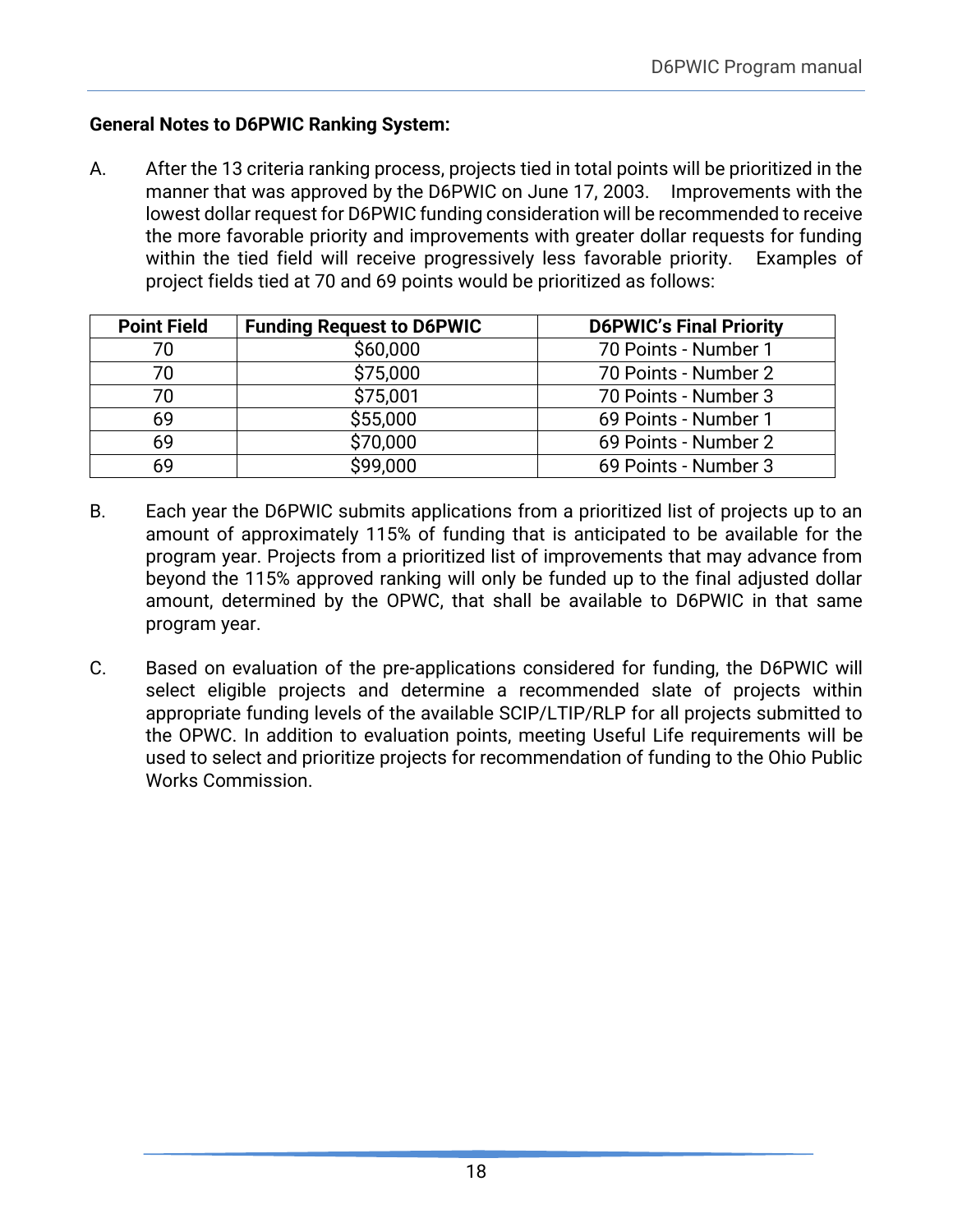**General Notes to D6PWIC Ranking System:**

A. After the 13 criteria ranking process, projects tied in total points will be prioritized in the manner that was approved by the D6PWIC on June 17, 2003. Improvements with the lowest dollar request for D6PWIC funding consideration will be recommended to receive the more favorable priority and improvements with greater dollar requests for funding within the tied field will receive progressively less favorable priority. Examples of project fields tied at 70 and 69 points would be prioritized as follows:

| Point Field | Funding Request to D6PWIC | D6PWIC's Final Priority |
|---|---|---|
| 70 | $60,000 | 70 Points - Number 1 |
| 70 | $75,000 | 70 Points - Number 2 |
| 70 | $75,001 | 70 Points - Number 3 |
| 69 | $55,000 | 69 Points - Number 1 |
| 69 | $70,000 | 69 Points - Number 2 |
| 69 | $99,000 | 69 Points - Number 3 |

B. Each year the D6PWIC submits applications from a prioritized list of projects up to an amount of approximately 115% of funding that is anticipated to be available for the program year. Projects from a prioritized list of improvements that may advance from beyond the 115% approved ranking will only be funded up to the final adjusted dollar amount, determined by the OPWC, that shall be available to D6PWIC in that same program year.

C. Based on evaluation of the pre-applications considered for funding, the D6PWIC will select eligible projects and determine a recommended slate of projects within appropriate funding levels of the available SCIP/LTIP/RLP for all projects submitted to the OPWC. In addition to evaluation points, meeting Useful Life requirements will be used to select and prioritize projects for recommendation of funding to the Ohio Public Works Commission.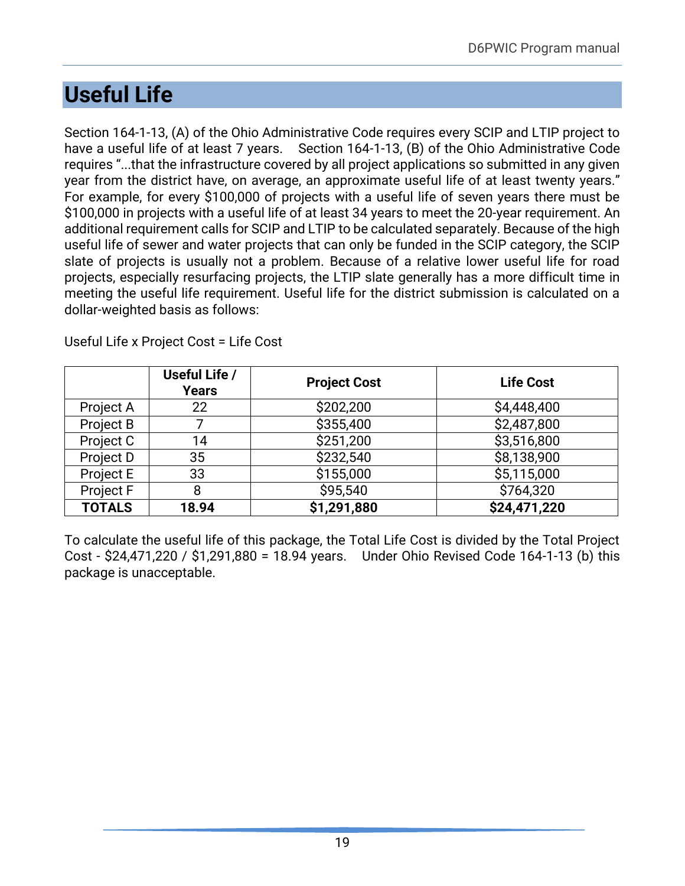# Useful Life

Section 164-1-13, (A) of the Ohio Administrative Code requires every SCIP and LTIP project to have a useful life of at least 7 years. Section 164-1-13, (B) of the Ohio Administrative Code requires "...that the infrastructure covered by all project applications so submitted in any given year from the district have, on average, an approximate useful life of at least twenty years." For example, for every $100,000 of projects with a useful life of seven years there must be $100,000 in projects with a useful life of at least 34 years to meet the 20-year requirement. An additional requirement calls for SCIP and LTIP to be calculated separately. Because of the high useful life of sewer and water projects that can only be funded in the SCIP category, the SCIP slate of projects is usually not a problem. Because of a relative lower useful life for road projects, especially resurfacing projects, the LTIP slate generally has a more difficult time in meeting the useful life requirement. Useful life for the district submission is calculated on a dollar-weighted basis as follows:

Useful Life x Project Cost = Life Cost

| | Useful Life / Years | Project Cost | Life Cost |
|---|---|---|---|
| Project A | 22 | $202,200 | $4,448,400 |
| Project B | 7 | $355,400 | $2,487,800 |
| Project C | 14 | $251,200 | $3,516,800 |
| Project D | 35 | $232,540 | $8,138,900 |
| Project E | 33 | $155,000 | $5,115,000 |
| Project F | 8 | $95,540 | $764,320 |
| **TOTALS** | **18.94** | **$1,291,880** | **$24,471,220** |

To calculate the useful life of this package, the Total Life Cost is divided by the Total Project Cost - $24,471,220 / $1,291,880 = 18.94 years. Under Ohio Revised Code 164-1-13 (b) this package is unacceptable.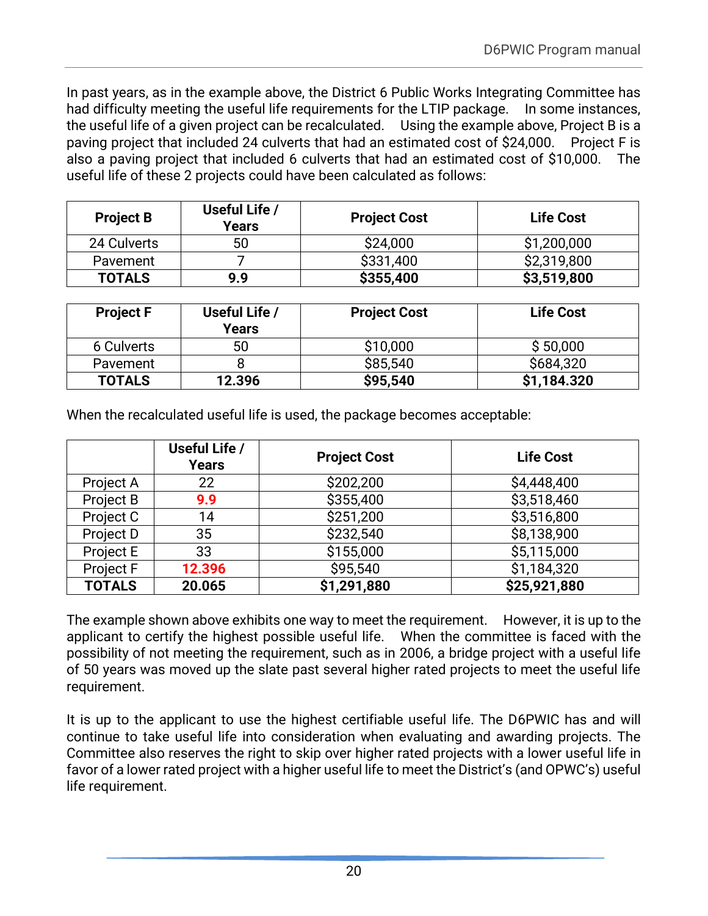In past years, as in the example above, the District 6 Public Works Integrating Committee has had difficulty meeting the useful life requirements for the LTIP package. In some instances, the useful life of a given project can be recalculated. Using the example above, Project B is a paving project that included 24 culverts that had an estimated cost of $24,000. Project F is also a paving project that included 6 culverts that had an estimated cost of $10,000. The useful life of these 2 projects could have been calculated as follows:

| Project B | Useful Life / Years | Project Cost | Life Cost |
|---|---|---|---|
| 24 Culverts | 50 | $24,000 | $1,200,000 |
| Pavement | 7 | $331,400 | $2,319,800 |
| **TOTALS** | **9.9** | **$355,400** | **$3,519,800** |

| Project F | Useful Life / Years | Project Cost | Life Cost |
|---|---|---|---|
| 6 Culverts | 50 | $10,000 | $ 50,000 |
| Pavement | 8 | $85,540 | $684,320 |
| **TOTALS** | **12.396** | **$95,540** | **$1,184.320** |

When the recalculated useful life is used, the package becomes acceptable:

| | Useful Life / Years | Project Cost | Life Cost |
|---|---|---|---|
| Project A | 22 | $202,200 | $4,448,400 |
| Project B | 9.9 | $355,400 | $3,518,460 |
| Project C | 14 | $251,200 | $3,516,800 |
| Project D | 35 | $232,540 | $8,138,900 |
| Project E | 33 | $155,000 | $5,115,000 |
| Project F | 12.396 | $95,540 | $1,184,320 |
| **TOTALS** | **20.065** | **$1,291,880** | **$25,921,880** |

The example shown above exhibits one way to meet the requirement. However, it is up to the applicant to certify the highest possible useful life. When the committee is faced with the possibility of not meeting the requirement, such as in 2006, a bridge project with a useful life of 50 years was moved up the slate past several higher rated projects to meet the useful life requirement.

It is up to the applicant to use the highest certifiable useful life. The D6PWIC has and will continue to take useful life into consideration when evaluating and awarding projects. The Committee also reserves the right to skip over higher rated projects with a lower useful life in favor of a lower rated project with a higher useful life to meet the District's (and OPWC's) useful life requirement.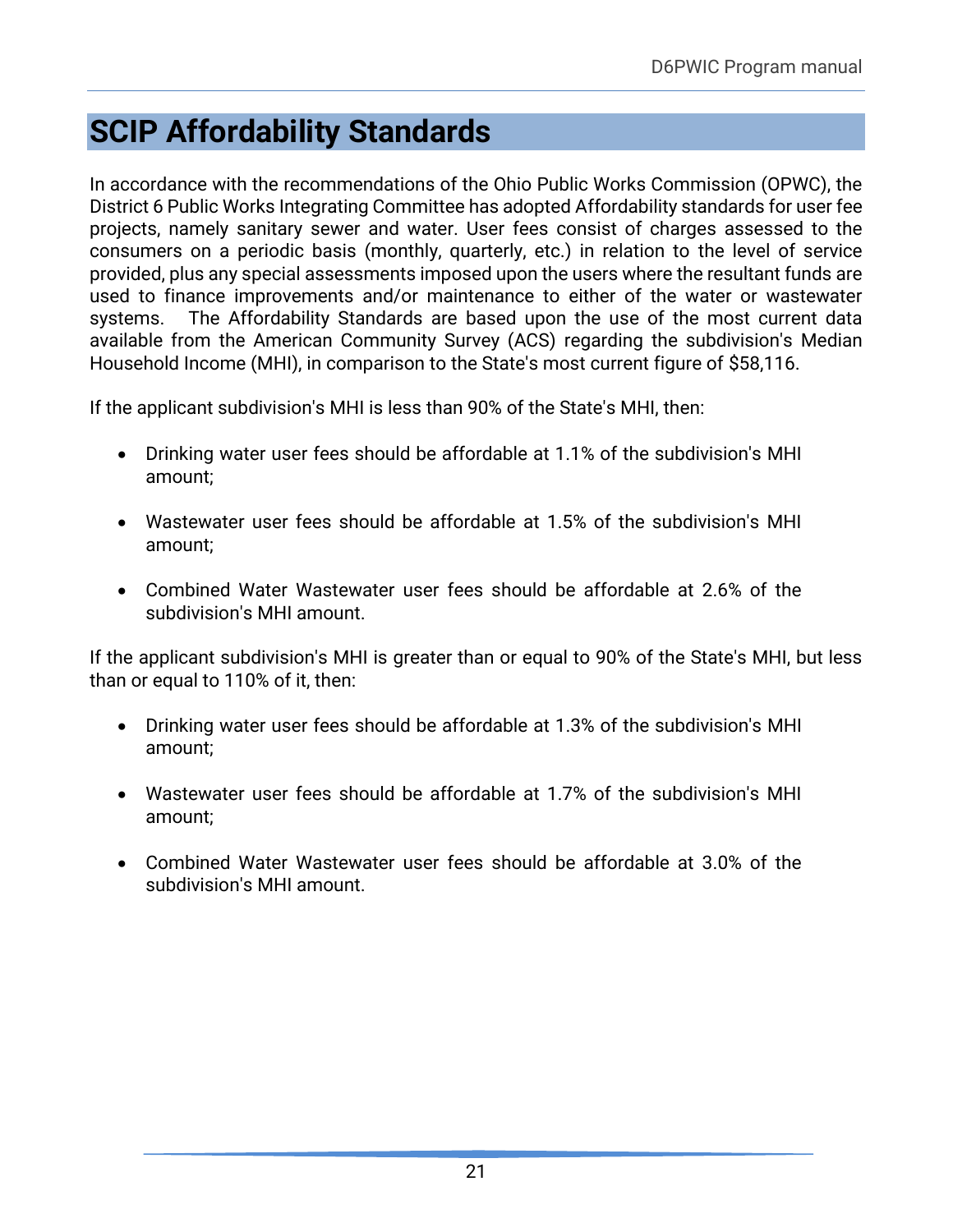# SCIP Affordability Standards

In accordance with the recommendations of the Ohio Public Works Commission (OPWC), the District 6 Public Works Integrating Committee has adopted Affordability standards for user fee projects, namely sanitary sewer and water. User fees consist of charges assessed to the consumers on a periodic basis (monthly, quarterly, etc.) in relation to the level of service provided, plus any special assessments imposed upon the users where the resultant funds are used to finance improvements and/or maintenance to either of the water or wastewater systems. The Affordability Standards are based upon the use of the most current data available from the American Community Survey (ACS) regarding the subdivision's Median Household Income (MHI), in comparison to the State's most current figure of $58,116.

If the applicant subdivision's MHI is less than 90% of the State's MHI, then:

- Drinking water user fees should be affordable at 1.1% of the subdivision's MHI amount;
- Wastewater user fees should be affordable at 1.5% of the subdivision's MHI amount;
- Combined Water Wastewater user fees should be affordable at 2.6% of the subdivision's MHI amount.

If the applicant subdivision's MHI is greater than or equal to 90% of the State's MHI, but less than or equal to 110% of it, then:

- Drinking water user fees should be affordable at 1.3% of the subdivision's MHI amount;
- Wastewater user fees should be affordable at 1.7% of the subdivision's MHI amount;
- Combined Water Wastewater user fees should be affordable at 3.0% of the subdivision's MHI amount.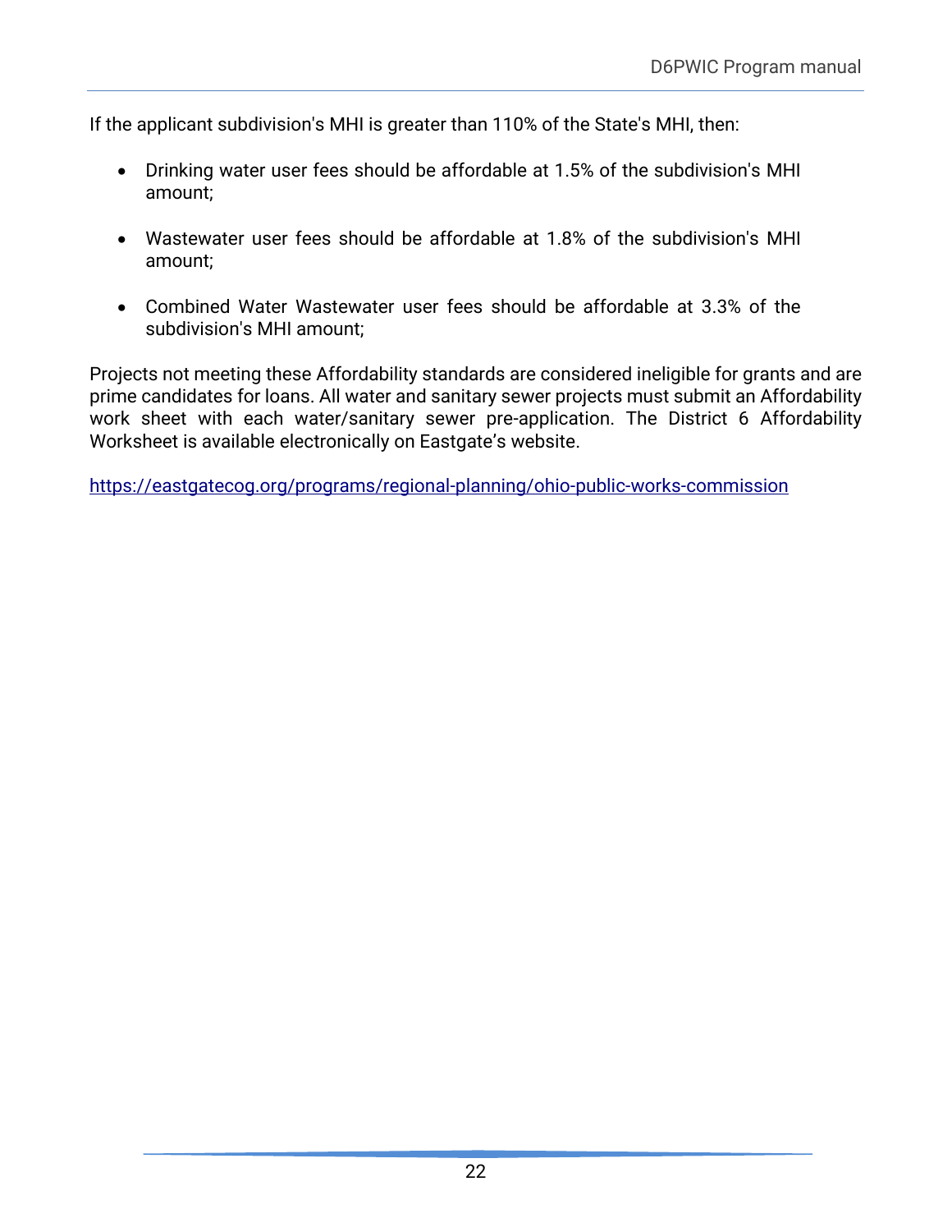If the applicant subdivision's MHI is greater than 110% of the State's MHI, then:

- Drinking water user fees should be affordable at 1.5% of the subdivision's MHI amount;
- Wastewater user fees should be affordable at 1.8% of the subdivision's MHI amount;
- Combined Water Wastewater user fees should be affordable at 3.3% of the subdivision's MHI amount;

Projects not meeting these Affordability standards are considered ineligible for grants and are prime candidates for loans. All water and sanitary sewer projects must submit an Affordability work sheet with each water/sanitary sewer pre-application. The District 6 Affordability Worksheet is available electronically on Eastgate's website.

https://eastgatecog.org/programs/regional-planning/ohio-public-works-commission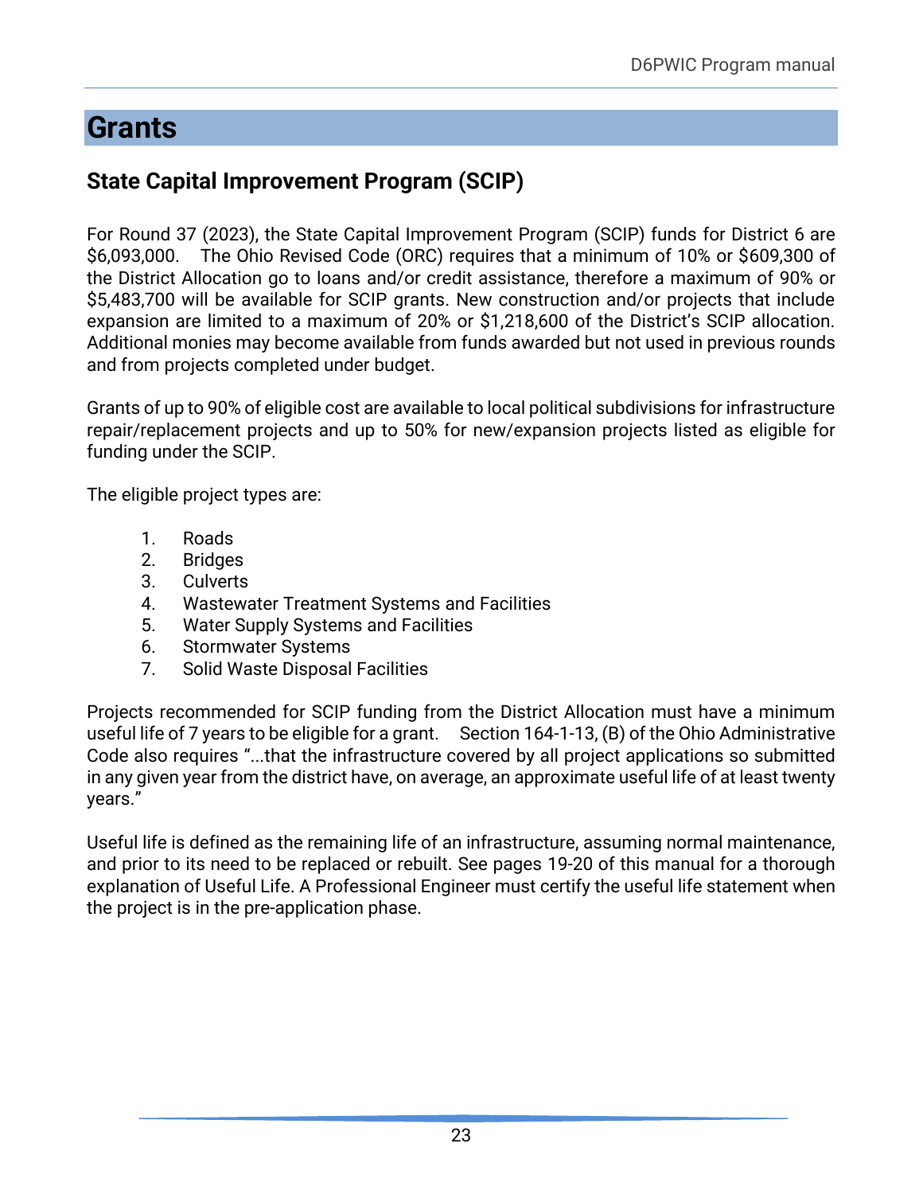# Grants

## State Capital Improvement Program (SCIP)

For Round 37 (2023), the State Capital Improvement Program (SCIP) funds for District 6 are $6,093,000. The Ohio Revised Code (ORC) requires that a minimum of 10% or $609,300 of the District Allocation go to loans and/or credit assistance, therefore a maximum of 90% or $5,483,700 will be available for SCIP grants. New construction and/or projects that include expansion are limited to a maximum of 20% or $1,218,600 of the District's SCIP allocation. Additional monies may become available from funds awarded but not used in previous rounds and from projects completed under budget.

Grants of up to 90% of eligible cost are available to local political subdivisions for infrastructure repair/replacement projects and up to 50% for new/expansion projects listed as eligible for funding under the SCIP.

The eligible project types are:

1. Roads
2. Bridges
3. Culverts
4. Wastewater Treatment Systems and Facilities
5. Water Supply Systems and Facilities
6. Stormwater Systems
7. Solid Waste Disposal Facilities

Projects recommended for SCIP funding from the District Allocation must have a minimum useful life of 7 years to be eligible for a grant. Section 164-1-13, (B) of the Ohio Administrative Code also requires "...that the infrastructure covered by all project applications so submitted in any given year from the district have, on average, an approximate useful life of at least twenty years."

Useful life is defined as the remaining life of an infrastructure, assuming normal maintenance, and prior to its need to be replaced or rebuilt. See pages 19-20 of this manual for a thorough explanation of Useful Life. A Professional Engineer must certify the useful life statement when the project is in the pre-application phase.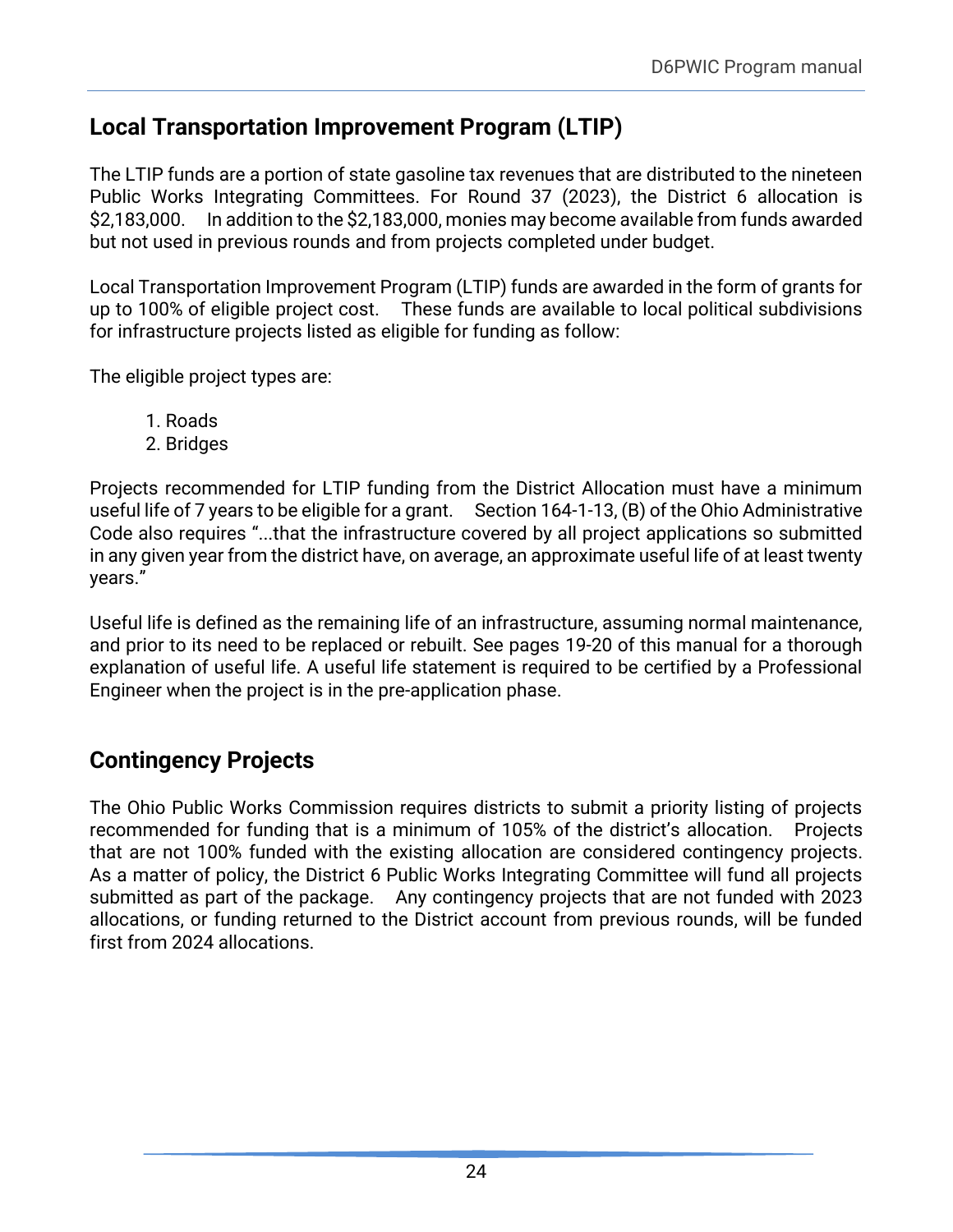## Local Transportation Improvement Program (LTIP)

The LTIP funds are a portion of state gasoline tax revenues that are distributed to the nineteen Public Works Integrating Committees. For Round 37 (2023), the District 6 allocation is \$2,183,000. In addition to the \$2,183,000, monies may become available from funds awarded but not used in previous rounds and from projects completed under budget.

Local Transportation Improvement Program (LTIP) funds are awarded in the form of grants for up to 100% of eligible project cost. These funds are available to local political subdivisions for infrastructure projects listed as eligible for funding as follow:

The eligible project types are:

1. Roads
2. Bridges

Projects recommended for LTIP funding from the District Allocation must have a minimum useful life of 7 years to be eligible for a grant. Section 164-1-13, (B) of the Ohio Administrative Code also requires "...that the infrastructure covered by all project applications so submitted in any given year from the district have, on average, an approximate useful life of at least twenty years."

Useful life is defined as the remaining life of an infrastructure, assuming normal maintenance, and prior to its need to be replaced or rebuilt. See pages 19-20 of this manual for a thorough explanation of useful life. A useful life statement is required to be certified by a Professional Engineer when the project is in the pre-application phase.

## Contingency Projects

The Ohio Public Works Commission requires districts to submit a priority listing of projects recommended for funding that is a minimum of 105% of the district's allocation. Projects that are not 100% funded with the existing allocation are considered contingency projects. As a matter of policy, the District 6 Public Works Integrating Committee will fund all projects submitted as part of the package. Any contingency projects that are not funded with 2023 allocations, or funding returned to the District account from previous rounds, will be funded first from 2024 allocations.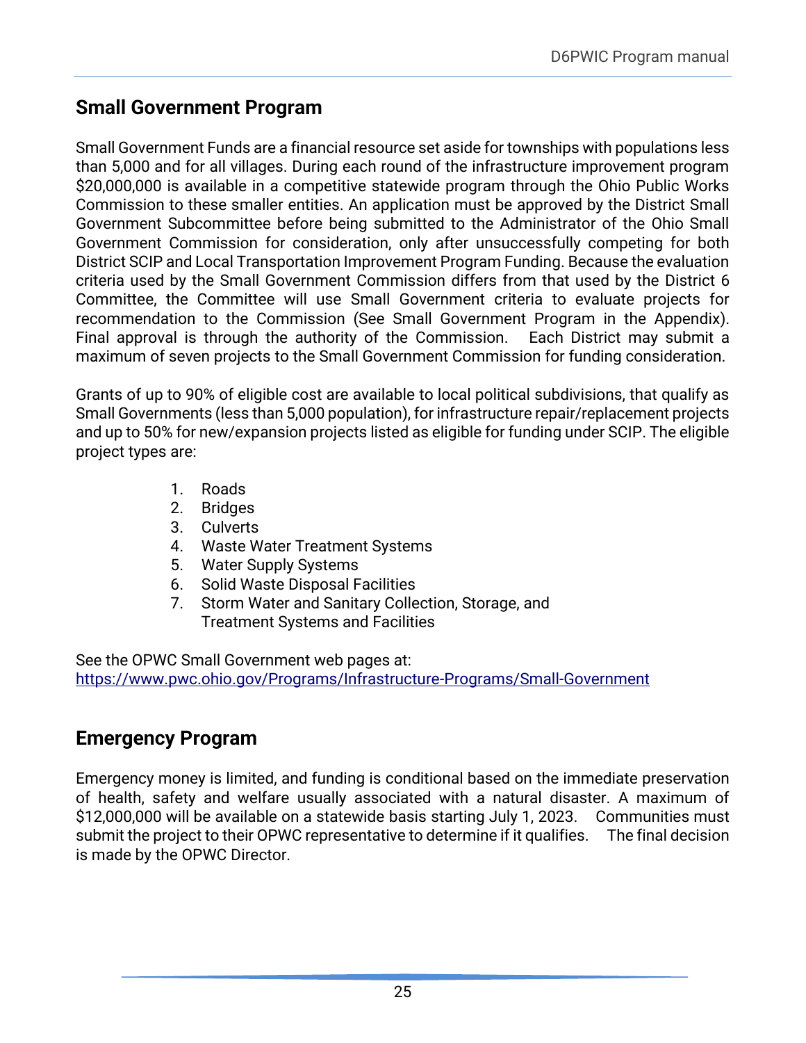## Small Government Program

Small Government Funds are a financial resource set aside for townships with populations less than 5,000 and for all villages. During each round of the infrastructure improvement program $20,000,000 is available in a competitive statewide program through the Ohio Public Works Commission to these smaller entities. An application must be approved by the District Small Government Subcommittee before being submitted to the Administrator of the Ohio Small Government Commission for consideration, only after unsuccessfully competing for both District SCIP and Local Transportation Improvement Program Funding. Because the evaluation criteria used by the Small Government Commission differs from that used by the District 6 Committee, the Committee will use Small Government criteria to evaluate projects for recommendation to the Commission (See Small Government Program in the Appendix). Final approval is through the authority of the Commission. Each District may submit a maximum of seven projects to the Small Government Commission for funding consideration.

Grants of up to 90% of eligible cost are available to local political subdivisions, that qualify as Small Governments (less than 5,000 population), for infrastructure repair/replacement projects and up to 50% for new/expansion projects listed as eligible for funding under SCIP. The eligible project types are:

1. Roads
2. Bridges
3. Culverts
4. Waste Water Treatment Systems
5. Water Supply Systems
6. Solid Waste Disposal Facilities
7. Storm Water and Sanitary Collection, Storage, and Treatment Systems and Facilities

See the OPWC Small Government web pages at:
https://www.pwc.ohio.gov/Programs/Infrastructure-Programs/Small-Government

## Emergency Program

Emergency money is limited, and funding is conditional based on the immediate preservation of health, safety and welfare usually associated with a natural disaster. A maximum of $12,000,000 will be available on a statewide basis starting July 1, 2023. Communities must submit the project to their OPWC representative to determine if it qualifies. The final decision is made by the OPWC Director.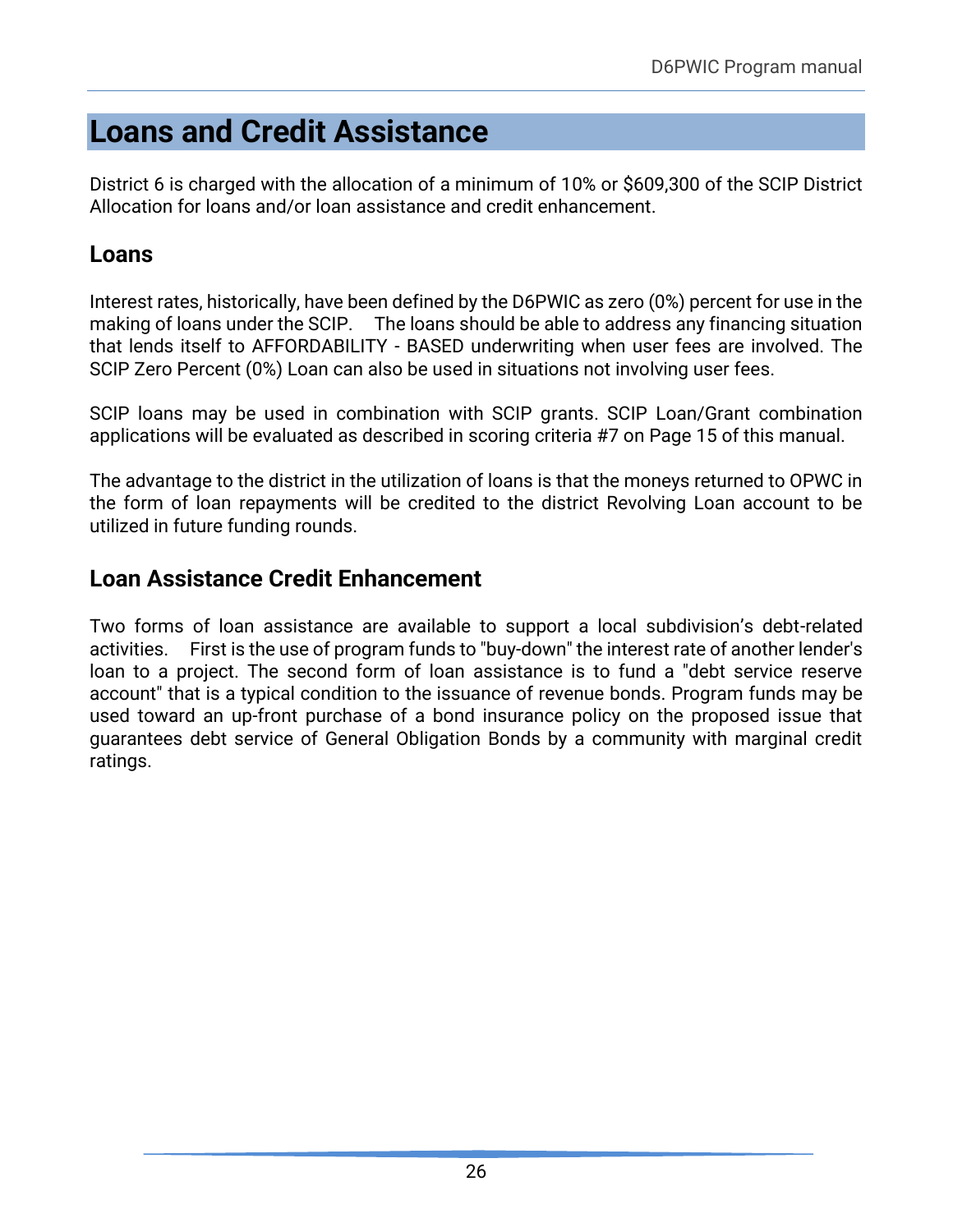# Loans and Credit Assistance

District 6 is charged with the allocation of a minimum of 10% or $609,300 of the SCIP District Allocation for loans and/or loan assistance and credit enhancement.

## Loans

Interest rates, historically, have been defined by the D6PWIC as zero (0%) percent for use in the making of loans under the SCIP. The loans should be able to address any financing situation that lends itself to AFFORDABILITY - BASED underwriting when user fees are involved. The SCIP Zero Percent (0%) Loan can also be used in situations not involving user fees.

SCIP loans may be used in combination with SCIP grants. SCIP Loan/Grant combination applications will be evaluated as described in scoring criteria #7 on Page 15 of this manual.

The advantage to the district in the utilization of loans is that the moneys returned to OPWC in the form of loan repayments will be credited to the district Revolving Loan account to be utilized in future funding rounds.

## Loan Assistance Credit Enhancement

Two forms of loan assistance are available to support a local subdivision's debt-related activities. First is the use of program funds to "buy-down" the interest rate of another lender's loan to a project. The second form of loan assistance is to fund a "debt service reserve account" that is a typical condition to the issuance of revenue bonds. Program funds may be used toward an up-front purchase of a bond insurance policy on the proposed issue that guarantees debt service of General Obligation Bonds by a community with marginal credit ratings.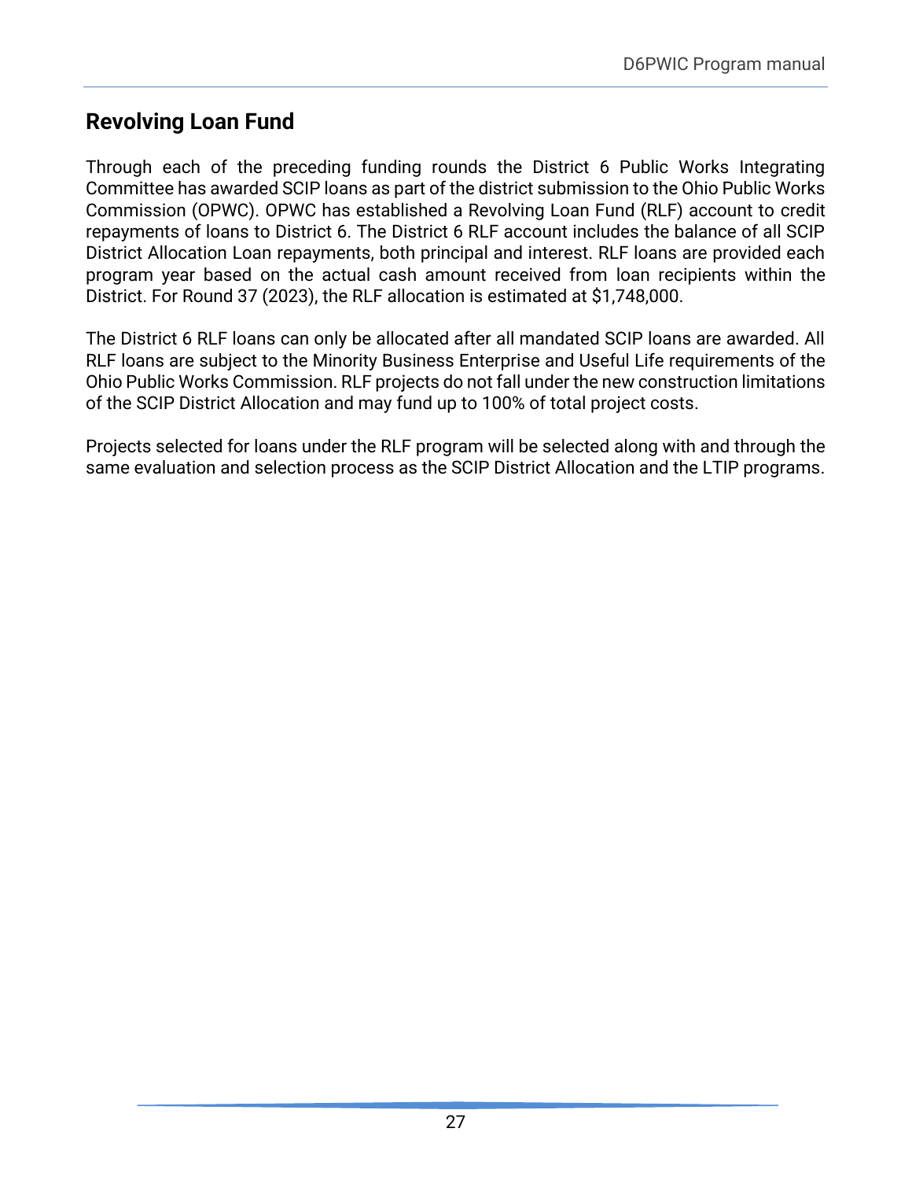## Revolving Loan Fund

Through each of the preceding funding rounds the District 6 Public Works Integrating Committee has awarded SCIP loans as part of the district submission to the Ohio Public Works Commission (OPWC). OPWC has established a Revolving Loan Fund (RLF) account to credit repayments of loans to District 6. The District 6 RLF account includes the balance of all SCIP District Allocation Loan repayments, both principal and interest. RLF loans are provided each program year based on the actual cash amount received from loan recipients within the District. For Round 37 (2023), the RLF allocation is estimated at $1,748,000.

The District 6 RLF loans can only be allocated after all mandated SCIP loans are awarded. All RLF loans are subject to the Minority Business Enterprise and Useful Life requirements of the Ohio Public Works Commission. RLF projects do not fall under the new construction limitations of the SCIP District Allocation and may fund up to 100% of total project costs.

Projects selected for loans under the RLF program will be selected along with and through the same evaluation and selection process as the SCIP District Allocation and the LTIP programs.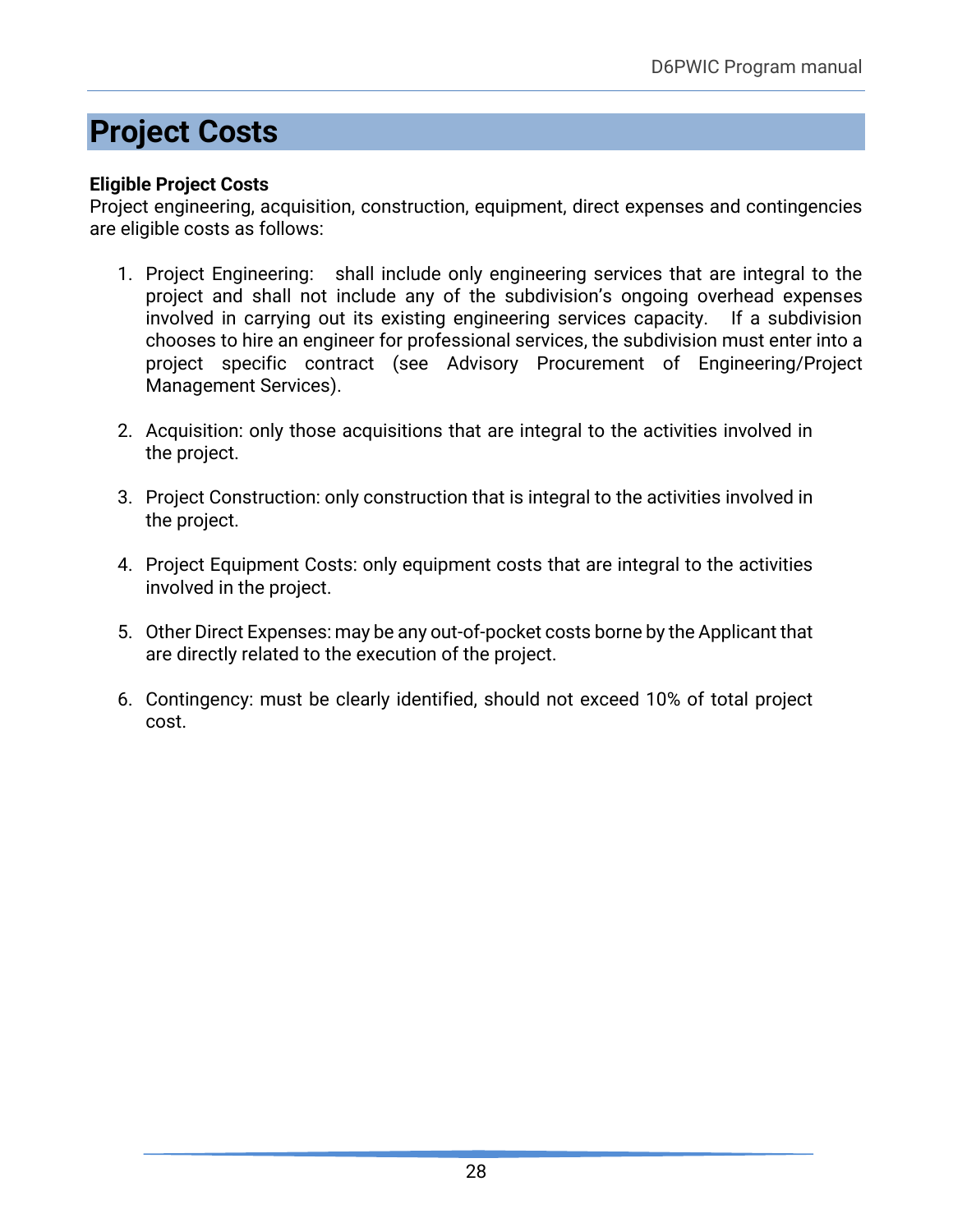# Project Costs

**Eligible Project Costs**

Project engineering, acquisition, construction, equipment, direct expenses and contingencies are eligible costs as follows:

1. Project Engineering: shall include only engineering services that are integral to the project and shall not include any of the subdivision's ongoing overhead expenses involved in carrying out its existing engineering services capacity. If a subdivision chooses to hire an engineer for professional services, the subdivision must enter into a project specific contract (see Advisory Procurement of Engineering/Project Management Services).

2. Acquisition: only those acquisitions that are integral to the activities involved in the project.

3. Project Construction: only construction that is integral to the activities involved in the project.

4. Project Equipment Costs: only equipment costs that are integral to the activities involved in the project.

5. Other Direct Expenses: may be any out-of-pocket costs borne by the Applicant that are directly related to the execution of the project.

6. Contingency: must be clearly identified, should not exceed 10% of total project cost.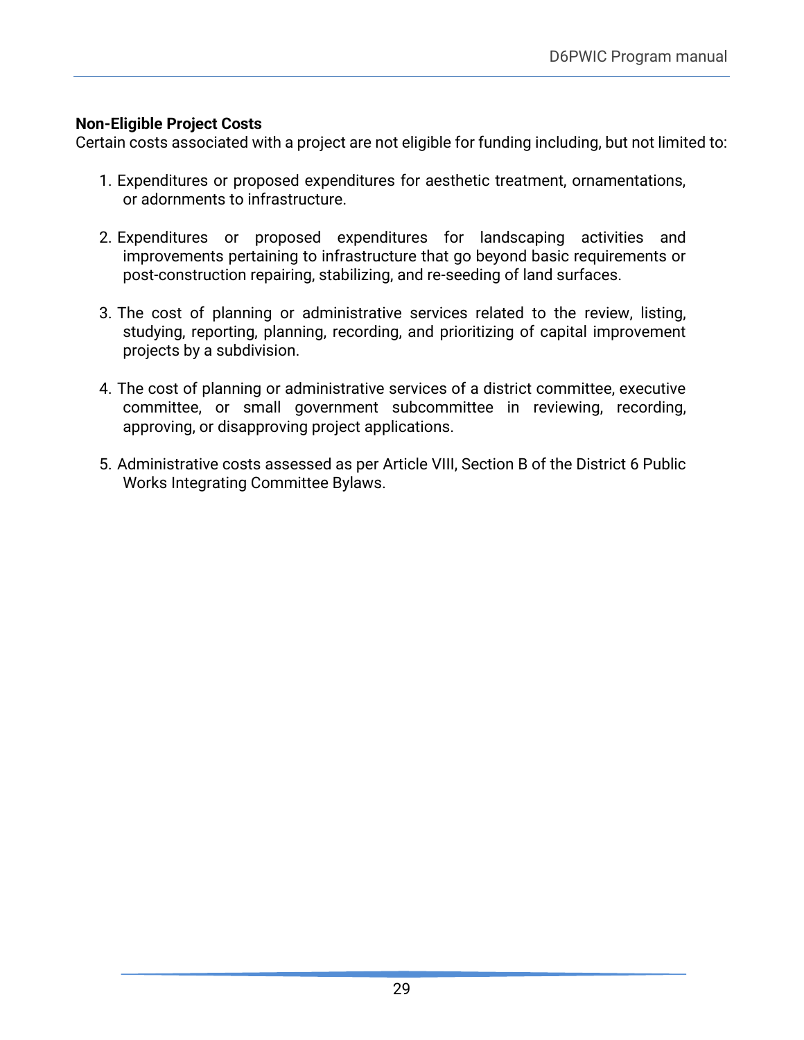**Non-Eligible Project Costs**

Certain costs associated with a project are not eligible for funding including, but not limited to:

1. Expenditures or proposed expenditures for aesthetic treatment, ornamentations, or adornments to infrastructure.

2. Expenditures or proposed expenditures for landscaping activities and improvements pertaining to infrastructure that go beyond basic requirements or post-construction repairing, stabilizing, and re-seeding of land surfaces.

3. The cost of planning or administrative services related to the review, listing, studying, reporting, planning, recording, and prioritizing of capital improvement projects by a subdivision.

4. The cost of planning or administrative services of a district committee, executive committee, or small government subcommittee in reviewing, recording, approving, or disapproving project applications.

5. Administrative costs assessed as per Article VIII, Section B of the District 6 Public Works Integrating Committee Bylaws.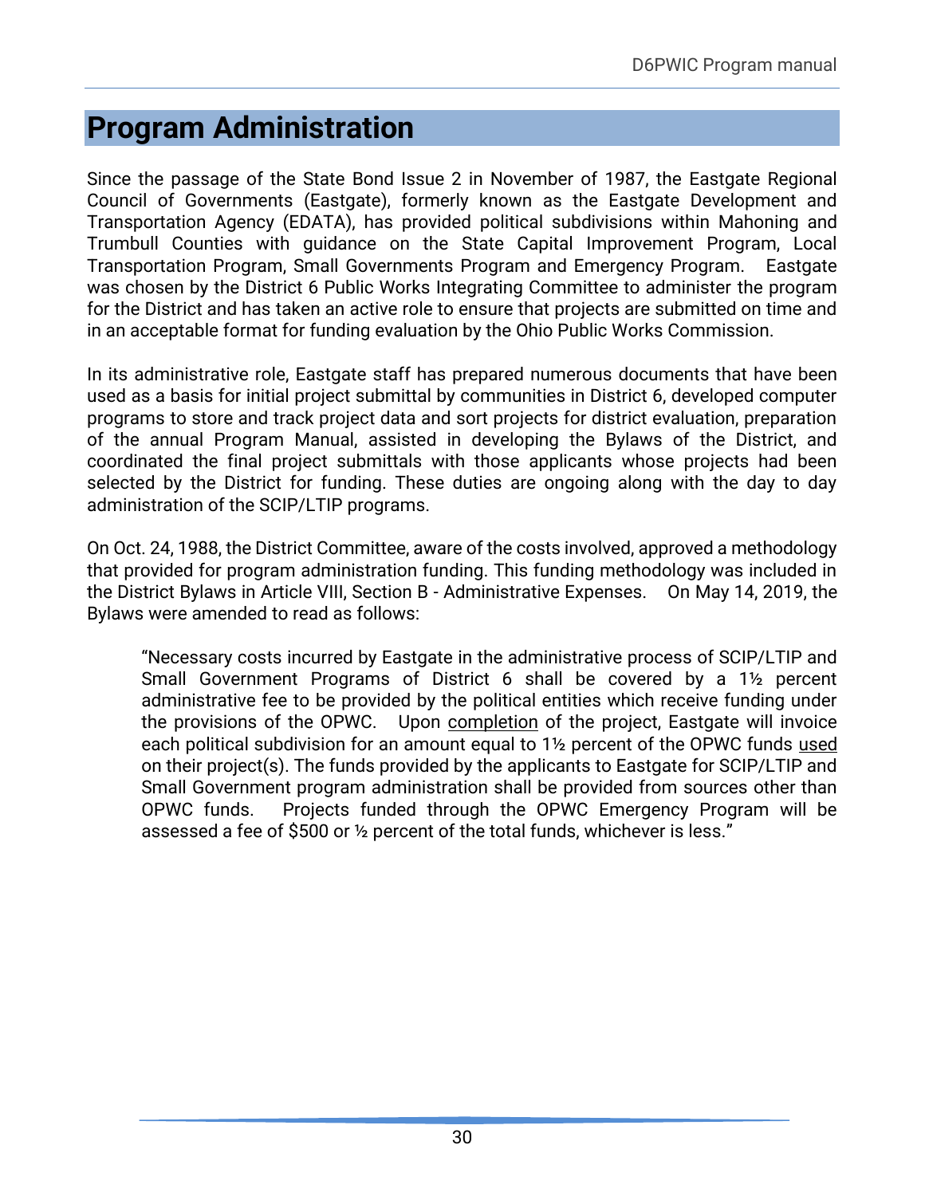# Program Administration

Since the passage of the State Bond Issue 2 in November of 1987, the Eastgate Regional Council of Governments (Eastgate), formerly known as the Eastgate Development and Transportation Agency (EDATA), has provided political subdivisions within Mahoning and Trumbull Counties with guidance on the State Capital Improvement Program, Local Transportation Program, Small Governments Program and Emergency Program. Eastgate was chosen by the District 6 Public Works Integrating Committee to administer the program for the District and has taken an active role to ensure that projects are submitted on time and in an acceptable format for funding evaluation by the Ohio Public Works Commission.

In its administrative role, Eastgate staff has prepared numerous documents that have been used as a basis for initial project submittal by communities in District 6, developed computer programs to store and track project data and sort projects for district evaluation, preparation of the annual Program Manual, assisted in developing the Bylaws of the District, and coordinated the final project submittals with those applicants whose projects had been selected by the District for funding. These duties are ongoing along with the day to day administration of the SCIP/LTIP programs.

On Oct. 24, 1988, the District Committee, aware of the costs involved, approved a methodology that provided for program administration funding. This funding methodology was included in the District Bylaws in Article VIII, Section B - Administrative Expenses. On May 14, 2019, the Bylaws were amended to read as follows:

> "Necessary costs incurred by Eastgate in the administrative process of SCIP/LTIP and Small Government Programs of District 6 shall be covered by a 1½ percent administrative fee to be provided by the political entities which receive funding under the provisions of the OPWC. Upon <u>completion</u> of the project, Eastgate will invoice each political subdivision for an amount equal to 1½ percent of the OPWC funds <u>used</u> on their project(s). The funds provided by the applicants to Eastgate for SCIP/LTIP and Small Government program administration shall be provided from sources other than OPWC funds. Projects funded through the OPWC Emergency Program will be assessed a fee of $500 or ½ percent of the total funds, whichever is less."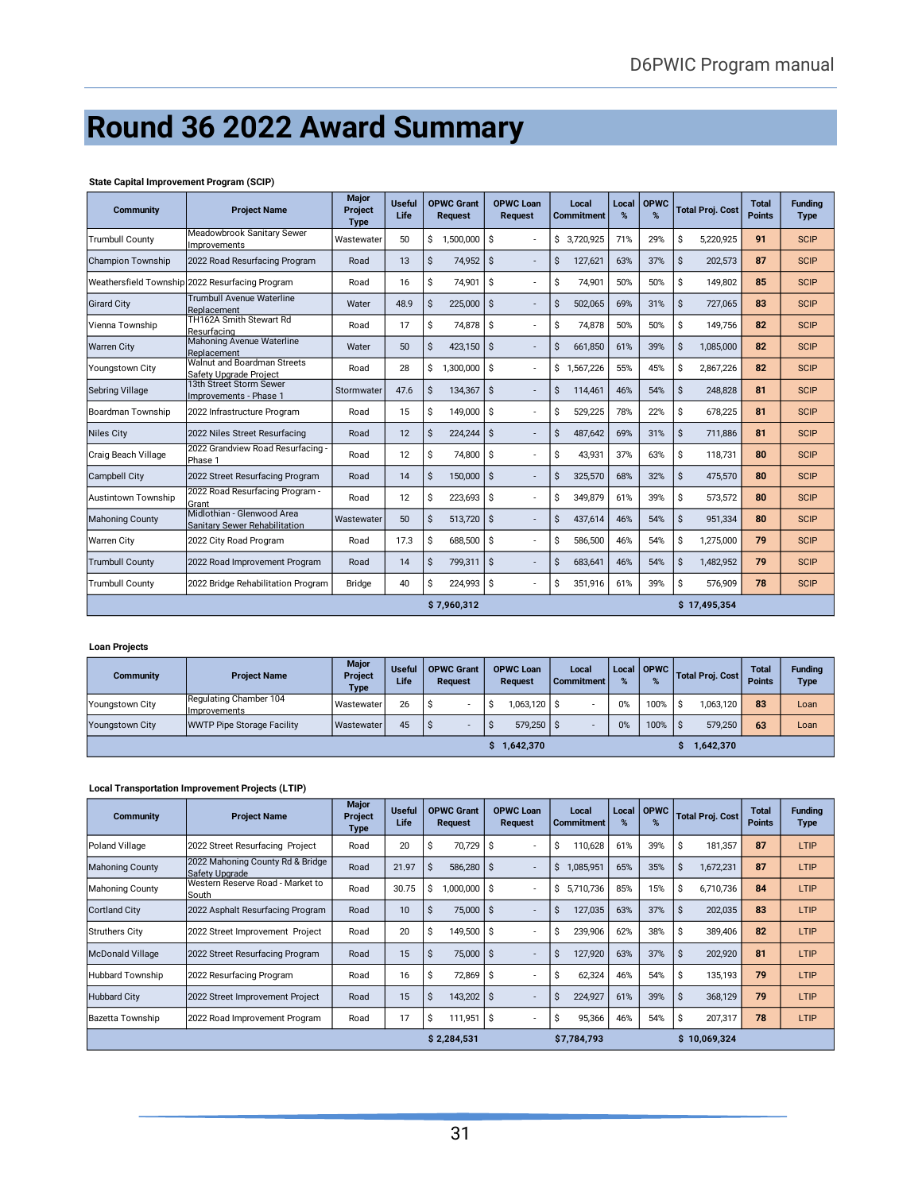# Round 36 2022 Award Summary

**State Capital Improvement Program (SCIP)**

| Community | Project Name | Major Project Type | Useful Life | OPWC Grant Request | OPWC Loan Request | Local Commitment | Local % | OPWC % | Total Proj. Cost | Total Points | Funding Type |
|---|---|---|---|---|---|---|---|---|---|---|---|
| Trumbull County | Meadowbrook Sanitary Sewer Improvements | Wastewater | 50 | $ 1,500,000 | $ - | $ 3,720,925 | 71% | 29% | $ 5,220,925 | 91 | SCIP |
| Champion Township | 2022 Road Resurfacing Program | Road | 13 | $ 74,952 | $ - | $ 127,621 | 63% | 37% | $ 202,573 | 87 | SCIP |
| Weathersfield Township | 2022 Resurfacing Program | Road | 16 | $ 74,901 | $ - | $ 74,901 | 50% | 50% | $ 149,802 | 85 | SCIP |
| Girard City | Trumbull Avenue Waterline Replacement | Water | 48.9 | $ 225,000 | $ - | $ 502,065 | 69% | 31% | $ 727,065 | 83 | SCIP |
| Vienna Township | TH162A Smith Stewart Rd Resurfacing | Road | 17 | $ 74,878 | $ - | $ 74,878 | 50% | 50% | $ 149,756 | 82 | SCIP |
| Warren City | Mahoning Avenue Waterline Replacement | Water | 50 | $ 423,150 | $ - | $ 661,850 | 61% | 39% | $ 1,085,000 | 82 | SCIP |
| Youngstown City | Walnut and Boardman Streets Safety Upgrade Project | Road | 28 | $ 1,300,000 | $ - | $ 1,567,226 | 55% | 45% | $ 2,867,226 | 82 | SCIP |
| Sebring Village | 13th Street Storm Sewer Improvements - Phase 1 | Stormwater | 47.6 | $ 134,367 | $ - | $ 114,461 | 46% | 54% | $ 248,828 | 81 | SCIP |
| Boardman Township | 2022 Infrastructure Program | Road | 15 | $ 149,000 | $ - | $ 529,225 | 78% | 22% | $ 678,225 | 81 | SCIP |
| Niles City | 2022 Niles Street Resurfacing | Road | 12 | $ 224,244 | $ - | $ 487,642 | 69% | 31% | $ 711,886 | 81 | SCIP |
| Craig Beach Village | 2022 Grandview Road Resurfacing - Phase 1 | Road | 12 | $ 74,800 | $ - | $ 43,931 | 37% | 63% | $ 118,731 | 80 | SCIP |
| Campbell City | 2022 Street Resurfacing Program | Road | 14 | $ 150,000 | $ - | $ 325,570 | 68% | 32% | $ 475,570 | 80 | SCIP |
| Austintown Township | 2022 Road Resurfacing Program - Grant | Road | 12 | $ 223,693 | $ - | $ 349,879 | 61% | 39% | $ 573,572 | 80 | SCIP |
| Mahoning County | Midlothian - Glenwood Area Sanitary Sewer Rehabilitation | Wastewater | 50 | $ 513,720 | $ - | $ 437,614 | 46% | 54% | $ 951,334 | 80 | SCIP |
| Warren City | 2022 City Road Program | Road | 17.3 | $ 688,500 | $ - | $ 586,500 | 46% | 54% | $ 1,275,000 | 79 | SCIP |
| Trumbull County | 2022 Road Improvement Program | Road | 14 | $ 799,311 | $ - | $ 683,641 | 46% | 54% | $ 1,482,952 | 79 | SCIP |
| Trumbull County | 2022 Bridge Rehabilitation Program | Bridge | 40 | $ 224,993 | $ - | $ 351,916 | 61% | 39% | $ 576,909 | 78 | SCIP |
| | | | | $ 7,960,312 | | | | | $ 17,495,354 | | |

**Loan Projects**

| Community | Project Name | Major Project Type | Useful Life | OPWC Grant Request | OPWC Loan Request | Local Commitment | Local % | OPWC % | Total Proj. Cost | Total Points | Funding Type |
|---|---|---|---|---|---|---|---|---|---|---|---|
| Youngstown City | Regulating Chamber 104 Improvements | Wastewater | 26 | $ - | $ 1,063,120 | $ - | 0% | 100% | $ 1,063,120 | 83 | Loan |
| Youngstown City | WWTP Pipe Storage Facility | Wastewater | 45 | $ - | $ 579,250 | $ - | 0% | 100% | $ 579,250 | 63 | Loan |
| | | | | | $ 1,642,370 | | | | $ 1,642,370 | | |

**Local Transportation Improvement Projects (LTIP)**

| Community | Project Name | Major Project Type | Useful Life | OPWC Grant Request | OPWC Loan Request | Local Commitment | Local % | OPWC % | Total Proj. Cost | Total Points | Funding Type |
|---|---|---|---|---|---|---|---|---|---|---|---|
| Poland Village | 2022 Street Resurfacing Project | Road | 20 | $ 70,729 | $ - | $ 110,628 | 61% | 39% | $ 181,357 | 87 | LTIP |
| Mahoning County | 2022 Mahoning County Rd & Bridge Safety Upgrade | Road | 21.97 | $ 586,280 | $ - | $ 1,085,951 | 65% | 35% | $ 1,672,231 | 87 | LTIP |
| Mahoning County | Western Reserve Road - Market to South | Road | 30.75 | $ 1,000,000 | $ - | $ 5,710,736 | 85% | 15% | $ 6,710,736 | 84 | LTIP |
| Cortland City | 2022 Asphalt Resurfacing Program | Road | 10 | $ 75,000 | $ - | $ 127,035 | 63% | 37% | $ 202,035 | 83 | LTIP |
| Struthers City | 2022 Street Improvement Project | Road | 20 | $ 149,500 | $ - | $ 239,906 | 62% | 38% | $ 389,406 | 82 | LTIP |
| McDonald Village | 2022 Street Resurfacing Program | Road | 15 | $ 75,000 | $ - | $ 127,920 | 63% | 37% | $ 202,920 | 81 | LTIP |
| Hubbard Township | 2022 Resurfacing Program | Road | 16 | $ 72,869 | $ - | $ 62,324 | 46% | 54% | $ 135,193 | 79 | LTIP |
| Hubbard City | 2022 Street Improvement Project | Road | 15 | $ 143,202 | $ - | $ 224,927 | 61% | 39% | $ 368,129 | 79 | LTIP |
| Bazetta Township | 2022 Road Improvement Program | Road | 17 | $ 111,951 | $ - | $ 95,366 | 46% | 54% | $ 207,317 | 78 | LTIP |
| | | | | $ 2,284,531 | | $7,784,793 | | | $ 10,069,324 | | |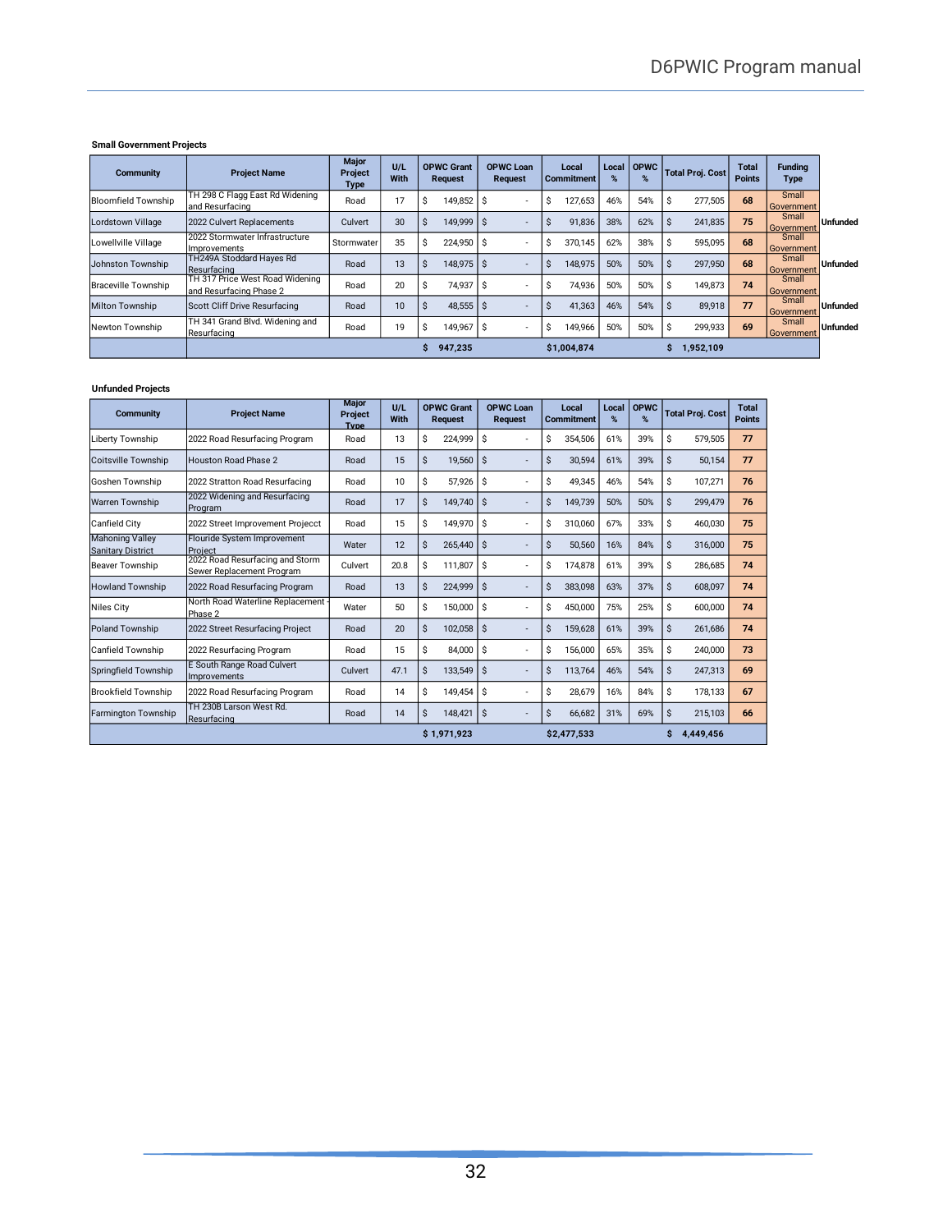**Small Government Projects**

| Community | Project Name | Major Project Type | U/L With | OPWC Grant Request | OPWC Loan Request | Local Commitment | Local % | OPWC % | Total Proj. Cost | Total Points | Funding Type | |
|---|---|---|---|---|---|---|---|---|---|---|---|---|
| Bloomfield Township | TH 298 C Flagg East Rd Widening and Resurfacing | Road | 17 | $ 149,852 | $ - | $ 127,653 | 46% | 54% | $ 277,505 | 68 | Small Government | |
| Lordstown Village | 2022 Culvert Replacements | Culvert | 30 | $ 149,999 | $ - | $ 91,836 | 38% | 62% | $ 241,835 | 75 | Small Government | Unfunded |
| Lowellville Village | 2022 Stormwater Infrastructure Improvements | Stormwater | 35 | $ 224,950 | $ - | $ 370,145 | 62% | 38% | $ 595,095 | 68 | Small Government | |
| Johnston Township | TH249A Stoddard Hayes Rd Resurfacing | Road | 13 | $ 148,975 | $ - | $ 148,975 | 50% | 50% | $ 297,950 | 68 | Small Government | Unfunded |
| Braceville Township | TH 317 Price West Road Widening and Resurfacing Phase 2 | Road | 20 | $ 74,937 | $ - | $ 74,936 | 50% | 50% | $ 149,873 | 74 | Small Government | |
| Milton Township | Scott Cliff Drive Resurfacing | Road | 10 | $ 48,555 | $ - | $ 41,363 | 46% | 54% | $ 89,918 | 77 | Small Government | Unfunded |
| Newton Township | TH 341 Grand Blvd. Widening and Resurfacing | Road | 19 | $ 149,967 | $ - | $ 149,966 | 50% | 50% | $ 299,933 | 69 | Small Government | Unfunded |
| | | | | $ 947,235 | | $1,004,874 | | | $ 1,952,109 | | | |

**Unfunded Projects**

| Community | Project Name | Major Project Type | U/L With | OPWC Grant Request | OPWC Loan Request | Local Commitment | Local % | OPWC % | Total Proj. Cost | Total Points |
|---|---|---|---|---|---|---|---|---|---|---|
| Liberty Township | 2022 Road Resurfacing Program | Road | 13 | $ 224,999 | $ - | $ 354,506 | 61% | 39% | $ 579,505 | 77 |
| Coitsville Township | Houston Road Phase 2 | Road | 15 | $ 19,560 | $ - | $ 30,594 | 61% | 39% | $ 50,154 | 77 |
| Goshen Township | 2022 Stratton Road Resurfacing | Road | 10 | $ 57,926 | $ - | $ 49,345 | 46% | 54% | $ 107,271 | 76 |
| Warren Township | 2022 Widening and Resurfacing Program | Road | 17 | $ 149,740 | $ - | $ 149,739 | 50% | 50% | $ 299,479 | 76 |
| Canfield City | 2022 Street Improvement Projecct | Road | 15 | $ 149,970 | $ - | $ 310,060 | 67% | 33% | $ 460,030 | 75 |
| Mahoning Valley Sanitary District | Flouride System Improvement Project | Water | 12 | $ 265,440 | $ - | $ 50,560 | 16% | 84% | $ 316,000 | 75 |
| Beaver Township | 2022 Road Resurfacing and Storm Sewer Replacement Program | Culvert | 20.8 | $ 111,807 | $ - | $ 174,878 | 61% | 39% | $ 286,685 | 74 |
| Howland Township | 2022 Road Resurfacing Program | Road | 13 | $ 224,999 | $ - | $ 383,098 | 63% | 37% | $ 608,097 | 74 |
| Niles City | North Road Waterline Replacement - Phase 2 | Water | 50 | $ 150,000 | $ - | $ 450,000 | 75% | 25% | $ 600,000 | 74 |
| Poland Township | 2022 Street Resurfacing Project | Road | 20 | $ 102,058 | $ - | $ 159,628 | 61% | 39% | $ 261,686 | 74 |
| Canfield Township | 2022 Resurfacing Program | Road | 15 | $ 84,000 | $ - | $ 156,000 | 65% | 35% | $ 240,000 | 73 |
| Springfield Township | E South Range Road Culvert Improvements | Culvert | 47.1 | $ 133,549 | $ - | $ 113,764 | 46% | 54% | $ 247,313 | 69 |
| Brookfield Township | 2022 Road Resurfacing Program | Road | 14 | $ 149,454 | $ - | $ 28,679 | 16% | 84% | $ 178,133 | 67 |
| Farmington Township | TH 230B Larson West Rd. Resurfacing | Road | 14 | $ 148,421 | $ - | $ 66,682 | 31% | 69% | $ 215,103 | 66 |
| | | | | $ 1,971,923 | | $2,477,533 | | | $ 4,449,456 | |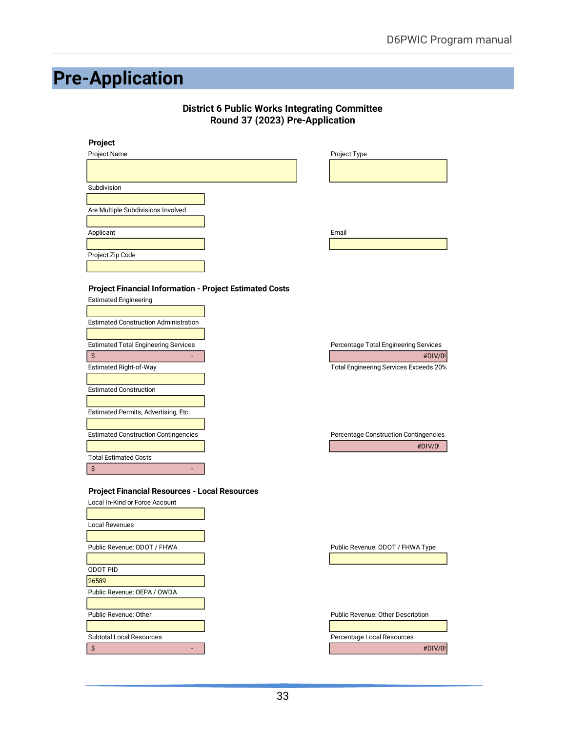# Pre-Application

**District 6 Public Works Integrating Committee**
**Round 37 (2023) Pre-Application**

### Project

| Field | Value | Field | Value |
|---|---|---|---|
| Project Name | | Project Type | |
| Subdivision | | | |
| Are Multiple Subdivisions Involved | | | |
| Applicant | | Email | |
| Project Zip Code | | | |

### Project Financial Information - Project Estimated Costs

| Field | Value | Field | Value |
|---|---|---|---|
| Estimated Engineering | | | |
| Estimated Construction Administration | | | |
| Estimated Total Engineering Services | $ - | Percentage Total Engineering Services | #DIV/0! |
| Estimated Right-of-Way | | Total Engineering Services Exceeds 20% | |
| Estimated Construction | | | |
| Estimated Permits, Advertising, Etc. | | | |
| Estimated Construction Contingencies | | Percentage Construction Contingencies | #DIV/0! |
| Total Estimated Costs | $ - | | |

### Project Financial Resources - Local Resources

| Field | Value | Field | Value |
|---|---|---|---|
| Local In-Kind or Force Account | | | |
| Local Revenues | | | |
| Public Revenue: ODOT / FHWA | | Public Revenue: ODOT / FHWA Type | |
| ODOT PID | 26589 | | |
| Public Revenue: OEPA / OWDA | | | |
| Public Revenue: Other | | Public Revenue: Other Description | |
| Subtotal Local Resources | $ - | Percentage Local Resources | #DIV/0! |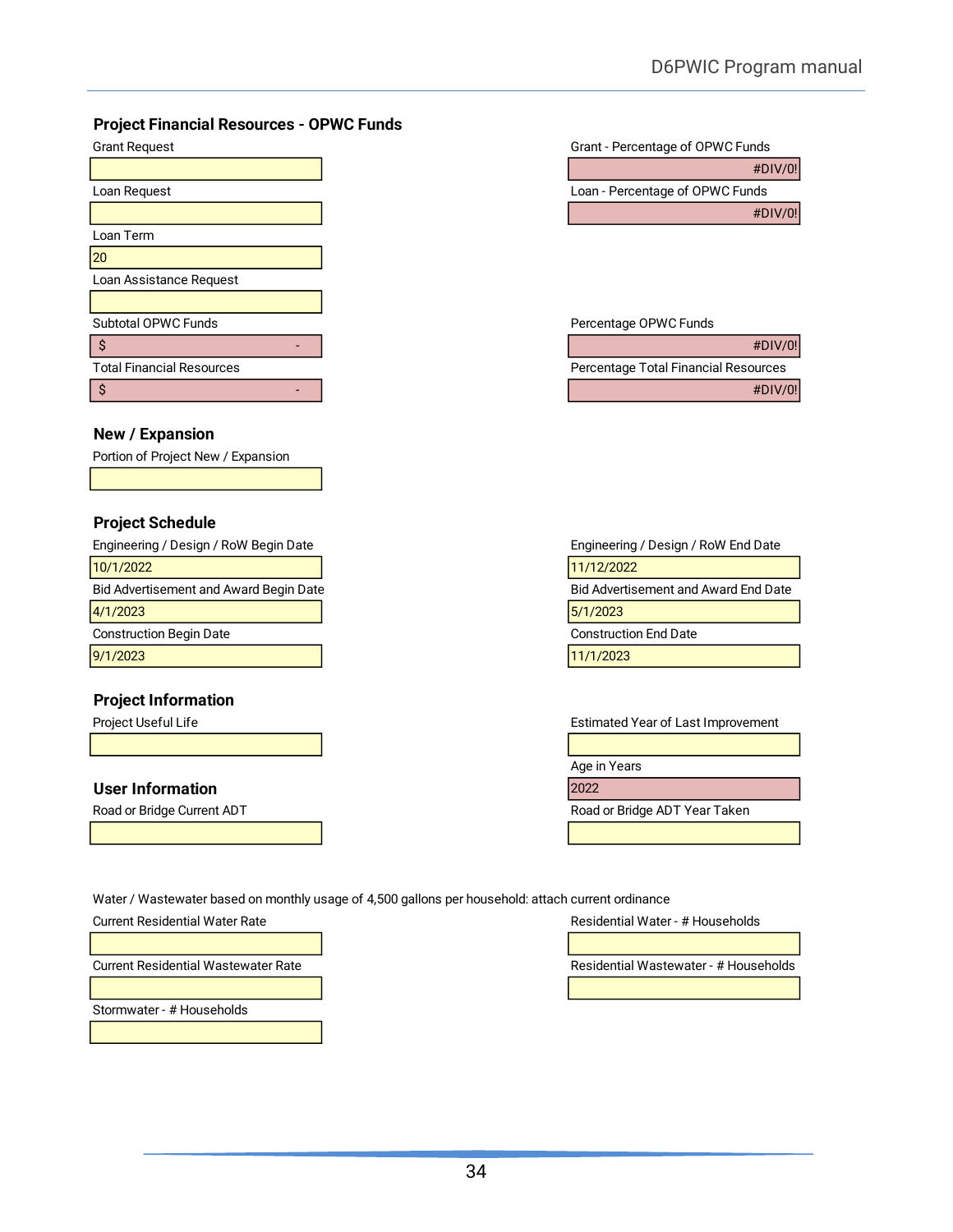## Project Financial Resources - OPWC Funds

| Field | Value | Field | Value |
|---|---|---|---|
| Grant Request | | Grant - Percentage of OPWC Funds | #DIV/0! |
| Loan Request | | Loan - Percentage of OPWC Funds | #DIV/0! |
| Loan Term | 20 | | |
| Loan Assistance Request | | | |
| Subtotal OPWC Funds | $ - | Percentage OPWC Funds | #DIV/0! |
| Total Financial Resources | $ - | Percentage Total Financial Resources | #DIV/0! |

## New / Expansion

| Field | Value |
|---|---|
| Portion of Project New / Expansion | |

## Project Schedule

| Field | Value | Field | Value |
|---|---|---|---|
| Engineering / Design / RoW Begin Date | 10/1/2022 | Engineering / Design / RoW End Date | 11/12/2022 |
| Bid Advertisement and Award Begin Date | 4/1/2023 | Bid Advertisement and Award End Date | 5/1/2023 |
| Construction Begin Date | 9/1/2023 | Construction End Date | 11/1/2023 |

## Project Information

| Field | Value | Field | Value |
|---|---|---|---|
| Project Useful Life | | Estimated Year of Last Improvement | |
| | | Age in Years | 2022 |

## User Information

| Field | Value | Field | Value |
|---|---|---|---|
| Road or Bridge Current ADT | | Road or Bridge ADT Year Taken | |

Water / Wastewater based on monthly usage of 4,500 gallons per household: attach current ordinance

| Field | Value | Field | Value |
|---|---|---|---|
| Current Residential Water Rate | | Residential Water - # Households | |
| Current Residential Wastewater Rate | | Residential Wastewater - # Households | |
| Stormwater - # Households | | | |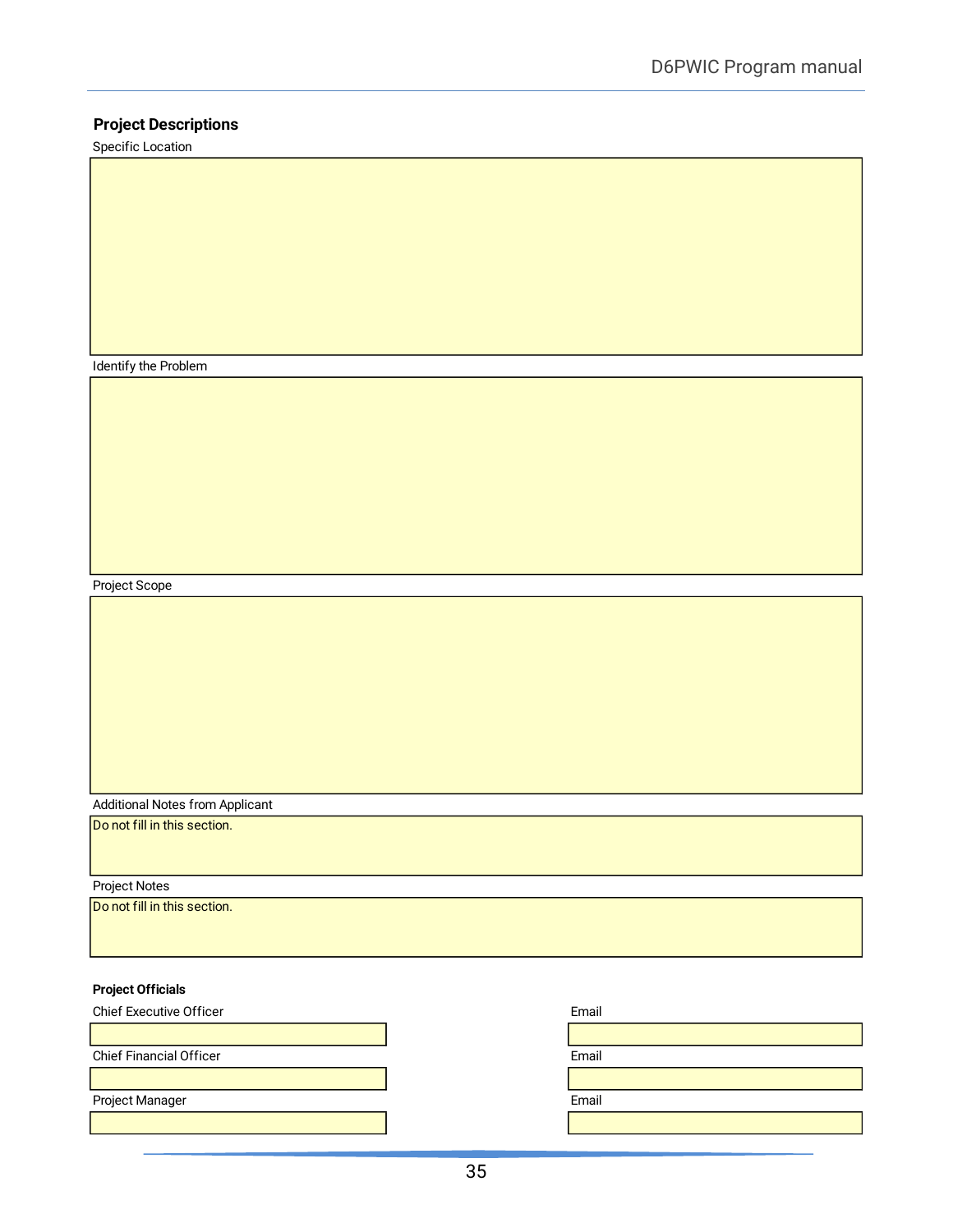## Project Descriptions

Specific Location

Identify the Problem

Project Scope

Additional Notes from Applicant

Do not fill in this section.

Project Notes

Do not fill in this section.

**Project Officials**

| Chief Executive Officer | Email |
|---|---|
| | |

| Chief Financial Officer | Email |
|---|---|
| | |

| Project Manager | Email |
|---|---|
| | |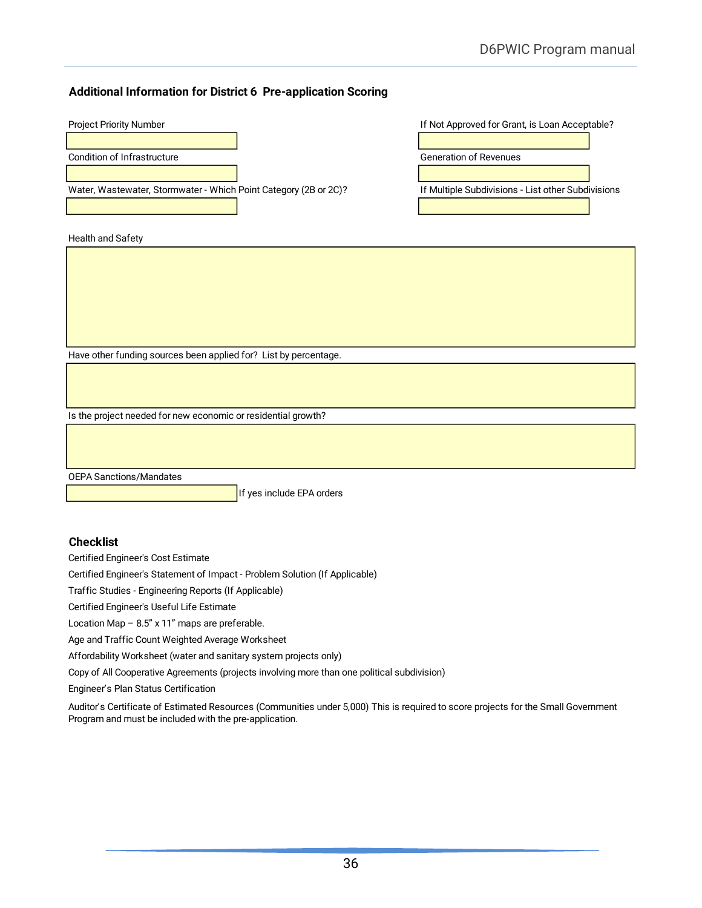## Additional Information for District 6 Pre-application Scoring

Project Priority Number

If Not Approved for Grant, is Loan Acceptable?

Condition of Infrastructure

Generation of Revenues

Water, Wastewater, Stormwater - Which Point Category (2B or 2C)?

If Multiple Subdivisions - List other Subdivisions

Health and Safety

Have other funding sources been applied for? List by percentage.

Is the project needed for new economic or residential growth?

OEPA Sanctions/Mandates

If yes include EPA orders

## Checklist

Certified Engineer's Cost Estimate

Certified Engineer's Statement of Impact - Problem Solution (If Applicable)

Traffic Studies - Engineering Reports (If Applicable)

Certified Engineer's Useful Life Estimate

Location Map – 8.5" x 11" maps are preferable.

Age and Traffic Count Weighted Average Worksheet

Affordability Worksheet (water and sanitary system projects only)

Copy of All Cooperative Agreements (projects involving more than one political subdivision)

Engineer's Plan Status Certification

Auditor's Certificate of Estimated Resources (Communities under 5,000) This is required to score projects for the Small Government Program and must be included with the pre-application.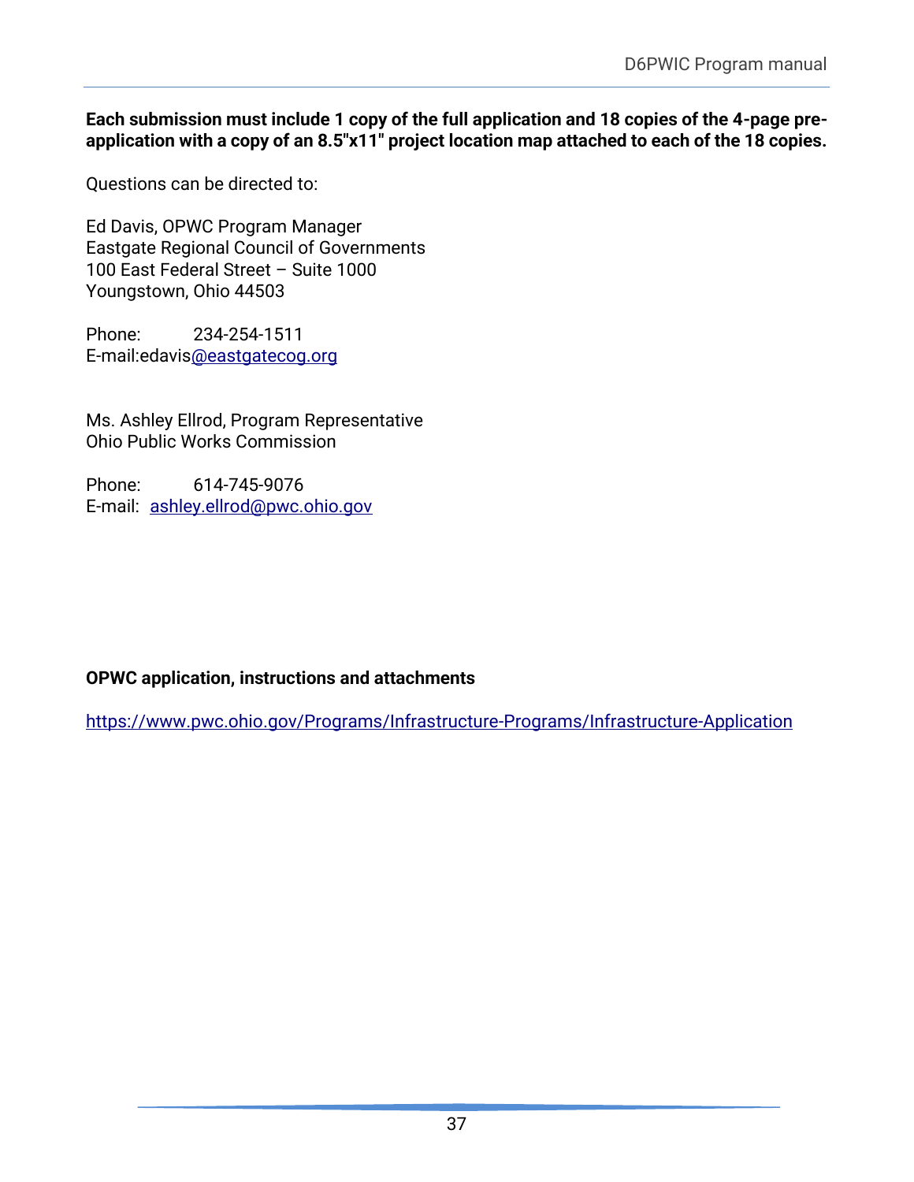**Each submission must include 1 copy of the full application and 18 copies of the 4-page pre-application with a copy of an 8.5"x11" project location map attached to each of the 18 copies.**

Questions can be directed to:

Ed Davis, OPWC Program Manager
Eastgate Regional Council of Governments
100 East Federal Street – Suite 1000
Youngstown, Ohio 44503

Phone: 234-254-1511
E-mail:edavis@eastgatecog.org

Ms. Ashley Ellrod, Program Representative
Ohio Public Works Commission

Phone: 614-745-9076
E-mail: ashley.ellrod@pwc.ohio.gov

**OPWC application, instructions and attachments**

https://www.pwc.ohio.gov/Programs/Infrastructure-Programs/Infrastructure-Application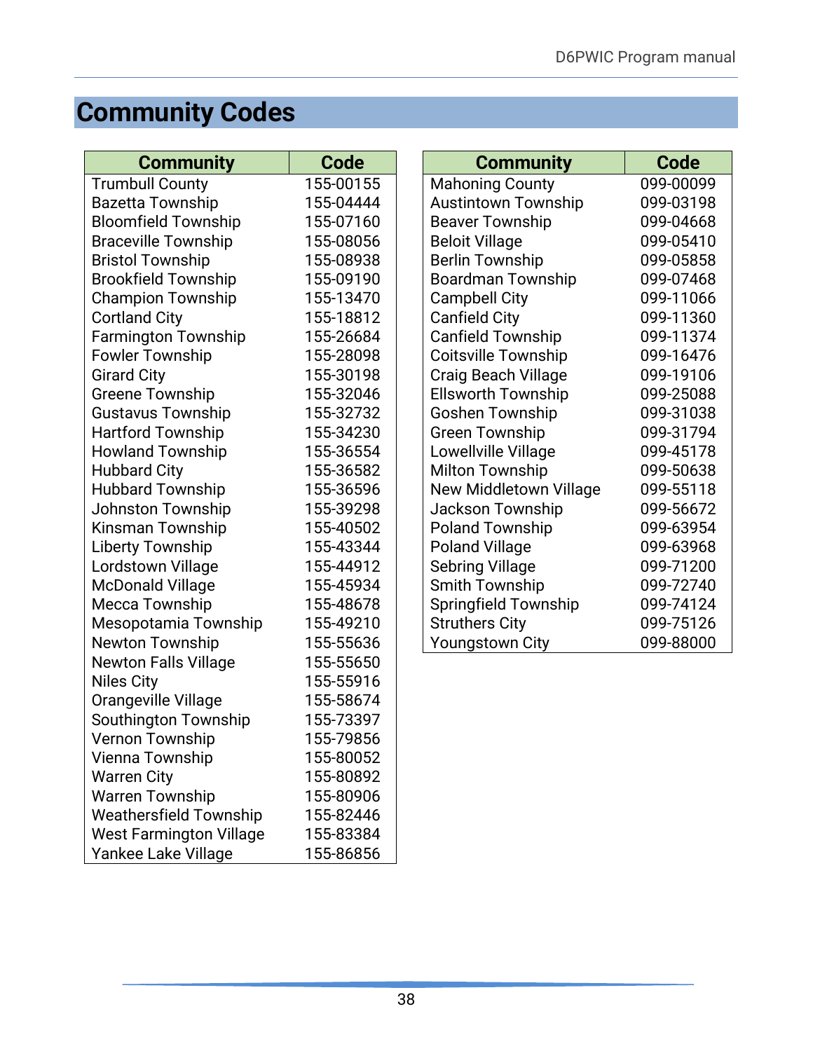# Community Codes

| Community | Code |
|---|---|
| Trumbull County | 155-00155 |
| Bazetta Township | 155-04444 |
| Bloomfield Township | 155-07160 |
| Braceville Township | 155-08056 |
| Bristol Township | 155-08938 |
| Brookfield Township | 155-09190 |
| Champion Township | 155-13470 |
| Cortland City | 155-18812 |
| Farmington Township | 155-26684 |
| Fowler Township | 155-28098 |
| Girard City | 155-30198 |
| Greene Township | 155-32046 |
| Gustavus Township | 155-32732 |
| Hartford Township | 155-34230 |
| Howland Township | 155-36554 |
| Hubbard City | 155-36582 |
| Hubbard Township | 155-36596 |
| Johnston Township | 155-39298 |
| Kinsman Township | 155-40502 |
| Liberty Township | 155-43344 |
| Lordstown Village | 155-44912 |
| McDonald Village | 155-45934 |
| Mecca Township | 155-48678 |
| Mesopotamia Township | 155-49210 |
| Newton Township | 155-55636 |
| Newton Falls Village | 155-55650 |
| Niles City | 155-55916 |
| Orangeville Village | 155-58674 |
| Southington Township | 155-73397 |
| Vernon Township | 155-79856 |
| Vienna Township | 155-80052 |
| Warren City | 155-80892 |
| Warren Township | 155-80906 |
| Weathersfield Township | 155-82446 |
| West Farmington Village | 155-83384 |
| Yankee Lake Village | 155-86856 |

| Community | Code |
|---|---|
| Mahoning County | 099-00099 |
| Austintown Township | 099-03198 |
| Beaver Township | 099-04668 |
| Beloit Village | 099-05410 |
| Berlin Township | 099-05858 |
| Boardman Township | 099-07468 |
| Campbell City | 099-11066 |
| Canfield City | 099-11360 |
| Canfield Township | 099-11374 |
| Coitsville Township | 099-16476 |
| Craig Beach Village | 099-19106 |
| Ellsworth Township | 099-25088 |
| Goshen Township | 099-31038 |
| Green Township | 099-31794 |
| Lowellville Village | 099-45178 |
| Milton Township | 099-50638 |
| New Middletown Village | 099-55118 |
| Jackson Township | 099-56672 |
| Poland Township | 099-63954 |
| Poland Village | 099-63968 |
| Sebring Village | 099-71200 |
| Smith Township | 099-72740 |
| Springfield Township | 099-74124 |
| Struthers City | 099-75126 |
| Youngstown City | 099-88000 |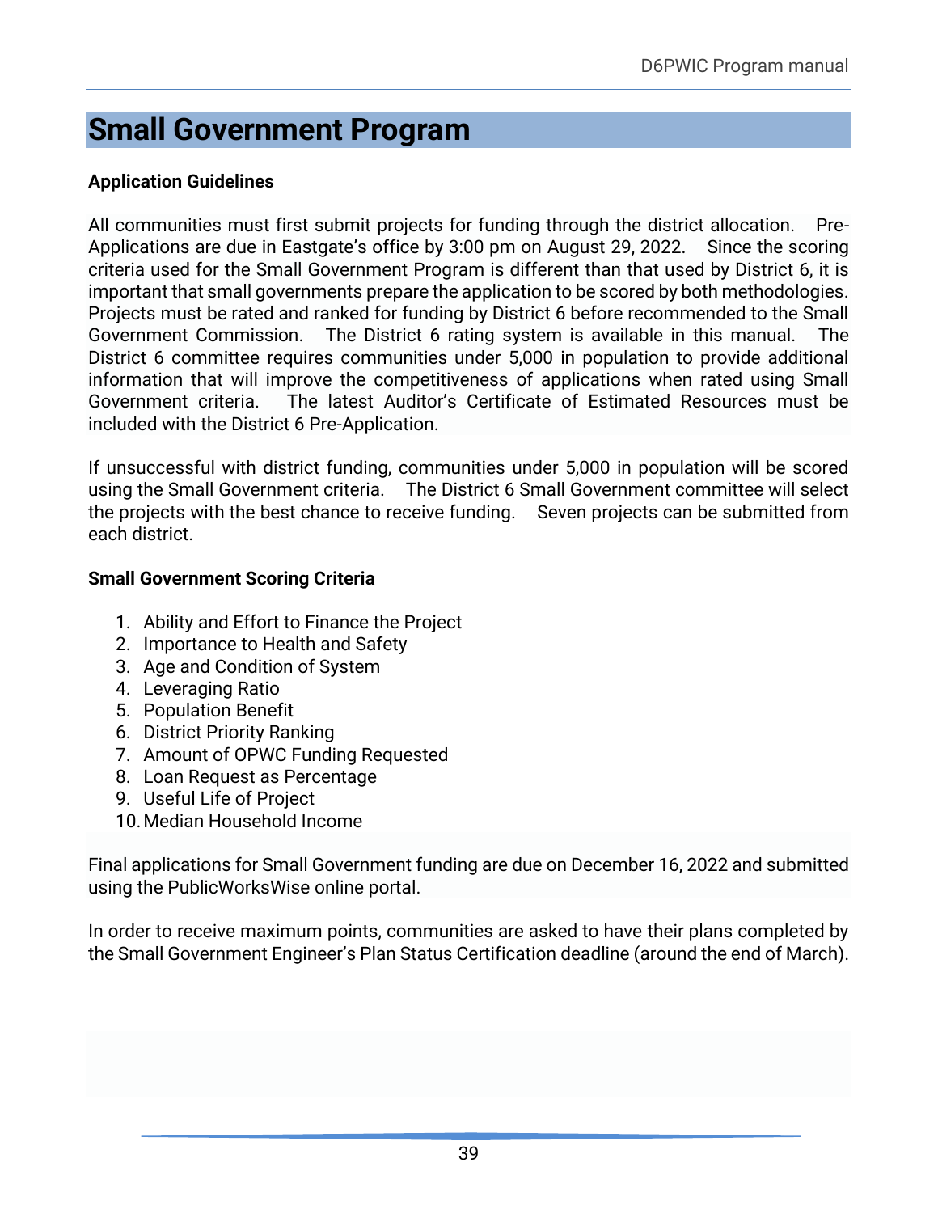# Small Government Program

**Application Guidelines**

All communities must first submit projects for funding through the district allocation. Pre-Applications are due in Eastgate's office by 3:00 pm on August 29, 2022. Since the scoring criteria used for the Small Government Program is different than that used by District 6, it is important that small governments prepare the application to be scored by both methodologies. Projects must be rated and ranked for funding by District 6 before recommended to the Small Government Commission. The District 6 rating system is available in this manual. The District 6 committee requires communities under 5,000 in population to provide additional information that will improve the competitiveness of applications when rated using Small Government criteria. The latest Auditor's Certificate of Estimated Resources must be included with the District 6 Pre-Application.

If unsuccessful with district funding, communities under 5,000 in population will be scored using the Small Government criteria. The District 6 Small Government committee will select the projects with the best chance to receive funding. Seven projects can be submitted from each district.

**Small Government Scoring Criteria**

1. Ability and Effort to Finance the Project
2. Importance to Health and Safety
3. Age and Condition of System
4. Leveraging Ratio
5. Population Benefit
6. District Priority Ranking
7. Amount of OPWC Funding Requested
8. Loan Request as Percentage
9. Useful Life of Project
10. Median Household Income

Final applications for Small Government funding are due on December 16, 2022 and submitted using the PublicWorksWise online portal.

In order to receive maximum points, communities are asked to have their plans completed by the Small Government Engineer's Plan Status Certification deadline (around the end of March).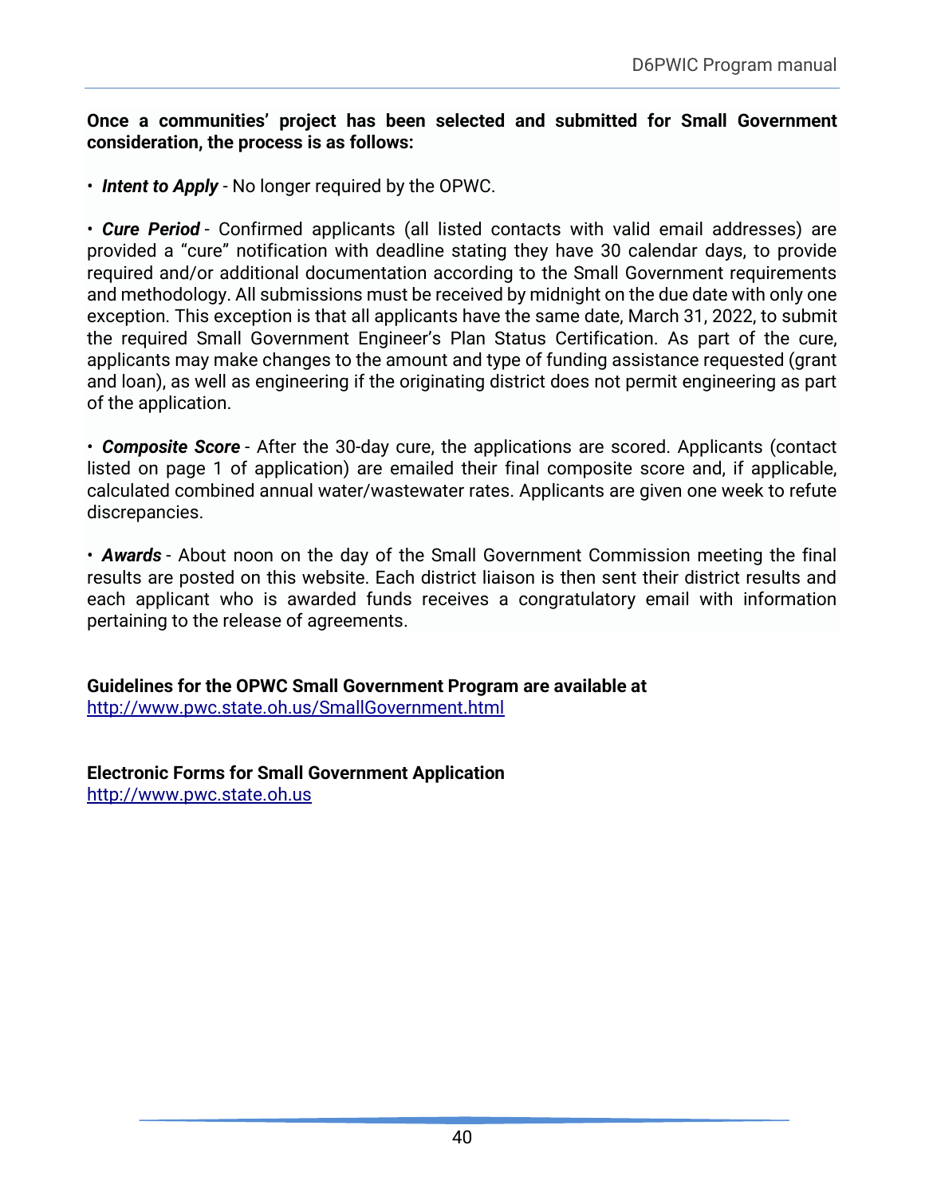**Once a communities' project has been selected and submitted for Small Government consideration, the process is as follows:**

• ***Intent to Apply*** - No longer required by the OPWC.

• ***Cure Period*** - Confirmed applicants (all listed contacts with valid email addresses) are provided a "cure" notification with deadline stating they have 30 calendar days, to provide required and/or additional documentation according to the Small Government requirements and methodology. All submissions must be received by midnight on the due date with only one exception. This exception is that all applicants have the same date, March 31, 2022, to submit the required Small Government Engineer's Plan Status Certification. As part of the cure, applicants may make changes to the amount and type of funding assistance requested (grant and loan), as well as engineering if the originating district does not permit engineering as part of the application.

• ***Composite Score*** - After the 30-day cure, the applications are scored. Applicants (contact listed on page 1 of application) are emailed their final composite score and, if applicable, calculated combined annual water/wastewater rates. Applicants are given one week to refute discrepancies.

• ***Awards*** - About noon on the day of the Small Government Commission meeting the final results are posted on this website. Each district liaison is then sent their district results and each applicant who is awarded funds receives a congratulatory email with information pertaining to the release of agreements.

**Guidelines for the OPWC Small Government Program are available at**
[http://www.pwc.state.oh.us/SmallGovernment.html](http://www.pwc.state.oh.us/SmallGovernment.html)

**Electronic Forms for Small Government Application**
[http://www.pwc.state.oh.us](http://www.pwc.state.oh.us)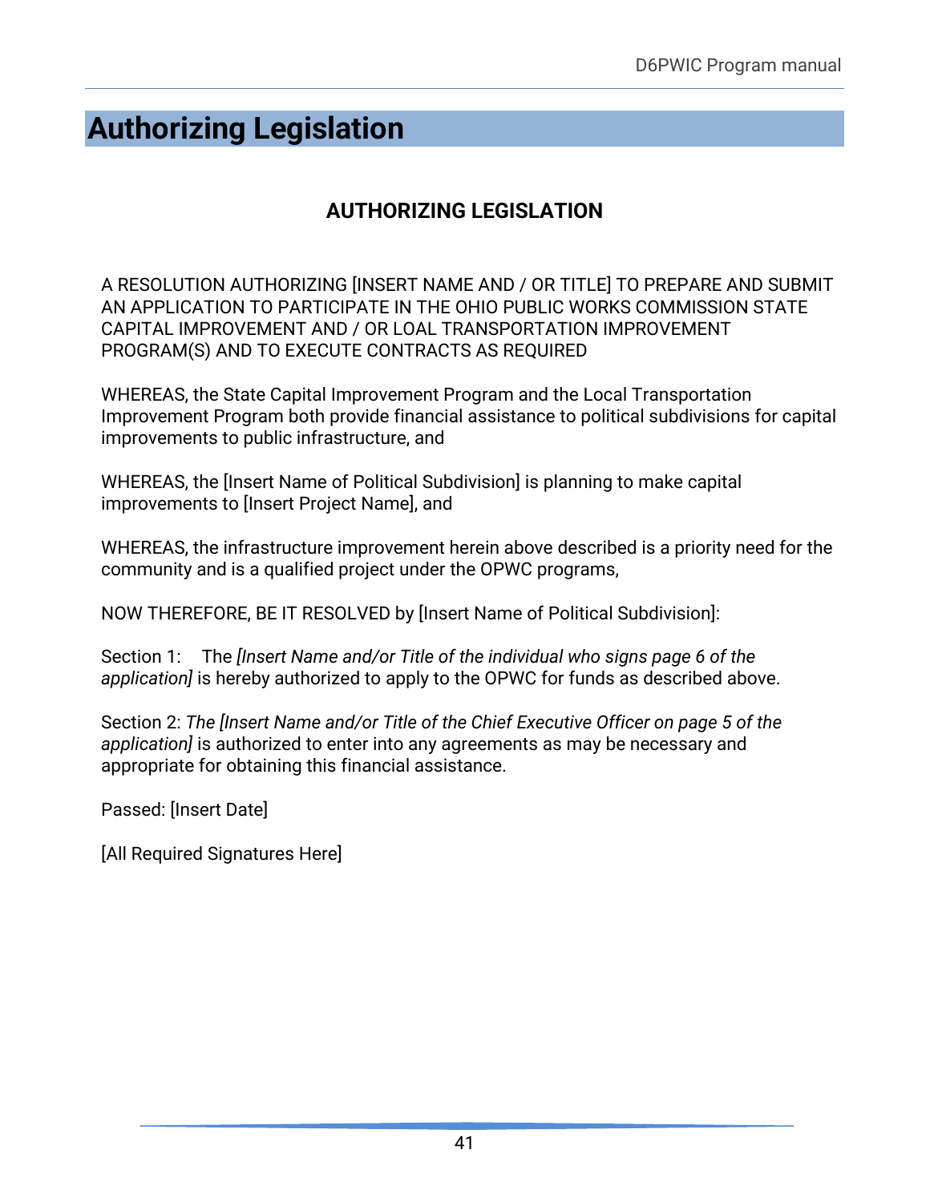# Authorizing Legislation

## AUTHORIZING LEGISLATION

A RESOLUTION AUTHORIZING [INSERT NAME AND / OR TITLE] TO PREPARE AND SUBMIT AN APPLICATION TO PARTICIPATE IN THE OHIO PUBLIC WORKS COMMISSION STATE CAPITAL IMPROVEMENT AND / OR LOAL TRANSPORTATION IMPROVEMENT PROGRAM(S) AND TO EXECUTE CONTRACTS AS REQUIRED

WHEREAS, the State Capital Improvement Program and the Local Transportation Improvement Program both provide financial assistance to political subdivisions for capital improvements to public infrastructure, and

WHEREAS, the [Insert Name of Political Subdivision] is planning to make capital improvements to [Insert Project Name], and

WHEREAS, the infrastructure improvement herein above described is a priority need for the community and is a qualified project under the OPWC programs,

NOW THEREFORE, BE IT RESOLVED by [Insert Name of Political Subdivision]:

Section 1: The *[Insert Name and/or Title of the individual who signs page 6 of the application]* is hereby authorized to apply to the OPWC for funds as described above.

Section 2: *The [Insert Name and/or Title of the Chief Executive Officer on page 5 of the application]* is authorized to enter into any agreements as may be necessary and appropriate for obtaining this financial assistance.

Passed: [Insert Date]

[All Required Signatures Here]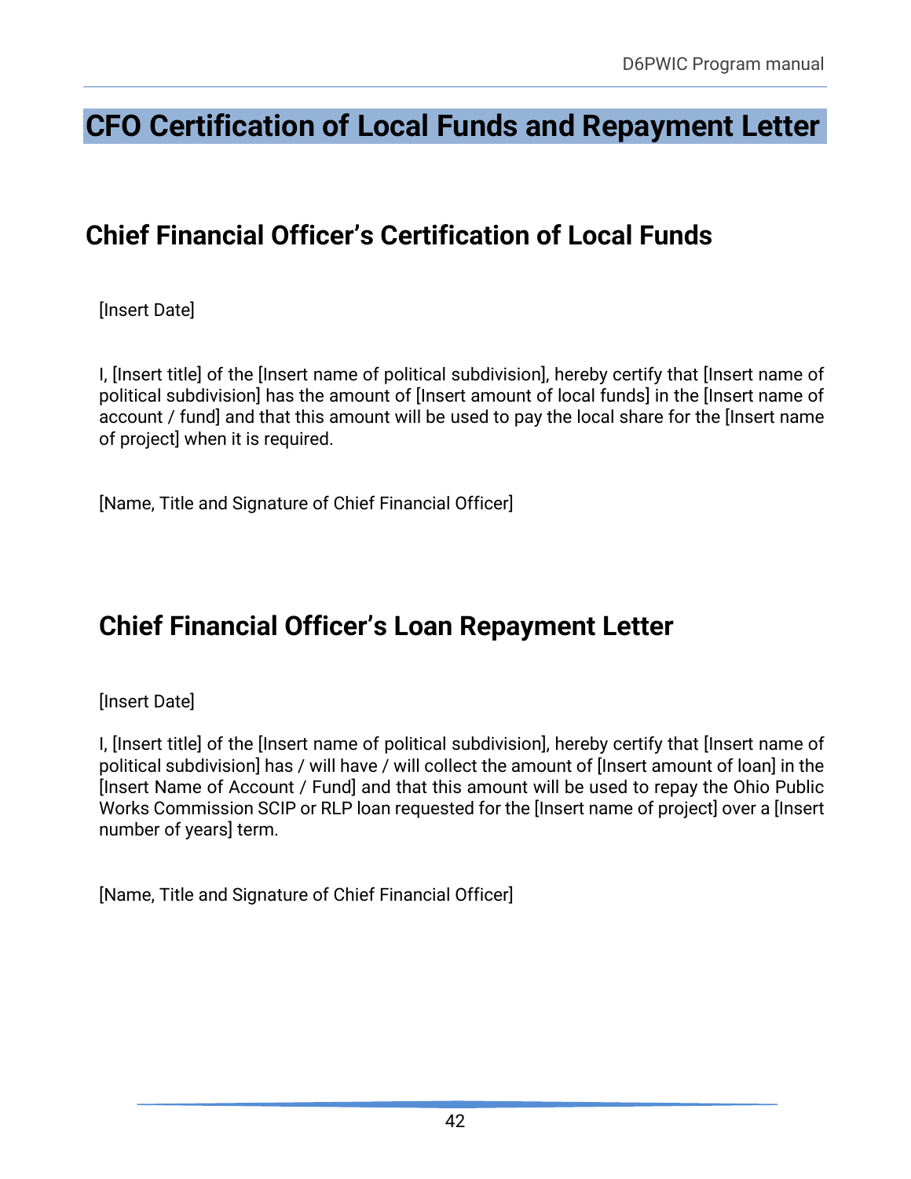# CFO Certification of Local Funds and Repayment Letter

## Chief Financial Officer's Certification of Local Funds

[Insert Date]

I, [Insert title] of the [Insert name of political subdivision], hereby certify that [Insert name of political subdivision] has the amount of [Insert amount of local funds] in the [Insert name of account / fund] and that this amount will be used to pay the local share for the [Insert name of project] when it is required.

[Name, Title and Signature of Chief Financial Officer]

## Chief Financial Officer's Loan Repayment Letter

[Insert Date]

I, [Insert title] of the [Insert name of political subdivision], hereby certify that [Insert name of political subdivision] has / will have / will collect the amount of [Insert amount of loan] in the [Insert Name of Account / Fund] and that this amount will be used to repay the Ohio Public Works Commission SCIP or RLP loan requested for the [Insert name of project] over a [Insert number of years] term.

[Name, Title and Signature of Chief Financial Officer]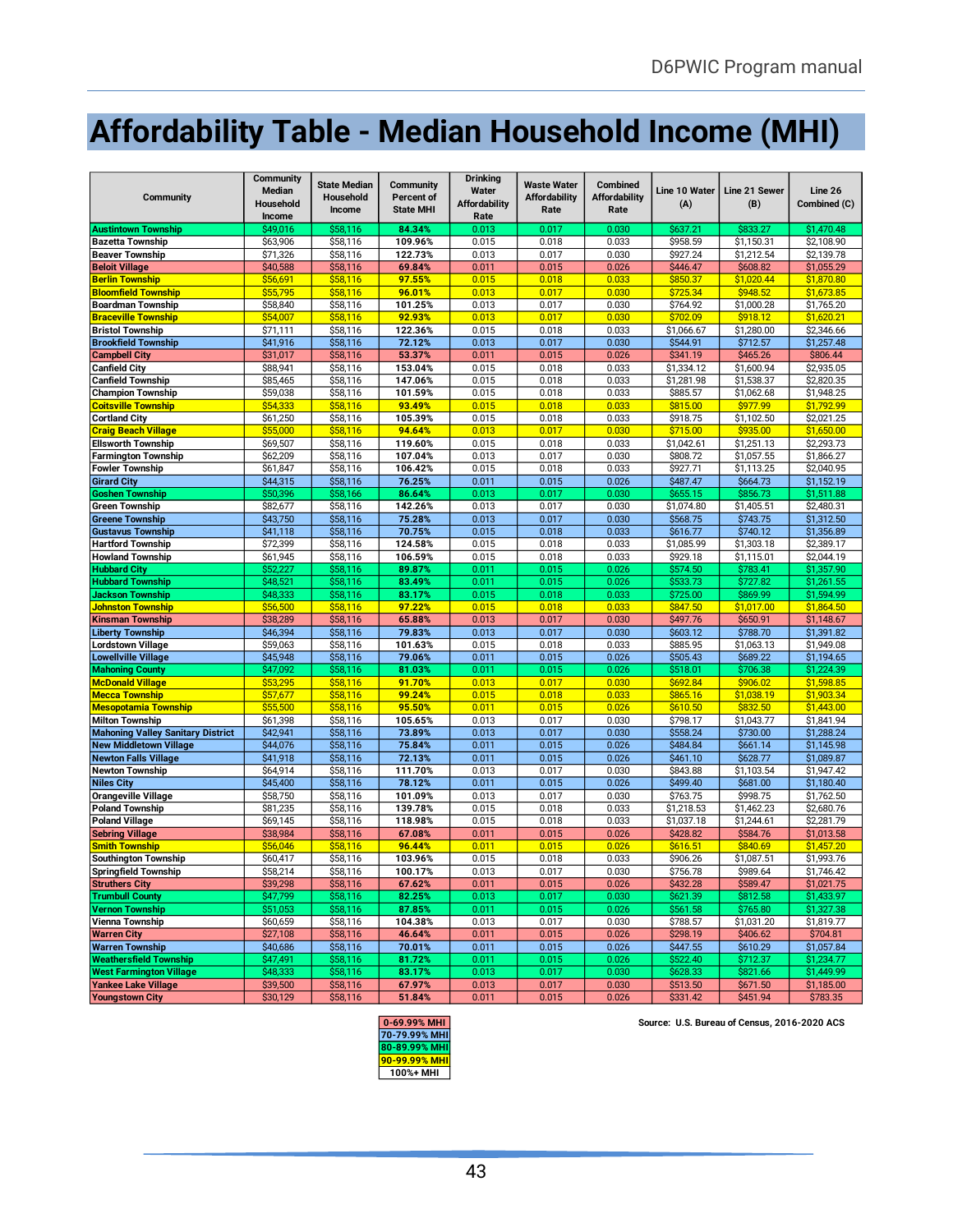# Affordability Table - Median Household Income (MHI)

| Community | Community Median Household Income | State Median Household Income | Community Percent of State MHI | Drinking Water Affordability Rate | Waste Water Affordability Rate | Combined Affordability Rate | Line 10 Water (A) | Line 21 Sewer (B) | Line 26 Combined (C) |
|---|---|---|---|---|---|---|---|---|---|
| Austintown Township | $49,016 | $58,116 | 84.34% | 0.013 | 0.017 | 0.030 | $637.21 | $833.27 | $1,470.48 |
| Bazetta Township | $63,906 | $58,116 | 109.96% | 0.015 | 0.018 | 0.033 | $958.59 | $1,150.31 | $2,108.90 |
| Beaver Township | $71,326 | $58,116 | 122.73% | 0.013 | 0.017 | 0.030 | $927.24 | $1,212.54 | $2,139.78 |
| Beloit Village | $40,588 | $58,116 | 69.84% | 0.011 | 0.015 | 0.026 | $446.47 | $608.82 | $1,055.29 |
| Berlin Township | $56,691 | $58,116 | 97.55% | 0.015 | 0.018 | 0.033 | $850.37 | $1,020.44 | $1,870.80 |
| Bloomfield Township | $55,795 | $58,116 | 96.01% | 0.013 | 0.017 | 0.030 | $725.34 | $948.52 | $1,673.85 |
| Boardman Township | $58,840 | $58,116 | 101.25% | 0.013 | 0.017 | 0.030 | $764.92 | $1,000.28 | $1,765.20 |
| Braceville Township | $54,007 | $58,116 | 92.93% | 0.013 | 0.017 | 0.030 | $702.09 | $918.12 | $1,620.21 |
| Bristol Township | $71,111 | $58,116 | 122.36% | 0.015 | 0.018 | 0.033 | $1,066.67 | $1,280.00 | $2,346.66 |
| Brookfield Township | $41,916 | $58,116 | 72.12% | 0.013 | 0.017 | 0.030 | $544.91 | $712.57 | $1,257.48 |
| Campbell City | $31,017 | $58,116 | 53.37% | 0.011 | 0.015 | 0.026 | $341.19 | $465.26 | $806.44 |
| Canfield City | $88,941 | $58,116 | 153.04% | 0.015 | 0.018 | 0.033 | $1,334.12 | $1,600.94 | $2,935.05 |
| Canfield Township | $85,465 | $58,116 | 147.06% | 0.015 | 0.018 | 0.033 | $1,281.98 | $1,538.37 | $2,820.35 |
| Champion Township | $59,038 | $58,116 | 101.59% | 0.015 | 0.018 | 0.033 | $885.57 | $1,062.68 | $1,948.25 |
| Coitsville Township | $54,333 | $58,116 | 93.49% | 0.015 | 0.018 | 0.033 | $815.00 | $977.99 | $1,792.99 |
| Cortland City | $61,250 | $58,116 | 105.39% | 0.015 | 0.018 | 0.033 | $918.75 | $1,102.50 | $2,021.25 |
| Craig Beach Village | $55,000 | $58,116 | 94.64% | 0.013 | 0.017 | 0.030 | $715.00 | $935.00 | $1,650.00 |
| Ellsworth Township | $69,507 | $58,116 | 119.60% | 0.015 | 0.018 | 0.033 | $1,042.61 | $1,251.13 | $2,293.73 |
| Farmington Township | $62,209 | $58,116 | 107.04% | 0.013 | 0.017 | 0.030 | $808.72 | $1,057.55 | $1,866.27 |
| Fowler Township | $61,847 | $58,116 | 106.42% | 0.015 | 0.018 | 0.033 | $927.71 | $1,113.25 | $2,040.95 |
| Girard City | $44,315 | $58,116 | 76.25% | 0.011 | 0.015 | 0.026 | $487.47 | $664.73 | $1,152.19 |
| Goshen Township | $50,396 | $58,166 | 86.64% | 0.013 | 0.017 | 0.030 | $655.15 | $856.73 | $1,511.88 |
| Green Township | $82,677 | $58,116 | 142.26% | 0.013 | 0.017 | 0.030 | $1,074.80 | $1,405.51 | $2,480.31 |
| Greene Township | $43,750 | $58,116 | 75.28% | 0.013 | 0.017 | 0.030 | $568.75 | $743.75 | $1,312.50 |
| Gustavus Township | $41,118 | $58,116 | 70.75% | 0.015 | 0.018 | 0.033 | $616.77 | $740.12 | $1,356.89 |
| Hartford Township | $72,399 | $58,116 | 124.58% | 0.015 | 0.018 | 0.033 | $1,085.99 | $1,303.18 | $2,389.17 |
| Howland Township | $61,945 | $58,116 | 106.59% | 0.015 | 0.018 | 0.033 | $929.18 | $1,115.01 | $2,044.19 |
| Hubbard City | $52,227 | $58,116 | 89.87% | 0.011 | 0.015 | 0.026 | $574.50 | $783.41 | $1,357.90 |
| Hubbard Township | $48,521 | $58,116 | 83.49% | 0.011 | 0.015 | 0.026 | $533.73 | $727.82 | $1,261.55 |
| Jackson Township | $48,333 | $58,116 | 83.17% | 0.015 | 0.018 | 0.033 | $725.00 | $869.99 | $1,594.99 |
| Johnston Township | $56,500 | $58,116 | 97.22% | 0.015 | 0.018 | 0.033 | $847.50 | $1,017.00 | $1,864.50 |
| Kinsman Township | $38,289 | $58,116 | 65.88% | 0.013 | 0.017 | 0.030 | $497.76 | $650.91 | $1,148.67 |
| Liberty Township | $46,394 | $58,116 | 79.83% | 0.013 | 0.017 | 0.030 | $603.12 | $788.70 | $1,391.82 |
| Lordstown Village | $59,063 | $58,116 | 101.63% | 0.015 | 0.018 | 0.033 | $885.95 | $1,063.13 | $1,949.08 |
| Lowellville Village | $45,948 | $58,116 | 79.06% | 0.011 | 0.015 | 0.026 | $505.43 | $689.22 | $1,194.65 |
| Mahoning County | $47,092 | $58,116 | 81.03% | 0.011 | 0.015 | 0.026 | $518.01 | $706.38 | $1,224.39 |
| McDonald Village | $53,295 | $58,116 | 91.70% | 0.013 | 0.017 | 0.030 | $692.84 | $906.02 | $1,598.85 |
| Mecca Township | $57,677 | $58,116 | 99.24% | 0.015 | 0.018 | 0.033 | $865.16 | $1,038.19 | $1,903.34 |
| Mesopotamia Township | $55,500 | $58,116 | 95.50% | 0.011 | 0.015 | 0.026 | $610.50 | $832.50 | $1,443.00 |
| Milton Township | $61,398 | $58,116 | 105.65% | 0.013 | 0.017 | 0.030 | $798.17 | $1,043.77 | $1,841.94 |
| Mahoning Valley Sanitary District | $42,941 | $58,116 | 73.89% | 0.013 | 0.017 | 0.030 | $558.24 | $730.00 | $1,288.24 |
| New Middletown Village | $44,076 | $58,116 | 75.84% | 0.011 | 0.015 | 0.026 | $484.84 | $661.14 | $1,145.98 |
| Newton Falls Village | $41,918 | $58,116 | 72.13% | 0.011 | 0.015 | 0.026 | $461.10 | $628.77 | $1,089.87 |
| Newton Township | $64,914 | $58,116 | 111.70% | 0.013 | 0.017 | 0.030 | $843.88 | $1,103.54 | $1,947.42 |
| Niles City | $45,400 | $58,116 | 78.12% | 0.011 | 0.015 | 0.026 | $499.40 | $681.00 | $1,180.40 |
| Orangeville Village | $58,750 | $58,116 | 101.09% | 0.013 | 0.017 | 0.030 | $763.75 | $998.75 | $1,762.50 |
| Poland Township | $81,235 | $58,116 | 139.78% | 0.015 | 0.018 | 0.033 | $1,218.53 | $1,462.23 | $2,680.76 |
| Poland Village | $69,145 | $58,116 | 118.98% | 0.015 | 0.018 | 0.033 | $1,037.18 | $1,244.61 | $2,281.79 |
| Sebring Village | $38,984 | $58,116 | 67.08% | 0.011 | 0.015 | 0.026 | $428.82 | $584.76 | $1,013.58 |
| Smith Township | $56,046 | $58,116 | 96.44% | 0.011 | 0.015 | 0.026 | $616.51 | $840.69 | $1,457.20 |
| Southington Township | $60,417 | $58,116 | 103.96% | 0.015 | 0.018 | 0.033 | $906.26 | $1,087.51 | $1,993.76 |
| Springfield Township | $58,214 | $58,116 | 100.17% | 0.013 | 0.017 | 0.030 | $756.78 | $989.64 | $1,746.42 |
| Struthers City | $39,298 | $58,116 | 67.62% | 0.011 | 0.015 | 0.026 | $432.28 | $589.47 | $1,021.75 |
| Trumbull County | $47,799 | $58,116 | 82.25% | 0.013 | 0.017 | 0.030 | $621.39 | $812.58 | $1,433.97 |
| Vernon Township | $51,053 | $58,116 | 87.85% | 0.011 | 0.015 | 0.026 | $561.58 | $765.80 | $1,327.38 |
| Vienna Township | $60,659 | $58,116 | 104.38% | 0.013 | 0.017 | 0.030 | $788.57 | $1,031.20 | $1,819.77 |
| Warren City | $27,108 | $58,116 | 46.64% | 0.011 | 0.015 | 0.026 | $298.19 | $406.62 | $704.81 |
| Warren Township | $40,686 | $58,116 | 70.01% | 0.011 | 0.015 | 0.026 | $447.55 | $610.29 | $1,057.84 |
| Weathersfield Township | $47,491 | $58,116 | 81.72% | 0.011 | 0.015 | 0.026 | $522.40 | $712.37 | $1,234.77 |
| West Farmington Village | $48,333 | $58,116 | 83.17% | 0.013 | 0.017 | 0.030 | $628.33 | $821.66 | $1,449.99 |
| Yankee Lake Village | $39,500 | $58,116 | 67.97% | 0.013 | 0.017 | 0.030 | $513.50 | $671.50 | $1,185.00 |
| Youngstown City | $30,129 | $58,116 | 51.84% | 0.011 | 0.015 | 0.026 | $331.42 | $451.94 | $783.35 |

| Legend |
|---|
| 0-69.99% MHI |
| 70-79.99% MHI |
| 80-89.99% MHI |
| 90-99.99% MHI |
| 100%+ MHI |

**Source: U.S. Bureau of Census, 2016-2020 ACS**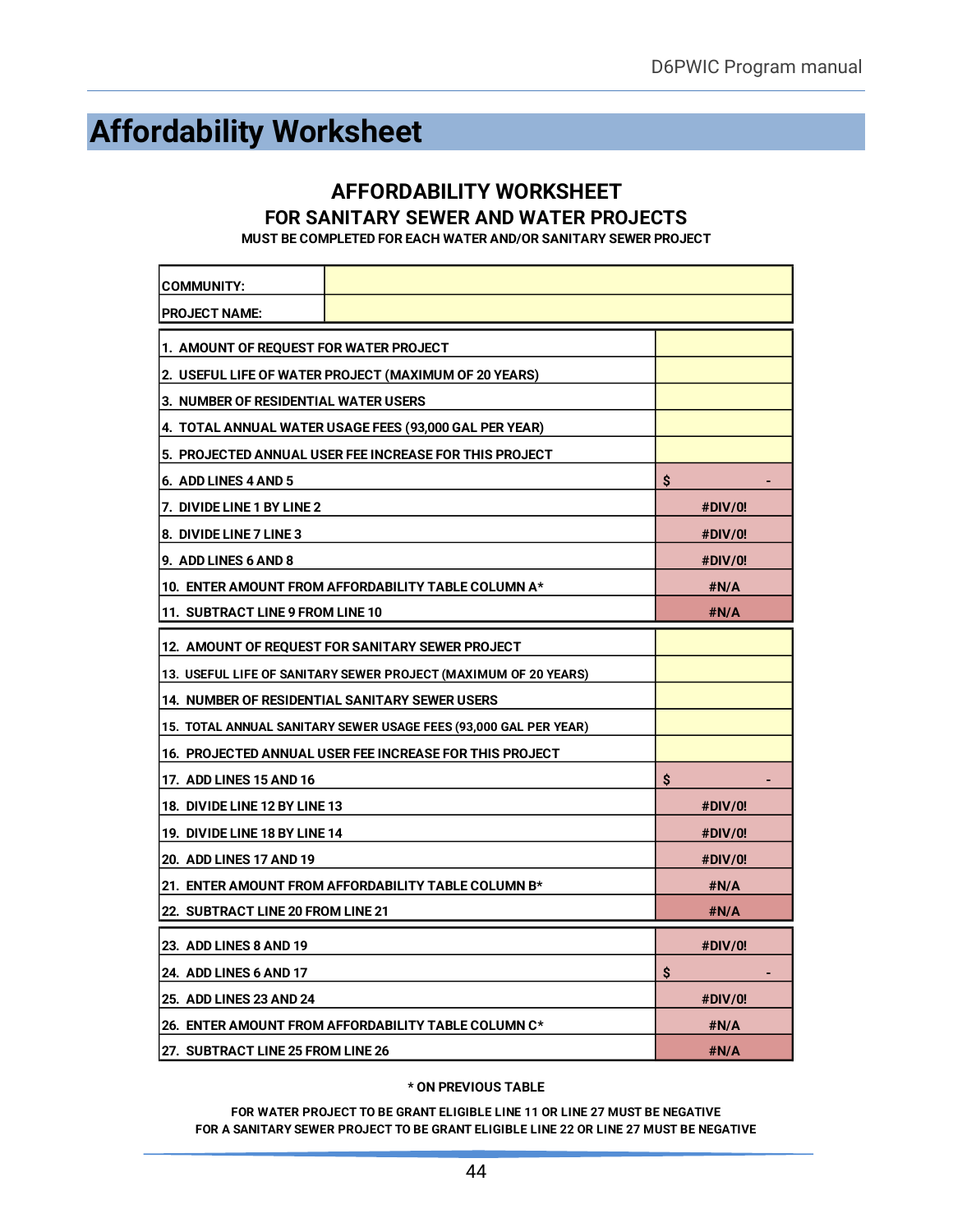# Affordability Worksheet

## AFFORDABILITY WORKSHEET

### FOR SANITARY SEWER AND WATER PROJECTS

**MUST BE COMPLETED FOR EACH WATER AND/OR SANITARY SEWER PROJECT**

| | |
|---|---|
| COMMUNITY: | |
| PROJECT NAME: | |

| | |
|---|---|
| 1. AMOUNT OF REQUEST FOR WATER PROJECT | |
| 2. USEFUL LIFE OF WATER PROJECT (MAXIMUM OF 20 YEARS) | |
| 3. NUMBER OF RESIDENTIAL WATER USERS | |
| 4. TOTAL ANNUAL WATER USAGE FEES (93,000 GAL PER YEAR) | |
| 5. PROJECTED ANNUAL USER FEE INCREASE FOR THIS PROJECT | |
| 6. ADD LINES 4 AND 5 | $ - |
| 7. DIVIDE LINE 1 BY LINE 2 | #DIV/0! |
| 8. DIVIDE LINE 7 LINE 3 | #DIV/0! |
| 9. ADD LINES 6 AND 8 | #DIV/0! |
| 10. ENTER AMOUNT FROM AFFORDABILITY TABLE COLUMN A* | #N/A |
| 11. SUBTRACT LINE 9 FROM LINE 10 | #N/A |
| 12. AMOUNT OF REQUEST FOR SANITARY SEWER PROJECT | |
| 13. USEFUL LIFE OF SANITARY SEWER PROJECT (MAXIMUM OF 20 YEARS) | |
| 14. NUMBER OF RESIDENTIAL SANITARY SEWER USERS | |
| 15. TOTAL ANNUAL SANITARY SEWER USAGE FEES (93,000 GAL PER YEAR) | |
| 16. PROJECTED ANNUAL USER FEE INCREASE FOR THIS PROJECT | |
| 17. ADD LINES 15 AND 16 | $ - |
| 18. DIVIDE LINE 12 BY LINE 13 | #DIV/0! |
| 19. DIVIDE LINE 18 BY LINE 14 | #DIV/0! |
| 20. ADD LINES 17 AND 19 | #DIV/0! |
| 21. ENTER AMOUNT FROM AFFORDABILITY TABLE COLUMN B* | #N/A |
| 22. SUBTRACT LINE 20 FROM LINE 21 | #N/A |
| 23. ADD LINES 8 AND 19 | #DIV/0! |
| 24. ADD LINES 6 AND 17 | $ - |
| 25. ADD LINES 23 AND 24 | #DIV/0! |
| 26. ENTER AMOUNT FROM AFFORDABILITY TABLE COLUMN C* | #N/A |
| 27. SUBTRACT LINE 25 FROM LINE 26 | #N/A |

\* ON PREVIOUS TABLE

FOR WATER PROJECT TO BE GRANT ELIGIBLE LINE 11 OR LINE 27 MUST BE NEGATIVE
FOR A SANITARY SEWER PROJECT TO BE GRANT ELIGIBLE LINE 22 OR LINE 27 MUST BE NEGATIVE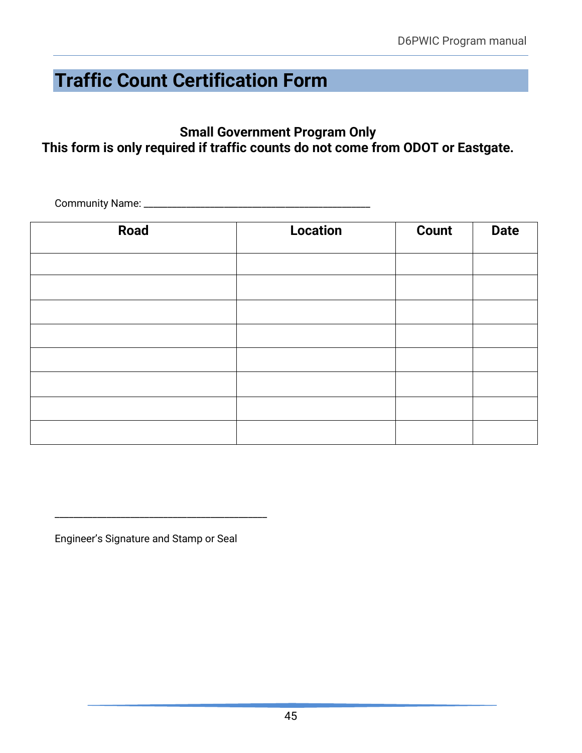# Traffic Count Certification Form

**Small Government Program Only**
**This form is only required if traffic counts do not come from ODOT or Eastgate.**

Community Name: ___________________________________________

| Road | Location | Count | Date |
|---|---|---|---|
| | | | |
| | | | |
| | | | |
| | | | |
| | | | |
| | | | |
| | | | |
| | | | |

________________________________________

Engineer’s Signature and Stamp or Seal